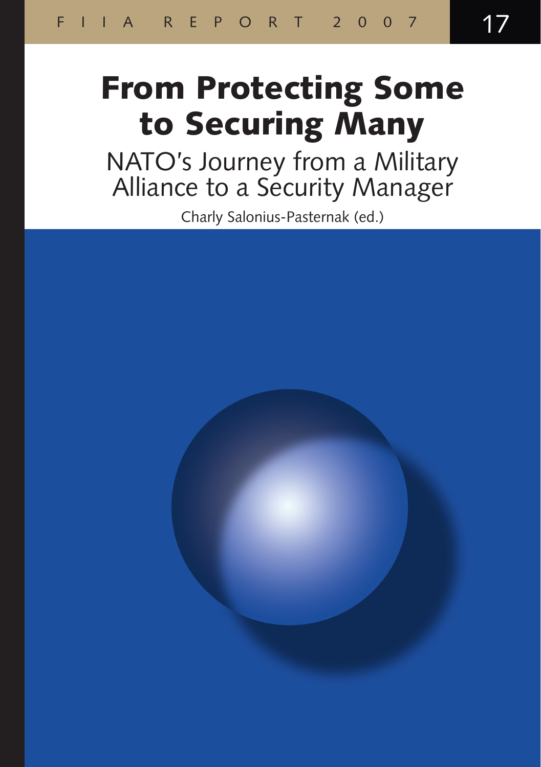FIIA REPORT 2007

17

# From Protecting Some to Securing Many

## NATO's Journey from a Military Alliance to a Security Manager

Charly Salonius-Pasternak (ed.)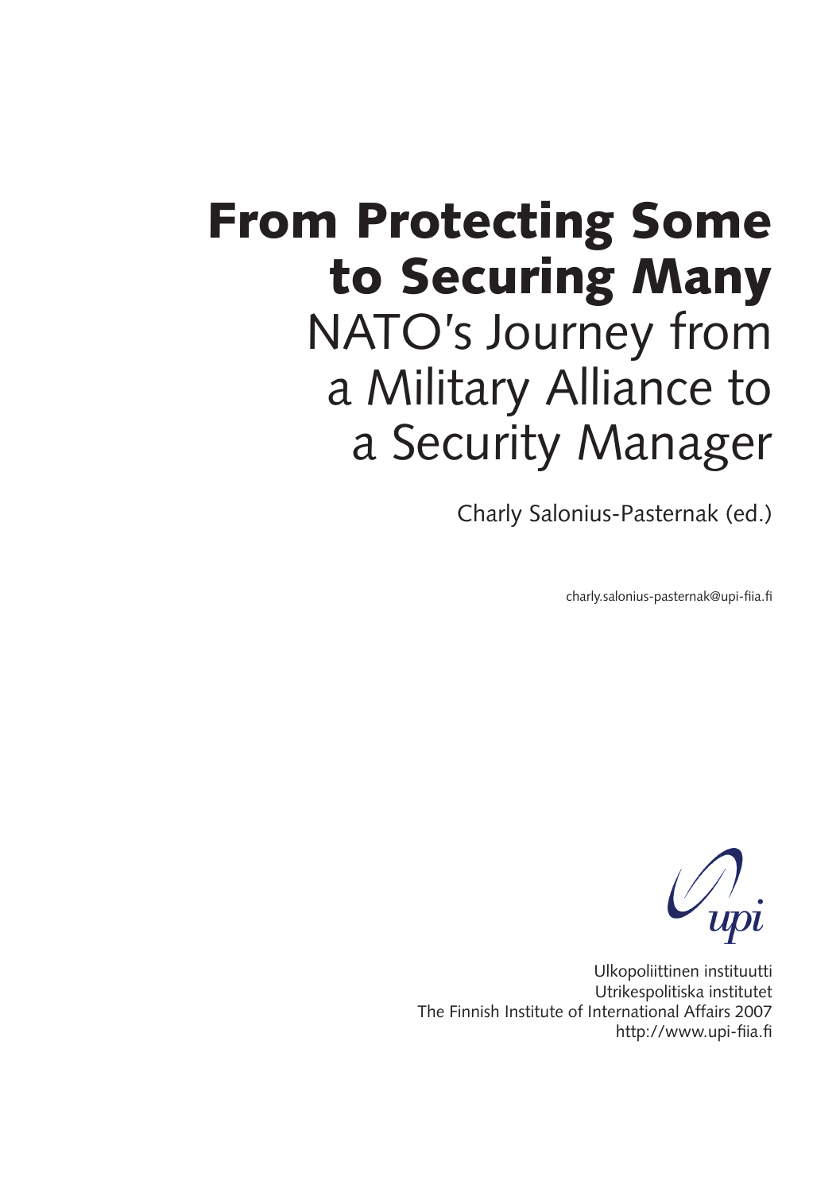# From Protecting Some to Securing Many

## NATO's Journey from a Military Alliance to a Security Manager

Charly Salonius-Pasternak (ed.)

charly.salonius-pasternak@upi-fiia.fi

upi

Ulkopoliittinen instituutti
Utrikespolitiska institutet
The Finnish Institute of International Affairs 2007
http://www.upi-fiia.fi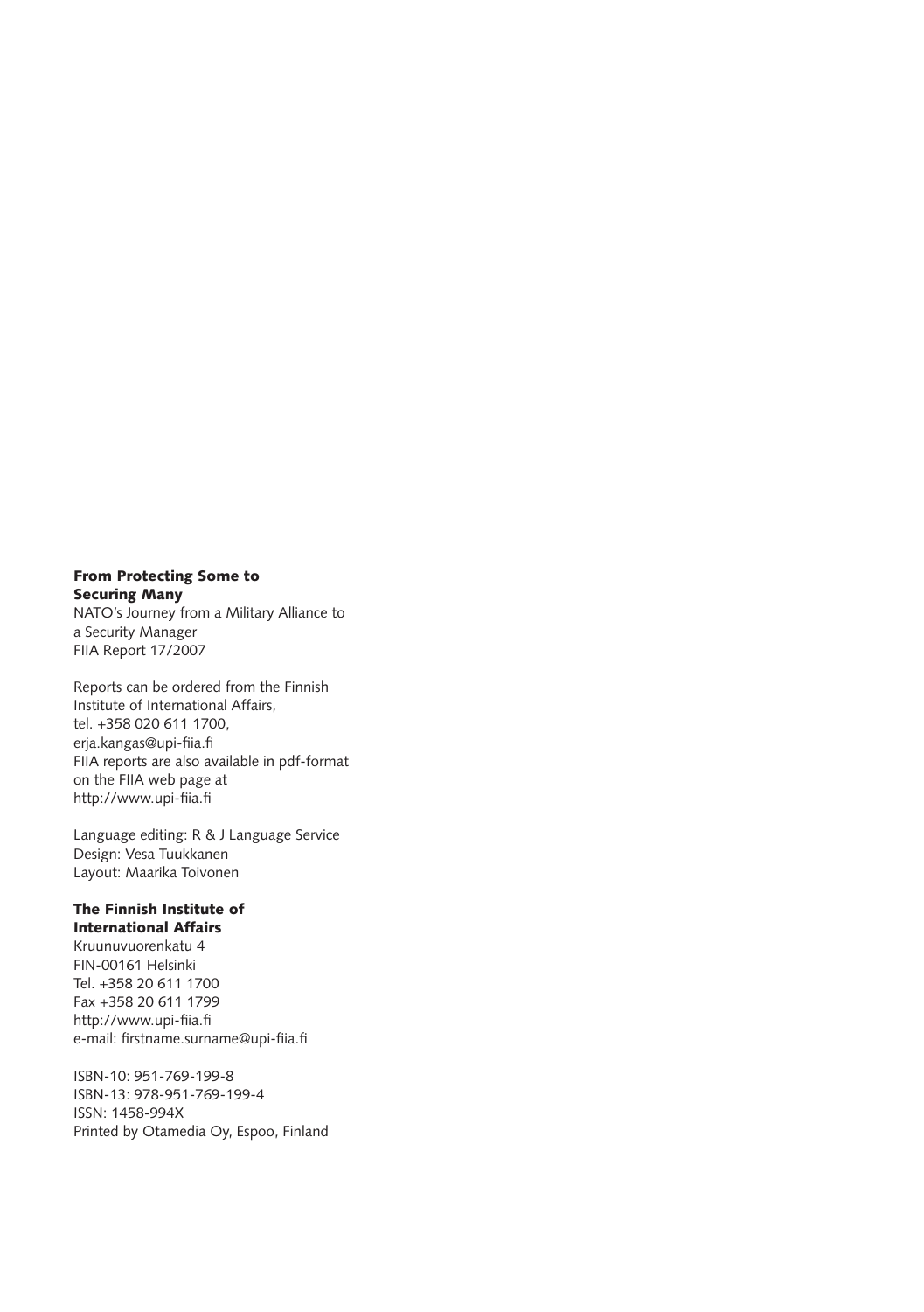**From Protecting Some to Securing Many**
NATO's Journey from a Military Alliance to a Security Manager
FIIA Report 17/2007

Reports can be ordered from the Finnish Institute of International Affairs,
tel. +358 020 611 1700,
erja.kangas@upi-fiia.fi
FIIA reports are also available in pdf-format on the FIIA web page at
http://www.upi-fiia.fi

Language editing: R & J Language Service
Design: Vesa Tuukkanen
Layout: Maarika Toivonen

**The Finnish Institute of International Affairs**
Kruunuvuorenkatu 4
FIN-00161 Helsinki
Tel. +358 20 611 1700
Fax +358 20 611 1799
http://www.upi-fiia.fi
e-mail: firstname.surname@upi-fiia.fi

ISBN-10: 951-769-199-8
ISBN-13: 978-951-769-199-4
ISSN: 1458-994X
Printed by Otamedia Oy, Espoo, Finland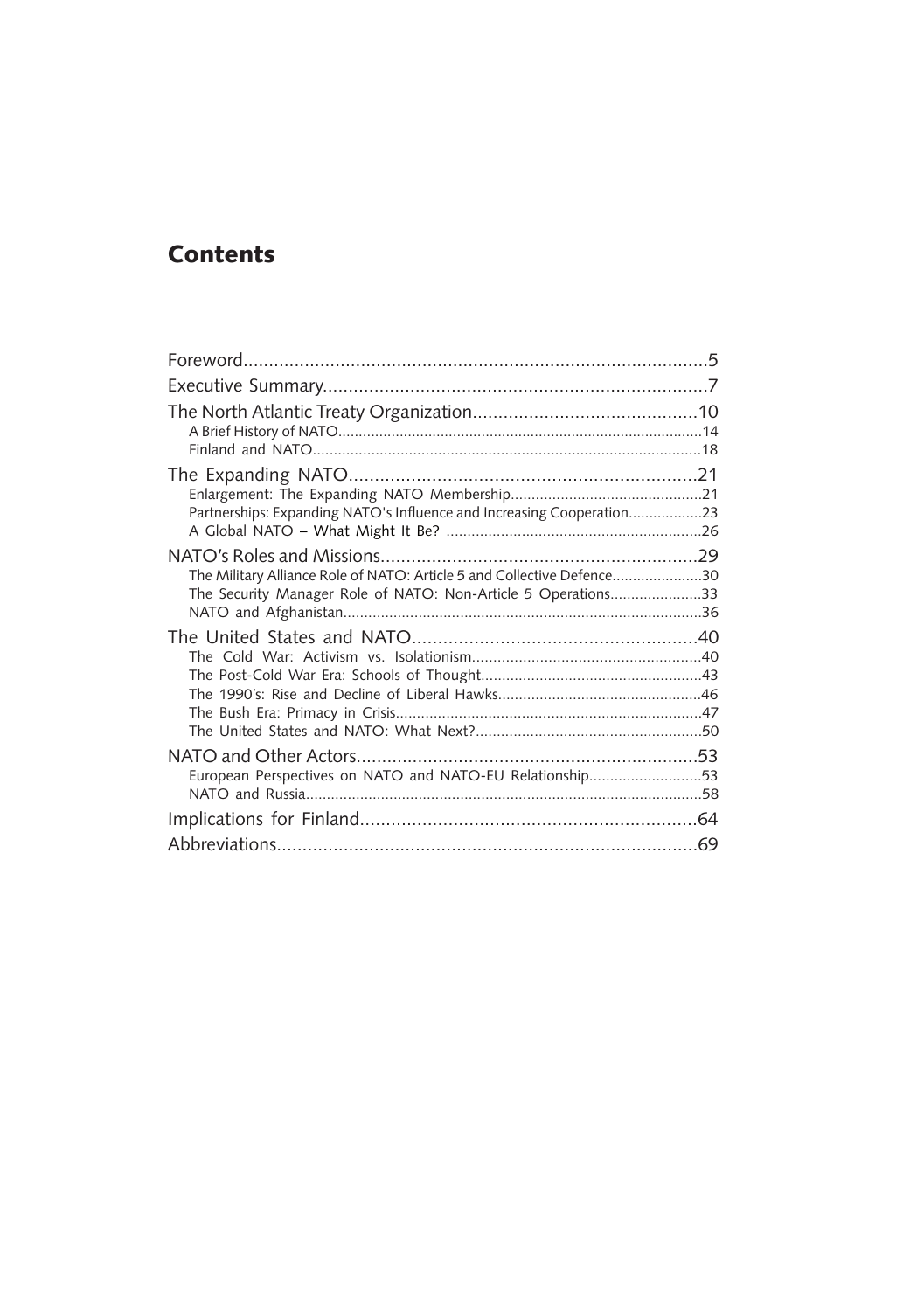# Contents

- Foreword.....5
- Executive Summary.....7
- The North Atlantic Treaty Organization.....10
  - A Brief History of NATO.....14
  - Finland and NATO.....18
- The Expanding NATO.....21
  - Enlargement: The Expanding NATO Membership.....21
  - Partnerships: Expanding NATO's Influence and Increasing Cooperation.....23
  - A Global NATO – What Might It Be?.....26
- NATO's Roles and Missions.....29
  - The Military Alliance Role of NATO: Article 5 and Collective Defence.....30
  - The Security Manager Role of NATO: Non-Article 5 Operations.....33
  - NATO and Afghanistan.....36
- The United States and NATO.....40
  - The Cold War: Activism vs. Isolationism.....40
  - The Post-Cold War Era: Schools of Thought.....43
  - The 1990's: Rise and Decline of Liberal Hawks.....46
  - The Bush Era: Primacy in Crisis.....47
  - The United States and NATO: What Next?.....50
- NATO and Other Actors.....53
  - European Perspectives on NATO and NATO-EU Relationship.....53
  - NATO and Russia.....58
- Implications for Finland.....64
- Abbreviations.....69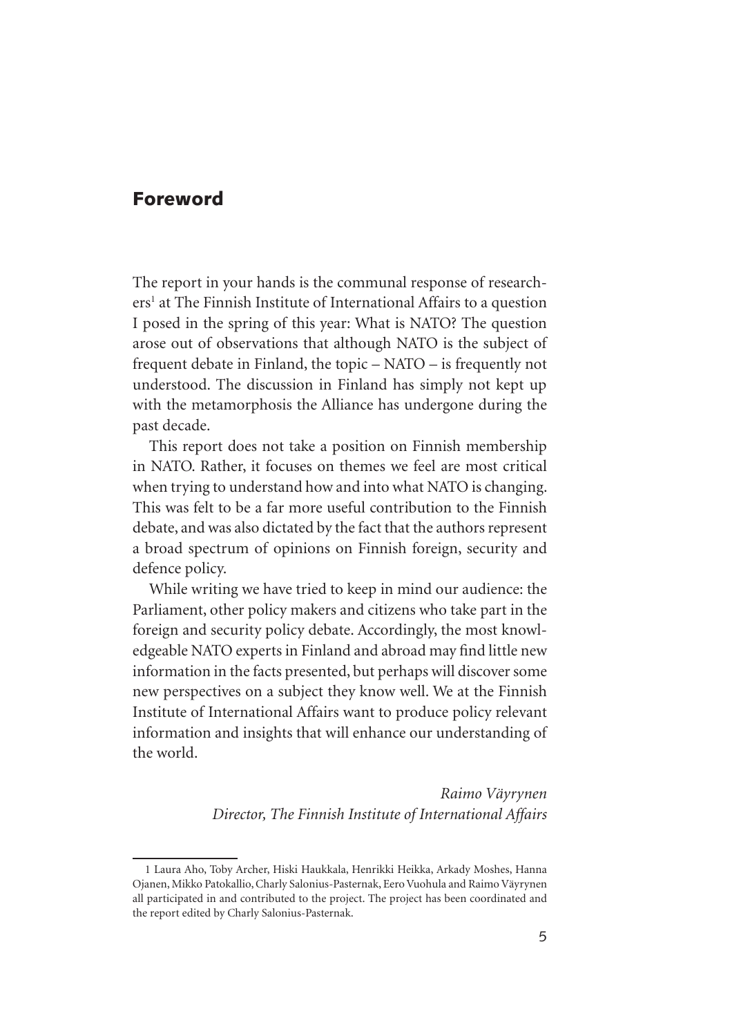## Foreword

The report in your hands is the communal response of researchers[1] at The Finnish Institute of International Affairs to a question I posed in the spring of this year: What is NATO? The question arose out of observations that although NATO is the subject of frequent debate in Finland, the topic – NATO – is frequently not understood. The discussion in Finland has simply not kept up with the metamorphosis the Alliance has undergone during the past decade.

This report does not take a position on Finnish membership in NATO. Rather, it focuses on themes we feel are most critical when trying to understand how and into what NATO is changing. This was felt to be a far more useful contribution to the Finnish debate, and was also dictated by the fact that the authors represent a broad spectrum of opinions on Finnish foreign, security and defence policy.

While writing we have tried to keep in mind our audience: the Parliament, other policy makers and citizens who take part in the foreign and security policy debate. Accordingly, the most knowledgeable NATO experts in Finland and abroad may find little new information in the facts presented, but perhaps will discover some new perspectives on a subject they know well. We at the Finnish Institute of International Affairs want to produce policy relevant information and insights that will enhance our understanding of the world.

*Raimo Väyrynen*
*Director, The Finnish Institute of International Affairs*

---

1 Laura Aho, Toby Archer, Hiski Haukkala, Henrikki Heikka, Arkady Moshes, Hanna Ojanen, Mikko Patokallio, Charly Salonius-Pasternak, Eero Vuohula and Raimo Väyrynen all participated in and contributed to the project. The project has been coordinated and the report edited by Charly Salonius-Pasternak.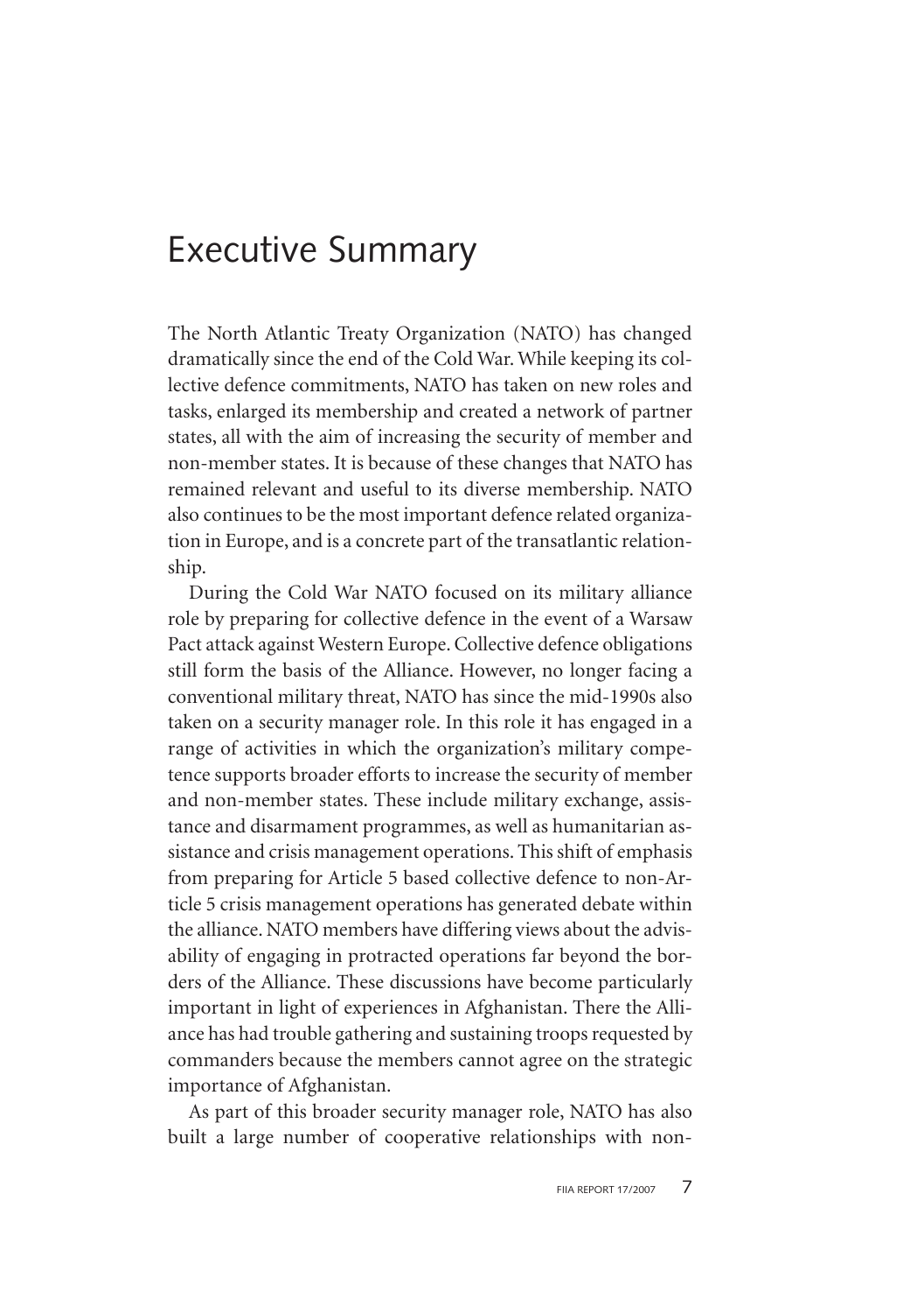# Executive Summary

The North Atlantic Treaty Organization (NATO) has changed dramatically since the end of the Cold War. While keeping its collective defence commitments, NATO has taken on new roles and tasks, enlarged its membership and created a network of partner states, all with the aim of increasing the security of member and non-member states. It is because of these changes that NATO has remained relevant and useful to its diverse membership. NATO also continues to be the most important defence related organization in Europe, and is a concrete part of the transatlantic relationship.

During the Cold War NATO focused on its military alliance role by preparing for collective defence in the event of a Warsaw Pact attack against Western Europe. Collective defence obligations still form the basis of the Alliance. However, no longer facing a conventional military threat, NATO has since the mid-1990s also taken on a security manager role. In this role it has engaged in a range of activities in which the organization's military competence supports broader efforts to increase the security of member and non-member states. These include military exchange, assistance and disarmament programmes, as well as humanitarian assistance and crisis management operations. This shift of emphasis from preparing for Article 5 based collective defence to non-Article 5 crisis management operations has generated debate within the alliance. NATO members have differing views about the advisability of engaging in protracted operations far beyond the borders of the Alliance. These discussions have become particularly important in light of experiences in Afghanistan. There the Alliance has had trouble gathering and sustaining troops requested by commanders because the members cannot agree on the strategic importance of Afghanistan.

As part of this broader security manager role, NATO has also built a large number of cooperative relationships with non-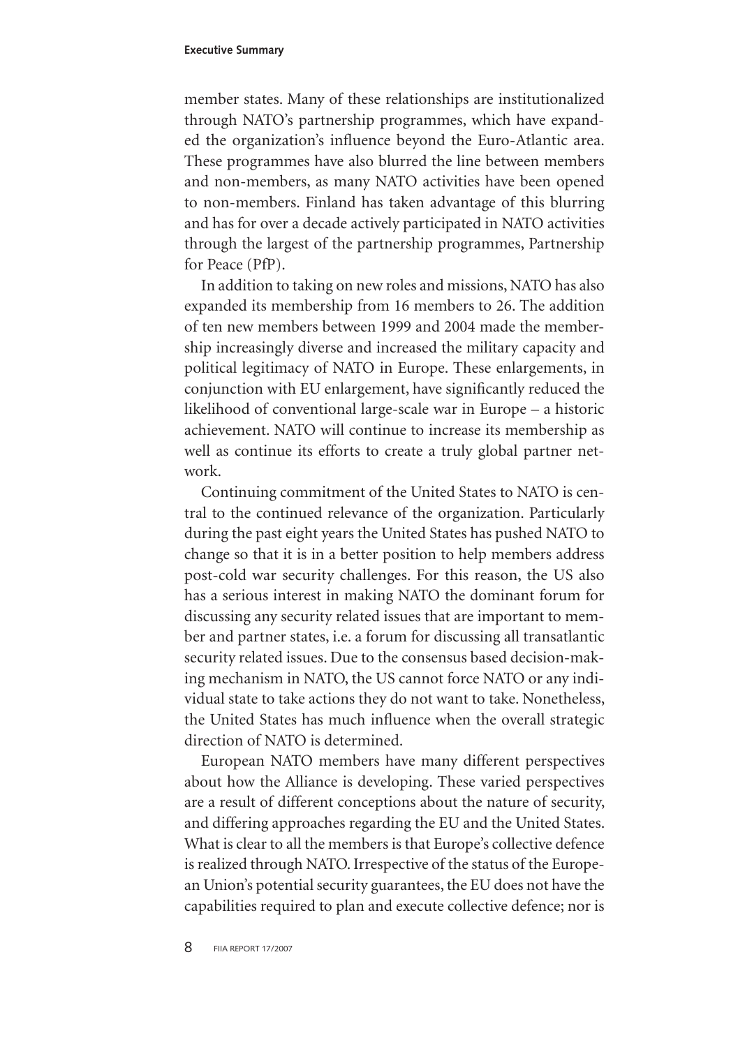member states. Many of these relationships are institutionalized through NATO's partnership programmes, which have expanded the organization's influence beyond the Euro-Atlantic area. These programmes have also blurred the line between members and non-members, as many NATO activities have been opened to non-members. Finland has taken advantage of this blurring and has for over a decade actively participated in NATO activities through the largest of the partnership programmes, Partnership for Peace (PfP).

In addition to taking on new roles and missions, NATO has also expanded its membership from 16 members to 26. The addition of ten new members between 1999 and 2004 made the membership increasingly diverse and increased the military capacity and political legitimacy of NATO in Europe. These enlargements, in conjunction with EU enlargement, have significantly reduced the likelihood of conventional large-scale war in Europe – a historic achievement. NATO will continue to increase its membership as well as continue its efforts to create a truly global partner network.

Continuing commitment of the United States to NATO is central to the continued relevance of the organization. Particularly during the past eight years the United States has pushed NATO to change so that it is in a better position to help members address post-cold war security challenges. For this reason, the US also has a serious interest in making NATO the dominant forum for discussing any security related issues that are important to member and partner states, i.e. a forum for discussing all transatlantic security related issues. Due to the consensus based decision-making mechanism in NATO, the US cannot force NATO or any individual state to take actions they do not want to take. Nonetheless, the United States has much influence when the overall strategic direction of NATO is determined.

European NATO members have many different perspectives about how the Alliance is developing. These varied perspectives are a result of different conceptions about the nature of security, and differing approaches regarding the EU and the United States. What is clear to all the members is that Europe's collective defence is realized through NATO. Irrespective of the status of the European Union's potential security guarantees, the EU does not have the capabilities required to plan and execute collective defence; nor is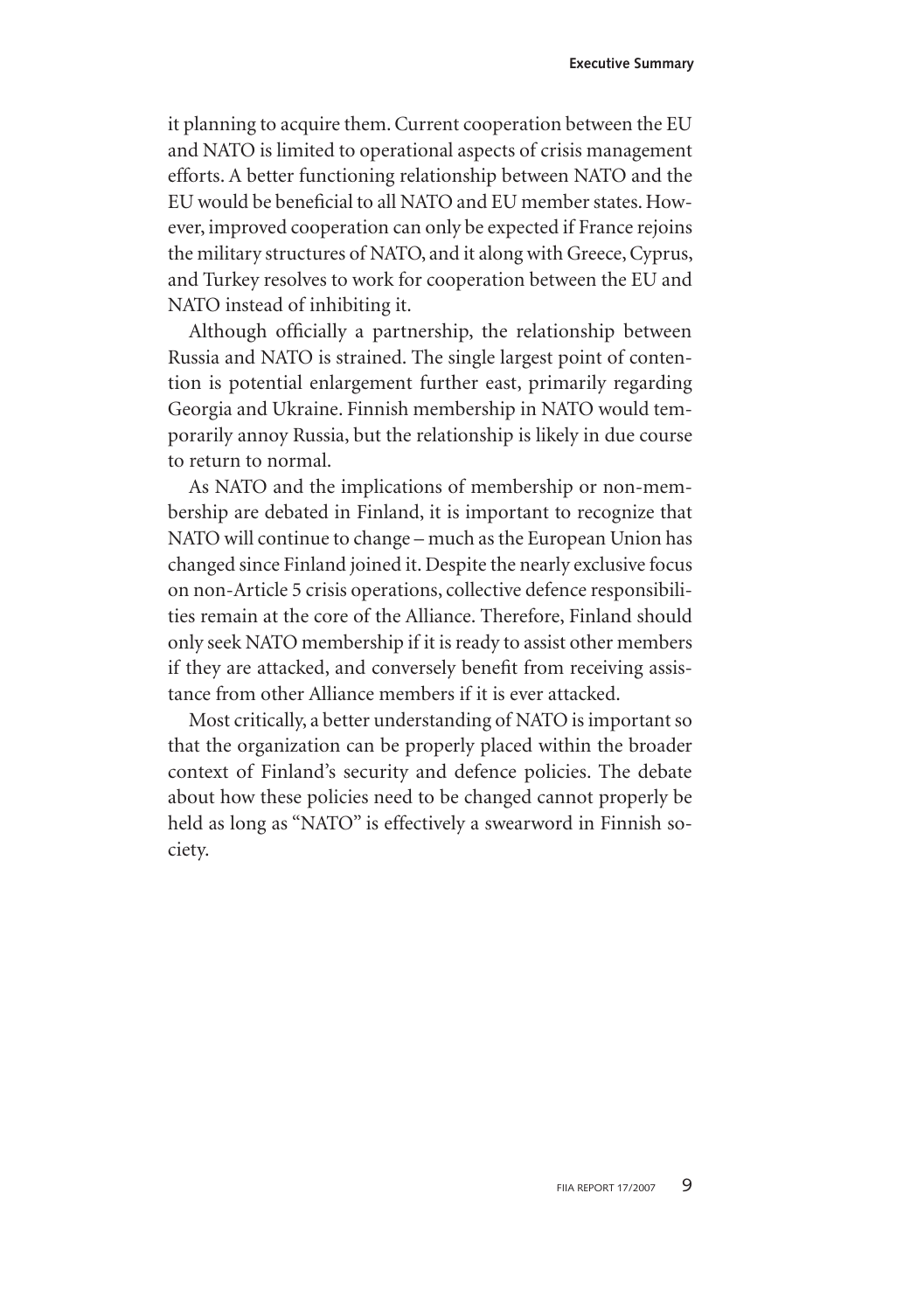it planning to acquire them. Current cooperation between the EU and NATO is limited to operational aspects of crisis management efforts. A better functioning relationship between NATO and the EU would be beneficial to all NATO and EU member states. However, improved cooperation can only be expected if France rejoins the military structures of NATO, and it along with Greece, Cyprus, and Turkey resolves to work for cooperation between the EU and NATO instead of inhibiting it.

Although officially a partnership, the relationship between Russia and NATO is strained. The single largest point of contention is potential enlargement further east, primarily regarding Georgia and Ukraine. Finnish membership in NATO would temporarily annoy Russia, but the relationship is likely in due course to return to normal.

As NATO and the implications of membership or non-membership are debated in Finland, it is important to recognize that NATO will continue to change – much as the European Union has changed since Finland joined it. Despite the nearly exclusive focus on non-Article 5 crisis operations, collective defence responsibilities remain at the core of the Alliance. Therefore, Finland should only seek NATO membership if it is ready to assist other members if they are attacked, and conversely benefit from receiving assistance from other Alliance members if it is ever attacked.

Most critically, a better understanding of NATO is important so that the organization can be properly placed within the broader context of Finland's security and defence policies. The debate about how these policies need to be changed cannot properly be held as long as "NATO" is effectively a swearword in Finnish society.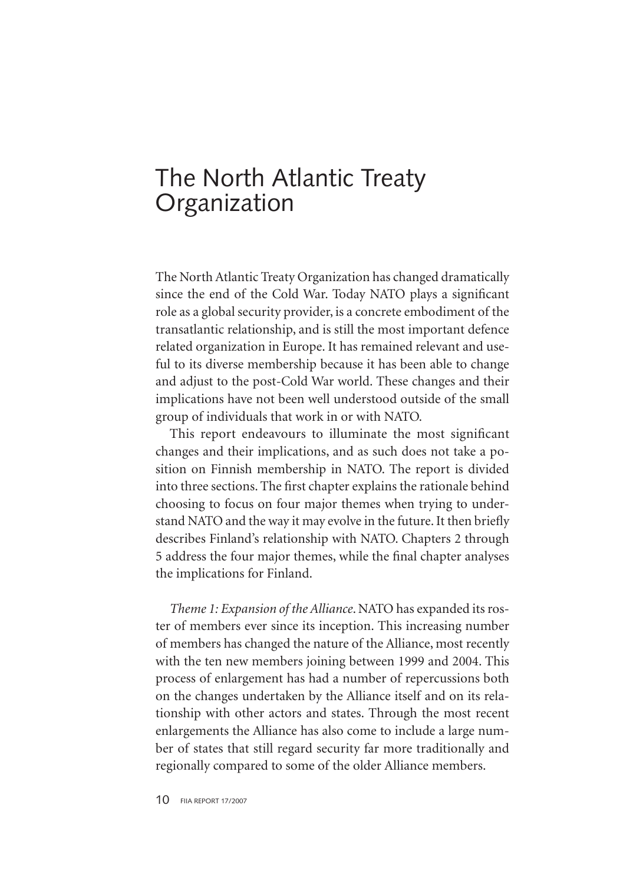# The North Atlantic Treaty Organization

The North Atlantic Treaty Organization has changed dramatically since the end of the Cold War. Today NATO plays a significant role as a global security provider, is a concrete embodiment of the transatlantic relationship, and is still the most important defence related organization in Europe. It has remained relevant and useful to its diverse membership because it has been able to change and adjust to the post-Cold War world. These changes and their implications have not been well understood outside of the small group of individuals that work in or with NATO.

This report endeavours to illuminate the most significant changes and their implications, and as such does not take a position on Finnish membership in NATO. The report is divided into three sections. The first chapter explains the rationale behind choosing to focus on four major themes when trying to understand NATO and the way it may evolve in the future. It then briefly describes Finland's relationship with NATO. Chapters 2 through 5 address the four major themes, while the final chapter analyses the implications for Finland.

*Theme 1: Expansion of the Alliance*. NATO has expanded its roster of members ever since its inception. This increasing number of members has changed the nature of the Alliance, most recently with the ten new members joining between 1999 and 2004. This process of enlargement has had a number of repercussions both on the changes undertaken by the Alliance itself and on its relationship with other actors and states. Through the most recent enlargements the Alliance has also come to include a large number of states that still regard security far more traditionally and regionally compared to some of the older Alliance members.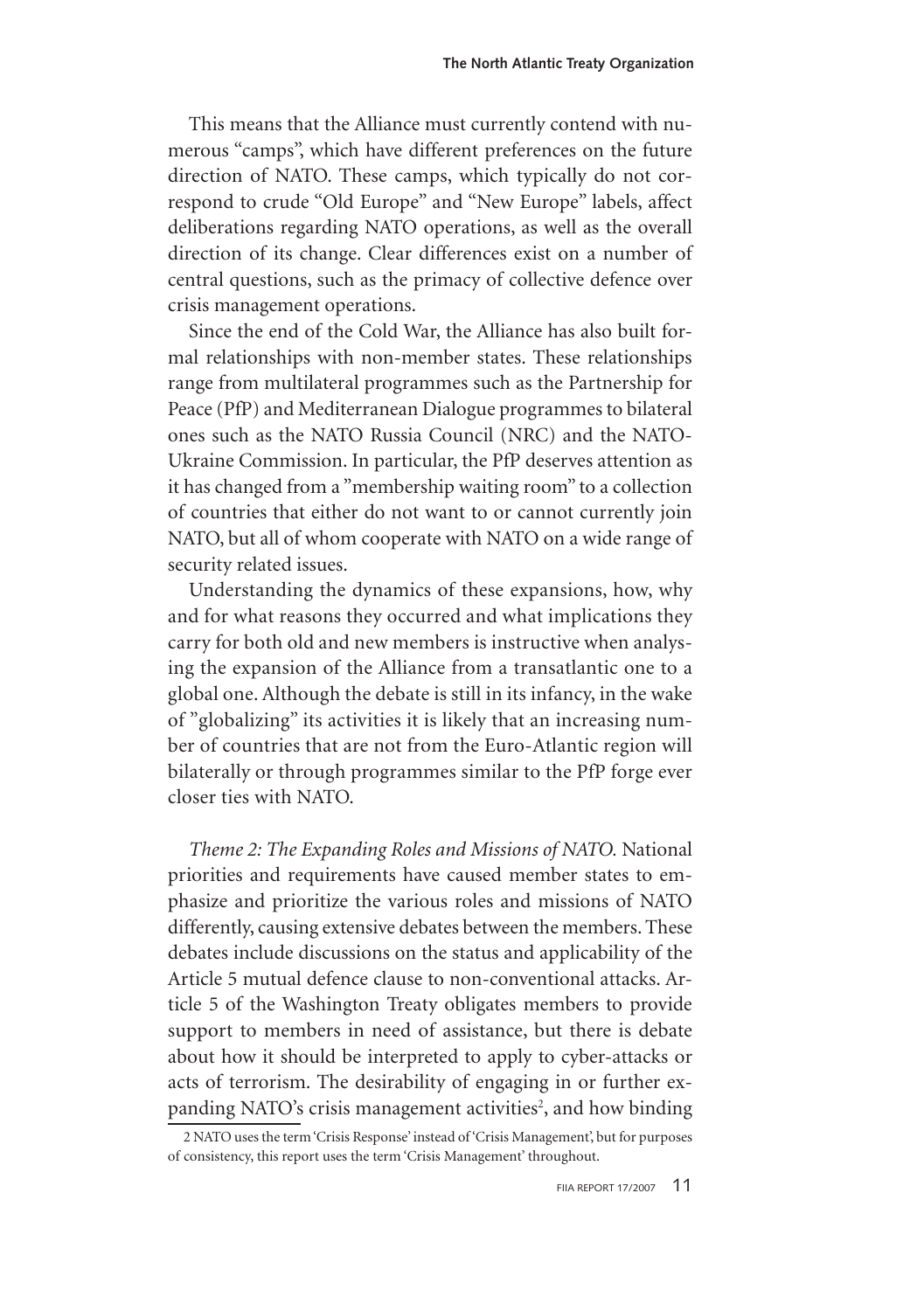This means that the Alliance must currently contend with numerous "camps", which have different preferences on the future direction of NATO. These camps, which typically do not correspond to crude "Old Europe" and "New Europe" labels, affect deliberations regarding NATO operations, as well as the overall direction of its change. Clear differences exist on a number of central questions, such as the primacy of collective defence over crisis management operations.

Since the end of the Cold War, the Alliance has also built formal relationships with non-member states. These relationships range from multilateral programmes such as the Partnership for Peace (PfP) and Mediterranean Dialogue programmes to bilateral ones such as the NATO Russia Council (NRC) and the NATO-Ukraine Commission. In particular, the PfP deserves attention as it has changed from a "membership waiting room" to a collection of countries that either do not want to or cannot currently join NATO, but all of whom cooperate with NATO on a wide range of security related issues.

Understanding the dynamics of these expansions, how, why and for what reasons they occurred and what implications they carry for both old and new members is instructive when analysing the expansion of the Alliance from a transatlantic one to a global one. Although the debate is still in its infancy, in the wake of "globalizing" its activities it is likely that an increasing number of countries that are not from the Euro-Atlantic region will bilaterally or through programmes similar to the PfP forge ever closer ties with NATO.

*Theme 2: The Expanding Roles and Missions of NATO.* National priorities and requirements have caused member states to emphasize and prioritize the various roles and missions of NATO differently, causing extensive debates between the members. These debates include discussions on the status and applicability of the Article 5 mutual defence clause to non-conventional attacks. Article 5 of the Washington Treaty obligates members to provide support to members in need of assistance, but there is debate about how it should be interpreted to apply to cyber-attacks or acts of terrorism. The desirability of engaging in or further expanding NATO's crisis management activities[2], and how binding

2 NATO uses the term 'Crisis Response' instead of 'Crisis Management', but for purposes of consistency, this report uses the term 'Crisis Management' throughout.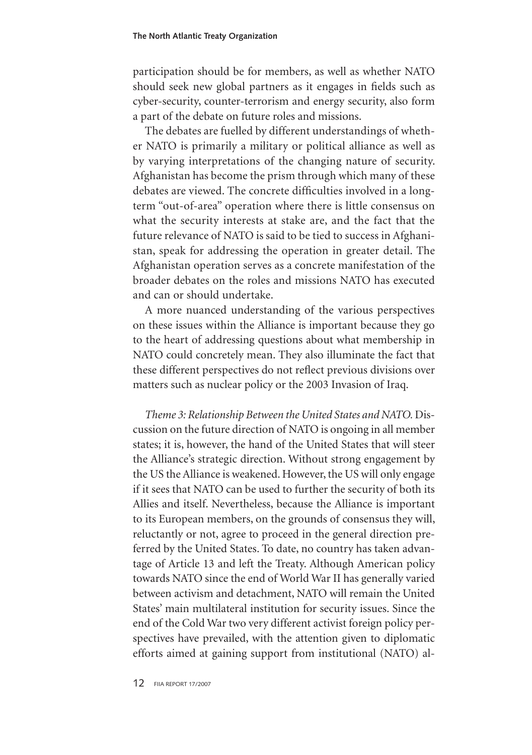participation should be for members, as well as whether NATO should seek new global partners as it engages in fields such as cyber-security, counter-terrorism and energy security, also form a part of the debate on future roles and missions.

The debates are fuelled by different understandings of whether NATO is primarily a military or political alliance as well as by varying interpretations of the changing nature of security. Afghanistan has become the prism through which many of these debates are viewed. The concrete difficulties involved in a long-term "out-of-area" operation where there is little consensus on what the security interests at stake are, and the fact that the future relevance of NATO is said to be tied to success in Afghanistan, speak for addressing the operation in greater detail. The Afghanistan operation serves as a concrete manifestation of the broader debates on the roles and missions NATO has executed and can or should undertake.

A more nuanced understanding of the various perspectives on these issues within the Alliance is important because they go to the heart of addressing questions about what membership in NATO could concretely mean. They also illuminate the fact that these different perspectives do not reflect previous divisions over matters such as nuclear policy or the 2003 Invasion of Iraq.

*Theme 3: Relationship Between the United States and NATO.* Discussion on the future direction of NATO is ongoing in all member states; it is, however, the hand of the United States that will steer the Alliance's strategic direction. Without strong engagement by the US the Alliance is weakened. However, the US will only engage if it sees that NATO can be used to further the security of both its Allies and itself. Nevertheless, because the Alliance is important to its European members, on the grounds of consensus they will, reluctantly or not, agree to proceed in the general direction preferred by the United States. To date, no country has taken advantage of Article 13 and left the Treaty. Although American policy towards NATO since the end of World War II has generally varied between activism and detachment, NATO will remain the United States' main multilateral institution for security issues. Since the end of the Cold War two very different activist foreign policy perspectives have prevailed, with the attention given to diplomatic efforts aimed at gaining support from institutional (NATO) al-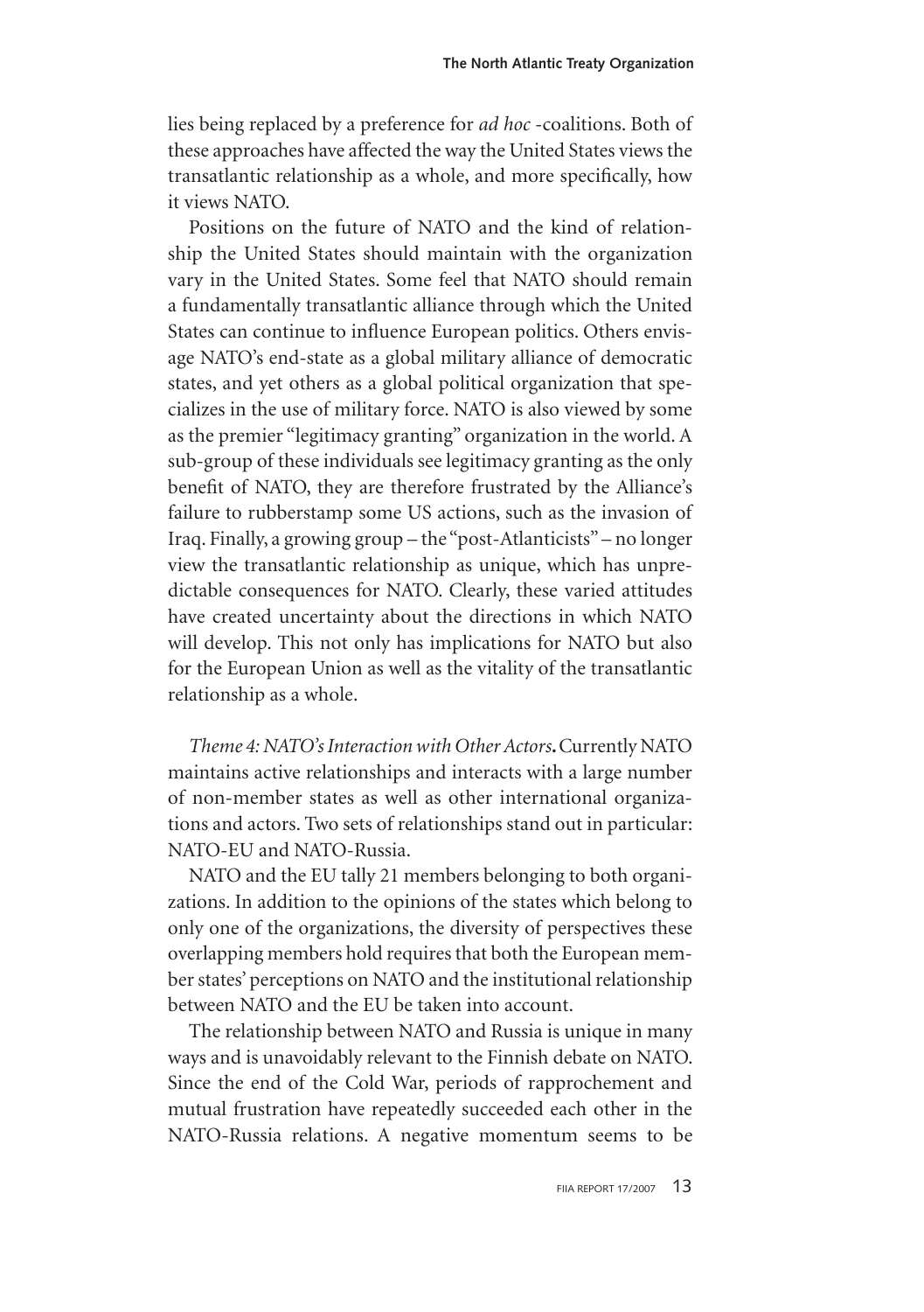lies being replaced by a preference for *ad hoc* -coalitions. Both of these approaches have affected the way the United States views the transatlantic relationship as a whole, and more specifically, how it views NATO.

Positions on the future of NATO and the kind of relationship the United States should maintain with the organization vary in the United States. Some feel that NATO should remain a fundamentally transatlantic alliance through which the United States can continue to influence European politics. Others envisage NATO's end-state as a global military alliance of democratic states, and yet others as a global political organization that specializes in the use of military force. NATO is also viewed by some as the premier "legitimacy granting" organization in the world. A sub-group of these individuals see legitimacy granting as the only benefit of NATO, they are therefore frustrated by the Alliance's failure to rubberstamp some US actions, such as the invasion of Iraq. Finally, a growing group – the "post-Atlanticists" – no longer view the transatlantic relationship as unique, which has unpredictable consequences for NATO. Clearly, these varied attitudes have created uncertainty about the directions in which NATO will develop. This not only has implications for NATO but also for the European Union as well as the vitality of the transatlantic relationship as a whole.

*Theme 4: NATO's Interaction with Other Actors***.** Currently NATO maintains active relationships and interacts with a large number of non-member states as well as other international organizations and actors. Two sets of relationships stand out in particular: NATO-EU and NATO-Russia.

NATO and the EU tally 21 members belonging to both organizations. In addition to the opinions of the states which belong to only one of the organizations, the diversity of perspectives these overlapping members hold requires that both the European member states' perceptions on NATO and the institutional relationship between NATO and the EU be taken into account.

The relationship between NATO and Russia is unique in many ways and is unavoidably relevant to the Finnish debate on NATO. Since the end of the Cold War, periods of rapprochement and mutual frustration have repeatedly succeeded each other in the NATO-Russia relations. A negative momentum seems to be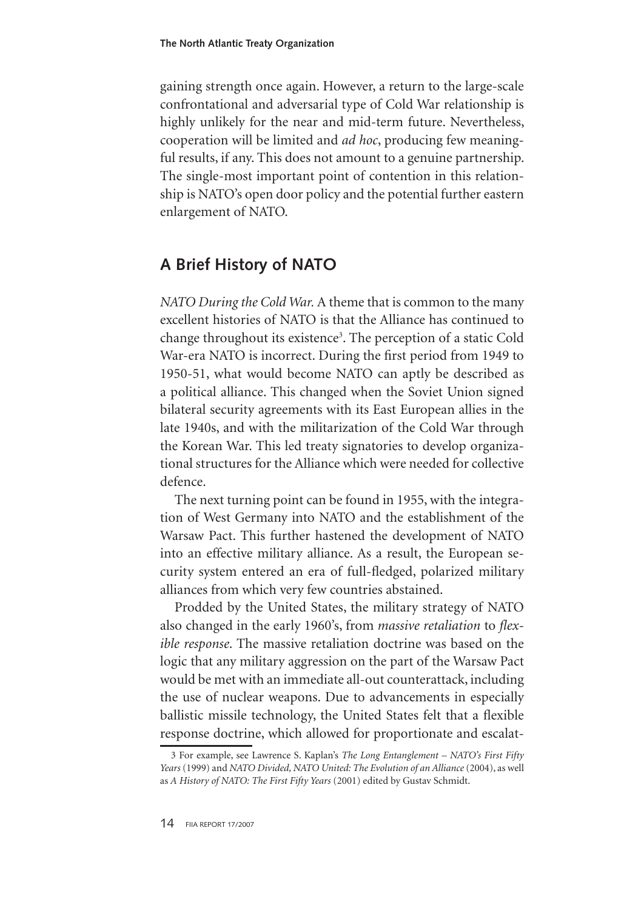gaining strength once again. However, a return to the large-scale confrontational and adversarial type of Cold War relationship is highly unlikely for the near and mid-term future. Nevertheless, cooperation will be limited and *ad hoc*, producing few meaningful results, if any. This does not amount to a genuine partnership. The single-most important point of contention in this relationship is NATO's open door policy and the potential further eastern enlargement of NATO.

## A Brief History of NATO

*NATO During the Cold War.* A theme that is common to the many excellent histories of NATO is that the Alliance has continued to change throughout its existence[3]. The perception of a static Cold War-era NATO is incorrect. During the first period from 1949 to 1950-51, what would become NATO can aptly be described as a political alliance. This changed when the Soviet Union signed bilateral security agreements with its East European allies in the late 1940s, and with the militarization of the Cold War through the Korean War. This led treaty signatories to develop organizational structures for the Alliance which were needed for collective defence.

The next turning point can be found in 1955, with the integration of West Germany into NATO and the establishment of the Warsaw Pact. This further hastened the development of NATO into an effective military alliance. As a result, the European security system entered an era of full-fledged, polarized military alliances from which very few countries abstained.

Prodded by the United States, the military strategy of NATO also changed in the early 1960's, from *massive retaliation* to *flexible response*. The massive retaliation doctrine was based on the logic that any military aggression on the part of the Warsaw Pact would be met with an immediate all-out counterattack, including the use of nuclear weapons. Due to advancements in especially ballistic missile technology, the United States felt that a flexible response doctrine, which allowed for proportionate and escalat-

3 For example, see Lawrence S. Kaplan's *The Long Entanglement – NATO's First Fifty Years* (1999) and *NATO Divided, NATO United: The Evolution of an Alliance* (2004), as well as *A History of NATO: The First Fifty Years* (2001) edited by Gustav Schmidt.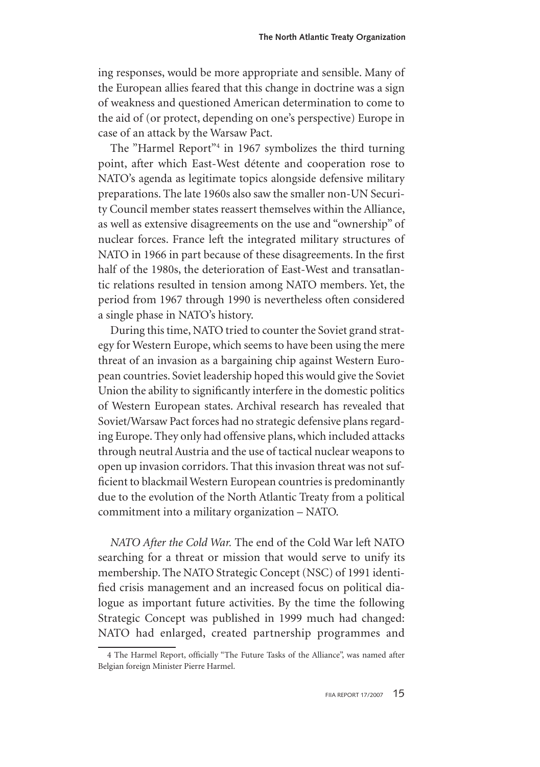ing responses, would be more appropriate and sensible. Many of the European allies feared that this change in doctrine was a sign of weakness and questioned American determination to come to the aid of (or protect, depending on one's perspective) Europe in case of an attack by the Warsaw Pact.

The "Harmel Report"[4] in 1967 symbolizes the third turning point, after which East-West détente and cooperation rose to NATO's agenda as legitimate topics alongside defensive military preparations. The late 1960s also saw the smaller non-UN Security Council member states reassert themselves within the Alliance, as well as extensive disagreements on the use and "ownership" of nuclear forces. France left the integrated military structures of NATO in 1966 in part because of these disagreements. In the first half of the 1980s, the deterioration of East-West and transatlantic relations resulted in tension among NATO members. Yet, the period from 1967 through 1990 is nevertheless often considered a single phase in NATO's history.

During this time, NATO tried to counter the Soviet grand strategy for Western Europe, which seems to have been using the mere threat of an invasion as a bargaining chip against Western European countries. Soviet leadership hoped this would give the Soviet Union the ability to significantly interfere in the domestic politics of Western European states. Archival research has revealed that Soviet/Warsaw Pact forces had no strategic defensive plans regarding Europe. They only had offensive plans, which included attacks through neutral Austria and the use of tactical nuclear weapons to open up invasion corridors. That this invasion threat was not sufficient to blackmail Western European countries is predominantly due to the evolution of the North Atlantic Treaty from a political commitment into a military organization – NATO.

*NATO After the Cold War.* The end of the Cold War left NATO searching for a threat or mission that would serve to unify its membership. The NATO Strategic Concept (NSC) of 1991 identified crisis management and an increased focus on political dialogue as important future activities. By the time the following Strategic Concept was published in 1999 much had changed: NATO had enlarged, created partnership programmes and

---

[4] The Harmel Report, officially "The Future Tasks of the Alliance", was named after Belgian foreign Minister Pierre Harmel.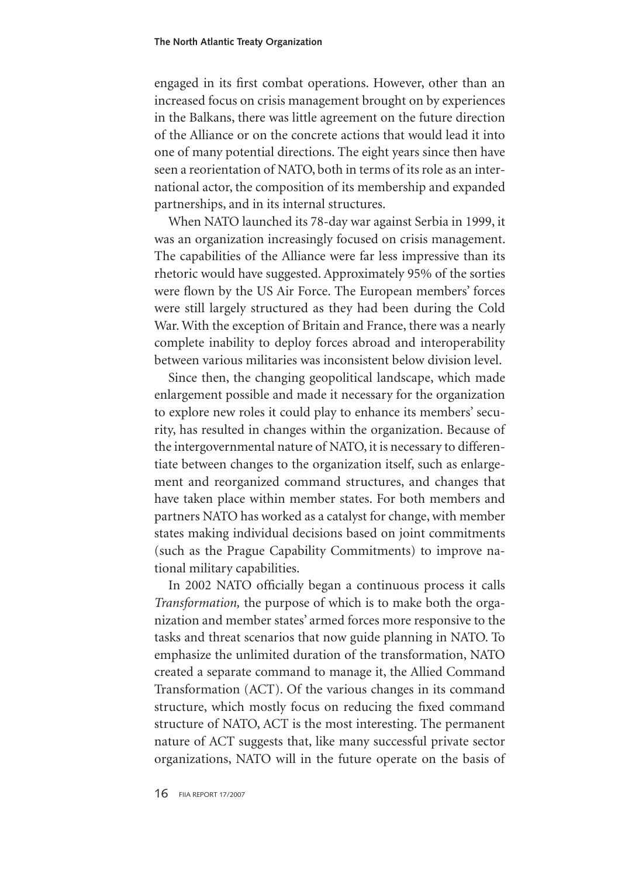engaged in its first combat operations. However, other than an increased focus on crisis management brought on by experiences in the Balkans, there was little agreement on the future direction of the Alliance or on the concrete actions that would lead it into one of many potential directions. The eight years since then have seen a reorientation of NATO, both in terms of its role as an international actor, the composition of its membership and expanded partnerships, and in its internal structures.

When NATO launched its 78-day war against Serbia in 1999, it was an organization increasingly focused on crisis management. The capabilities of the Alliance were far less impressive than its rhetoric would have suggested. Approximately 95% of the sorties were flown by the US Air Force. The European members' forces were still largely structured as they had been during the Cold War. With the exception of Britain and France, there was a nearly complete inability to deploy forces abroad and interoperability between various militaries was inconsistent below division level.

Since then, the changing geopolitical landscape, which made enlargement possible and made it necessary for the organization to explore new roles it could play to enhance its members' security, has resulted in changes within the organization. Because of the intergovernmental nature of NATO, it is necessary to differentiate between changes to the organization itself, such as enlargement and reorganized command structures, and changes that have taken place within member states. For both members and partners NATO has worked as a catalyst for change, with member states making individual decisions based on joint commitments (such as the Prague Capability Commitments) to improve national military capabilities.

In 2002 NATO officially began a continuous process it calls *Transformation,* the purpose of which is to make both the organization and member states' armed forces more responsive to the tasks and threat scenarios that now guide planning in NATO. To emphasize the unlimited duration of the transformation, NATO created a separate command to manage it, the Allied Command Transformation (ACT). Of the various changes in its command structure, which mostly focus on reducing the fixed command structure of NATO, ACT is the most interesting. The permanent nature of ACT suggests that, like many successful private sector organizations, NATO will in the future operate on the basis of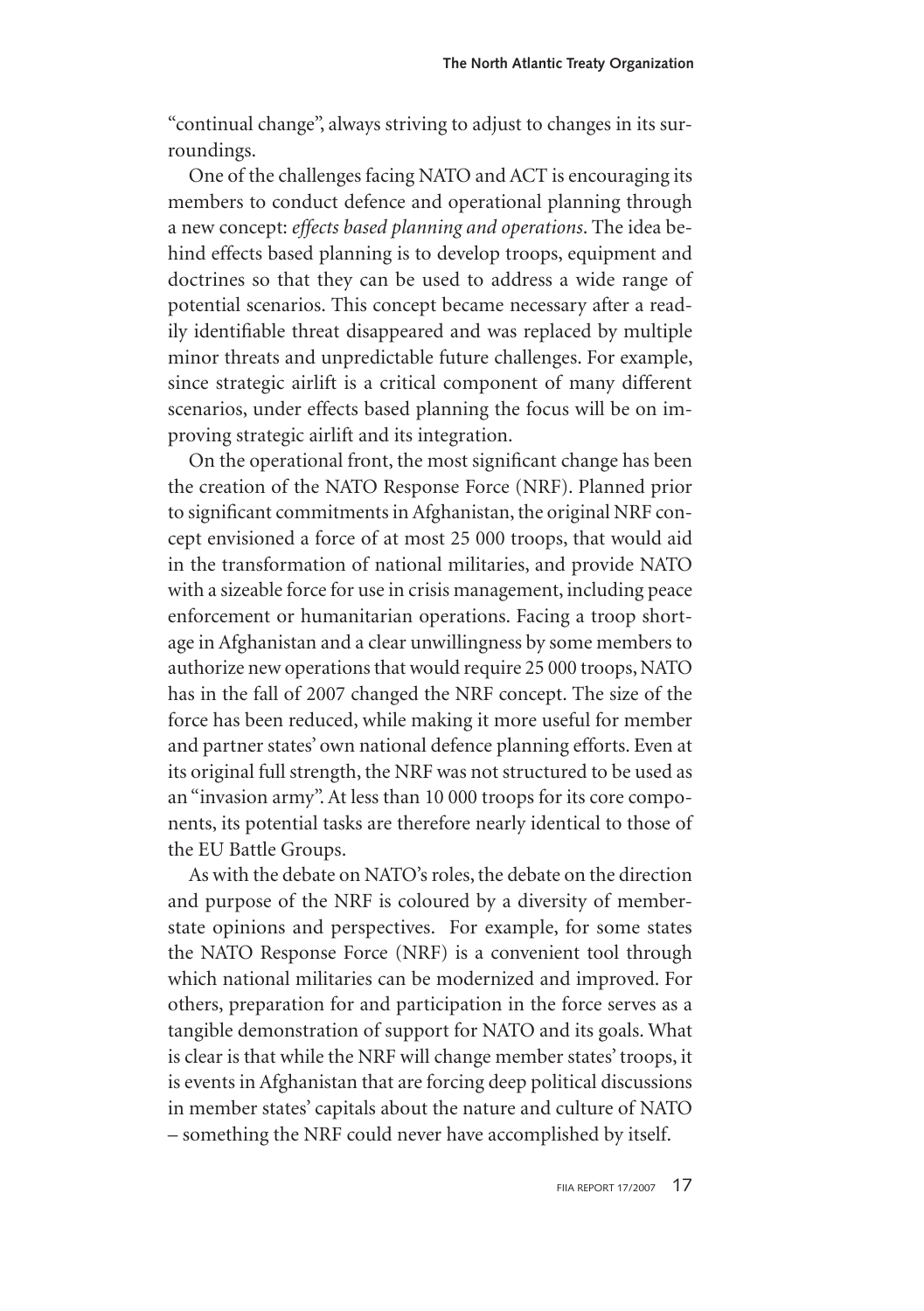"continual change", always striving to adjust to changes in its surroundings.

One of the challenges facing NATO and ACT is encouraging its members to conduct defence and operational planning through a new concept: *effects based planning and operations*. The idea behind effects based planning is to develop troops, equipment and doctrines so that they can be used to address a wide range of potential scenarios. This concept became necessary after a readily identifiable threat disappeared and was replaced by multiple minor threats and unpredictable future challenges. For example, since strategic airlift is a critical component of many different scenarios, under effects based planning the focus will be on improving strategic airlift and its integration.

On the operational front, the most significant change has been the creation of the NATO Response Force (NRF). Planned prior to significant commitments in Afghanistan, the original NRF concept envisioned a force of at most 25 000 troops, that would aid in the transformation of national militaries, and provide NATO with a sizeable force for use in crisis management, including peace enforcement or humanitarian operations. Facing a troop shortage in Afghanistan and a clear unwillingness by some members to authorize new operations that would require 25 000 troops, NATO has in the fall of 2007 changed the NRF concept. The size of the force has been reduced, while making it more useful for member and partner states' own national defence planning efforts. Even at its original full strength, the NRF was not structured to be used as an "invasion army". At less than 10 000 troops for its core components, its potential tasks are therefore nearly identical to those of the EU Battle Groups.

As with the debate on NATO's roles, the debate on the direction and purpose of the NRF is coloured by a diversity of member-state opinions and perspectives. For example, for some states the NATO Response Force (NRF) is a convenient tool through which national militaries can be modernized and improved. For others, preparation for and participation in the force serves as a tangible demonstration of support for NATO and its goals. What is clear is that while the NRF will change member states' troops, it is events in Afghanistan that are forcing deep political discussions in member states' capitals about the nature and culture of NATO – something the NRF could never have accomplished by itself.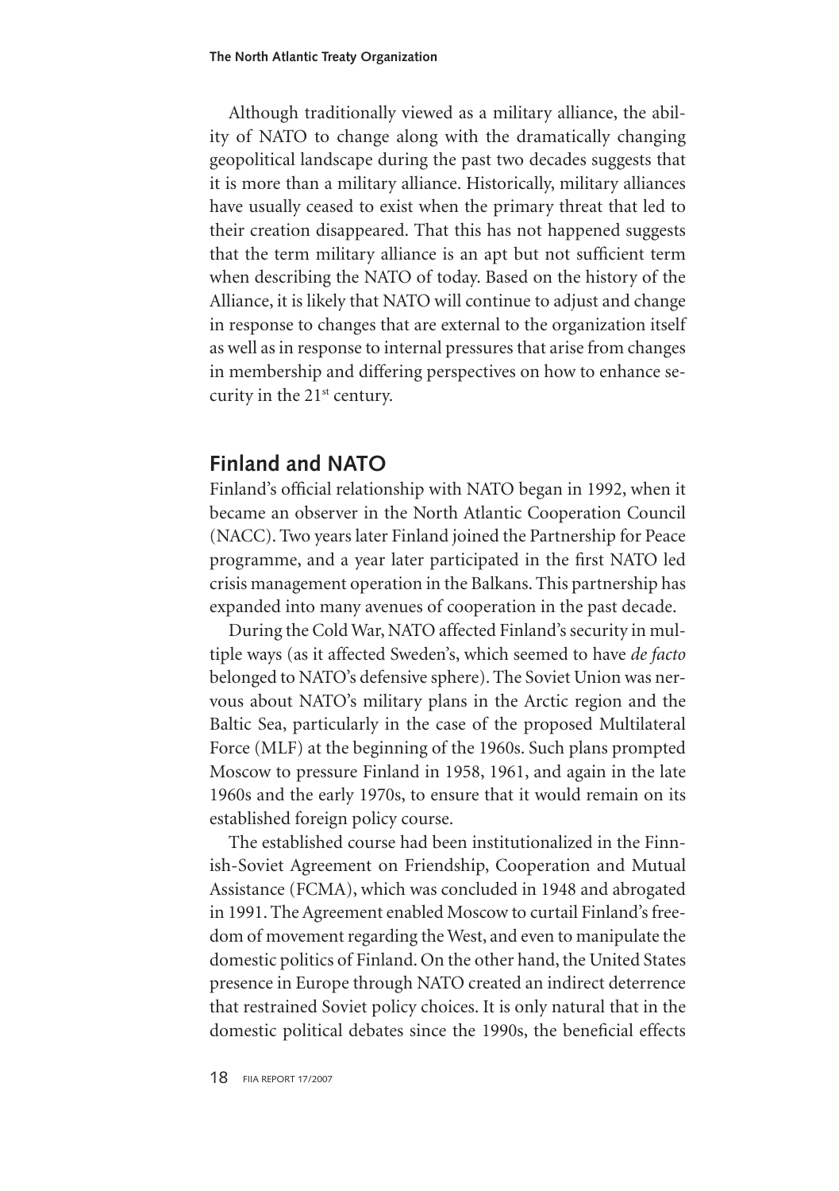Although traditionally viewed as a military alliance, the ability of NATO to change along with the dramatically changing geopolitical landscape during the past two decades suggests that it is more than a military alliance. Historically, military alliances have usually ceased to exist when the primary threat that led to their creation disappeared. That this has not happened suggests that the term military alliance is an apt but not sufficient term when describing the NATO of today. Based on the history of the Alliance, it is likely that NATO will continue to adjust and change in response to changes that are external to the organization itself as well as in response to internal pressures that arise from changes in membership and differing perspectives on how to enhance security in the 21st century.

## Finland and NATO

Finland's official relationship with NATO began in 1992, when it became an observer in the North Atlantic Cooperation Council (NACC). Two years later Finland joined the Partnership for Peace programme, and a year later participated in the first NATO led crisis management operation in the Balkans. This partnership has expanded into many avenues of cooperation in the past decade.

During the Cold War, NATO affected Finland's security in multiple ways (as it affected Sweden's, which seemed to have *de facto* belonged to NATO's defensive sphere). The Soviet Union was nervous about NATO's military plans in the Arctic region and the Baltic Sea, particularly in the case of the proposed Multilateral Force (MLF) at the beginning of the 1960s. Such plans prompted Moscow to pressure Finland in 1958, 1961, and again in the late 1960s and the early 1970s, to ensure that it would remain on its established foreign policy course.

The established course had been institutionalized in the Finnish-Soviet Agreement on Friendship, Cooperation and Mutual Assistance (FCMA), which was concluded in 1948 and abrogated in 1991. The Agreement enabled Moscow to curtail Finland's freedom of movement regarding the West, and even to manipulate the domestic politics of Finland. On the other hand, the United States presence in Europe through NATO created an indirect deterrence that restrained Soviet policy choices. It is only natural that in the domestic political debates since the 1990s, the beneficial effects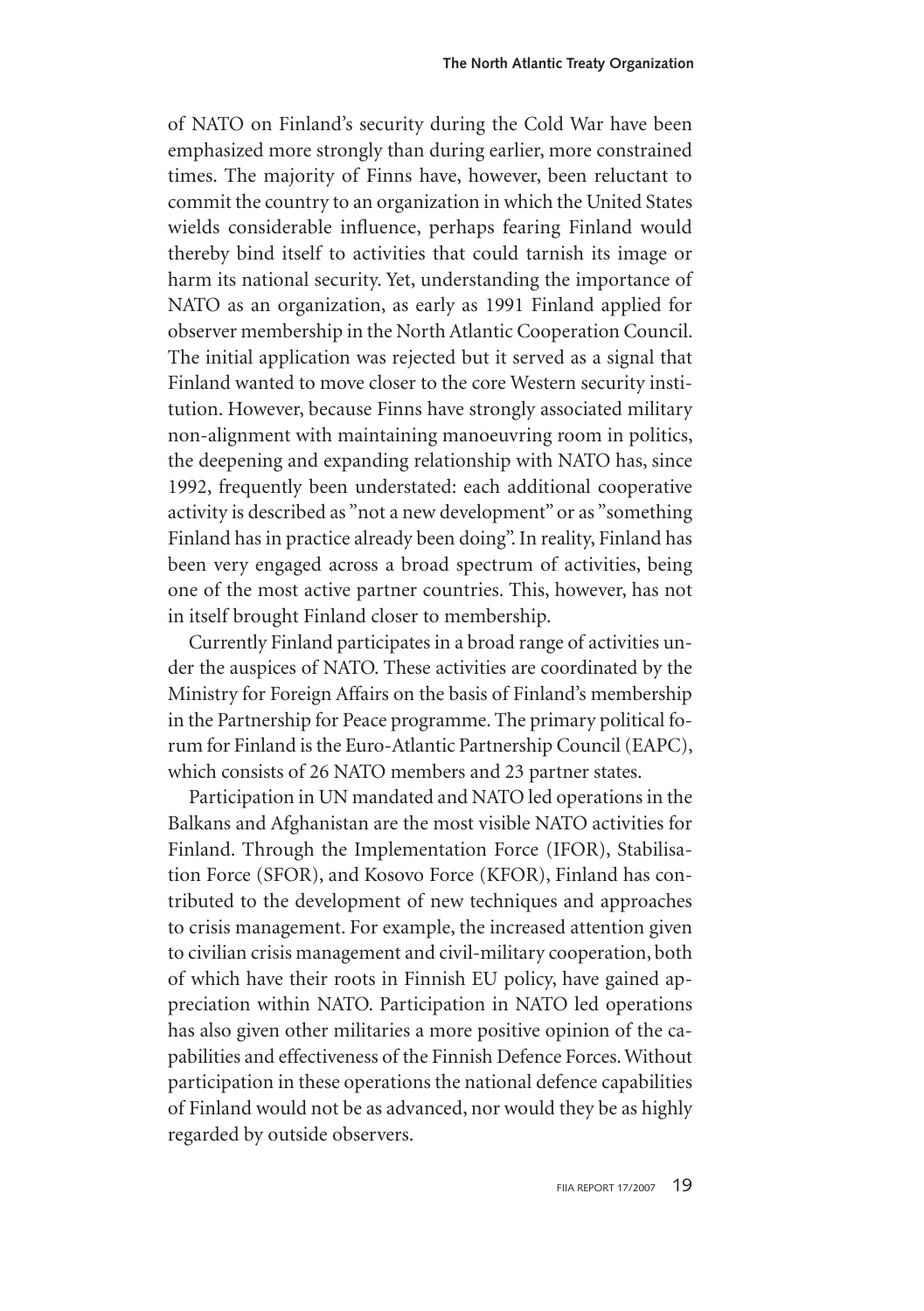of NATO on Finland's security during the Cold War have been emphasized more strongly than during earlier, more constrained times. The majority of Finns have, however, been reluctant to commit the country to an organization in which the United States wields considerable influence, perhaps fearing Finland would thereby bind itself to activities that could tarnish its image or harm its national security. Yet, understanding the importance of NATO as an organization, as early as 1991 Finland applied for observer membership in the North Atlantic Cooperation Council. The initial application was rejected but it served as a signal that Finland wanted to move closer to the core Western security institution. However, because Finns have strongly associated military non-alignment with maintaining manoeuvring room in politics, the deepening and expanding relationship with NATO has, since 1992, frequently been understated: each additional cooperative activity is described as "not a new development" or as "something Finland has in practice already been doing". In reality, Finland has been very engaged across a broad spectrum of activities, being one of the most active partner countries. This, however, has not in itself brought Finland closer to membership.

Currently Finland participates in a broad range of activities under the auspices of NATO. These activities are coordinated by the Ministry for Foreign Affairs on the basis of Finland's membership in the Partnership for Peace programme. The primary political forum for Finland is the Euro-Atlantic Partnership Council (EAPC), which consists of 26 NATO members and 23 partner states.

Participation in UN mandated and NATO led operations in the Balkans and Afghanistan are the most visible NATO activities for Finland. Through the Implementation Force (IFOR), Stabilisation Force (SFOR), and Kosovo Force (KFOR), Finland has contributed to the development of new techniques and approaches to crisis management. For example, the increased attention given to civilian crisis management and civil-military cooperation, both of which have their roots in Finnish EU policy, have gained appreciation within NATO. Participation in NATO led operations has also given other militaries a more positive opinion of the capabilities and effectiveness of the Finnish Defence Forces. Without participation in these operations the national defence capabilities of Finland would not be as advanced, nor would they be as highly regarded by outside observers.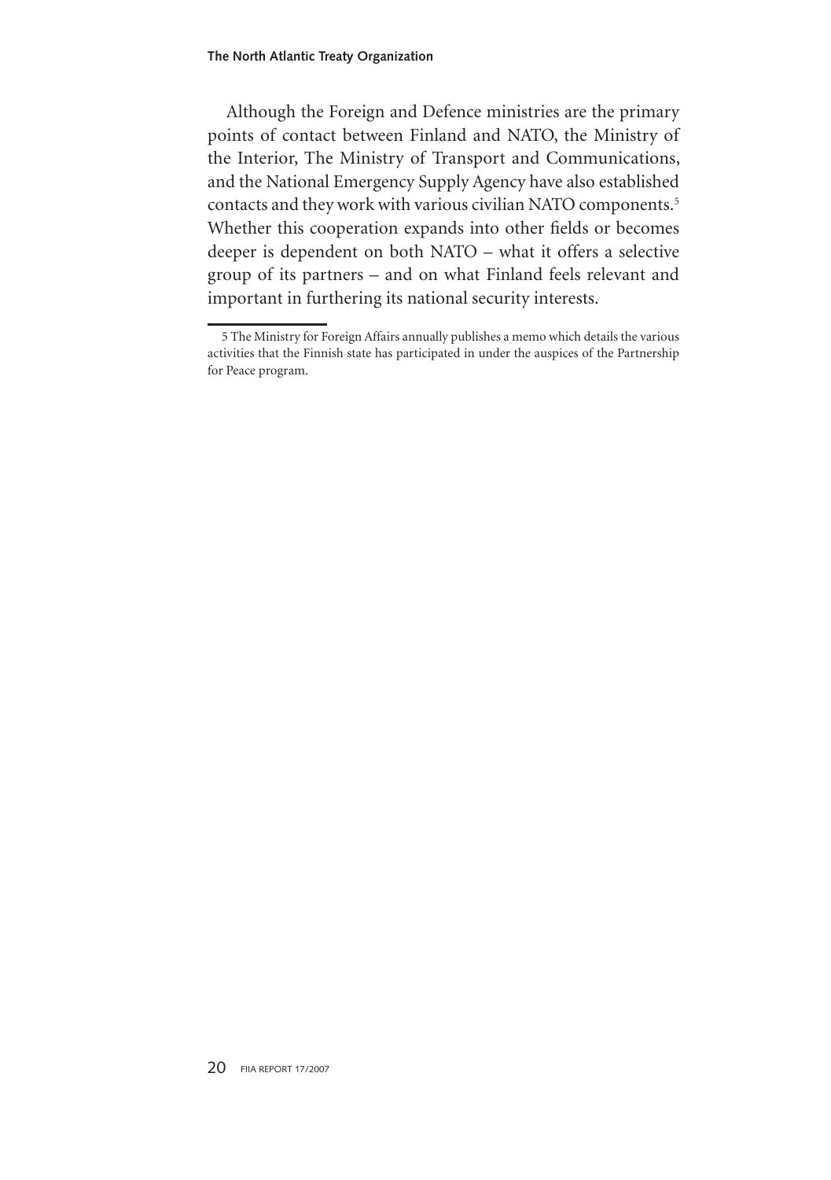Although the Foreign and Defence ministries are the primary points of contact between Finland and NATO, the Ministry of the Interior, The Ministry of Transport and Communications, and the National Emergency Supply Agency have also established contacts and they work with various civilian NATO components.[5] Whether this cooperation expands into other fields or becomes deeper is dependent on both NATO – what it offers a selective group of its partners – and on what Finland feels relevant and important in furthering its national security interests.

---

5 The Ministry for Foreign Affairs annually publishes a memo which details the various activities that the Finnish state has participated in under the auspices of the Partnership for Peace program.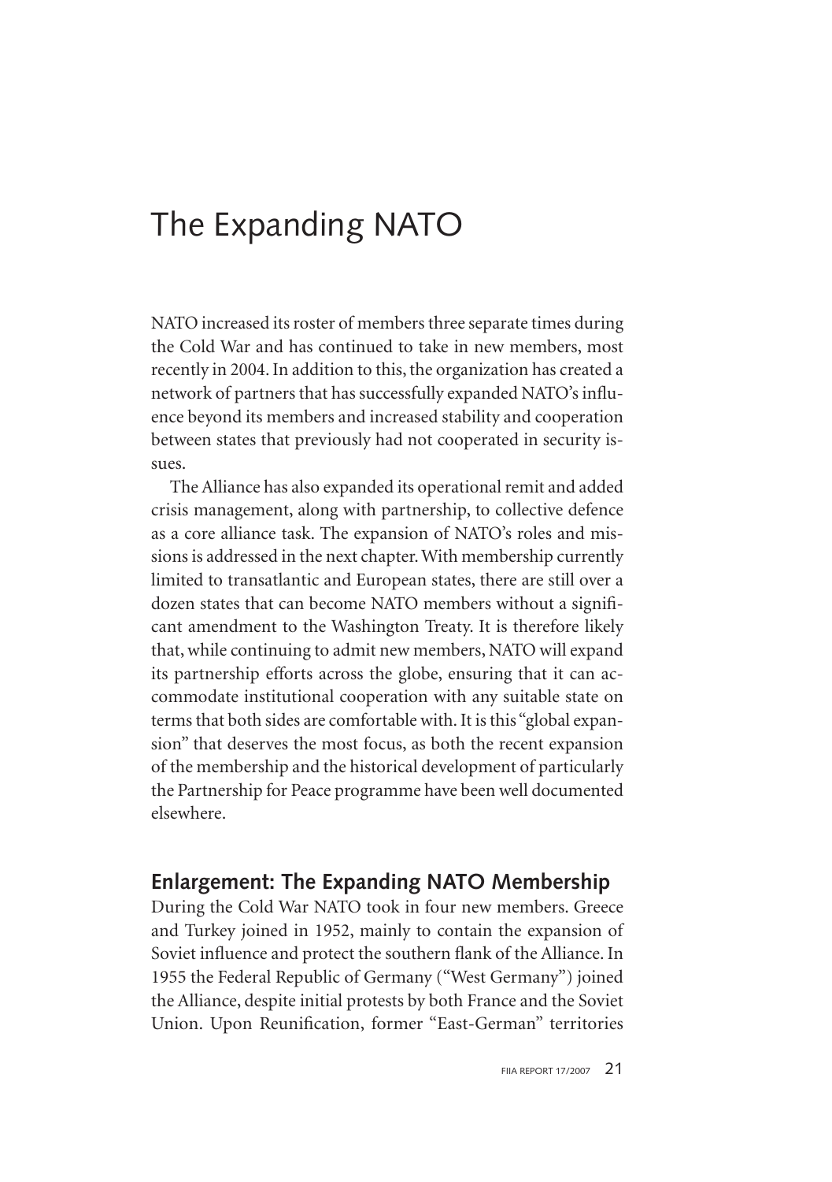# The Expanding NATO

NATO increased its roster of members three separate times during the Cold War and has continued to take in new members, most recently in 2004. In addition to this, the organization has created a network of partners that has successfully expanded NATO's influence beyond its members and increased stability and cooperation between states that previously had not cooperated in security issues.

The Alliance has also expanded its operational remit and added crisis management, along with partnership, to collective defence as a core alliance task. The expansion of NATO's roles and missions is addressed in the next chapter. With membership currently limited to transatlantic and European states, there are still over a dozen states that can become NATO members without a significant amendment to the Washington Treaty. It is therefore likely that, while continuing to admit new members, NATO will expand its partnership efforts across the globe, ensuring that it can accommodate institutional cooperation with any suitable state on terms that both sides are comfortable with. It is this "global expansion" that deserves the most focus, as both the recent expansion of the membership and the historical development of particularly the Partnership for Peace programme have been well documented elsewhere.

## Enlargement: The Expanding NATO Membership

During the Cold War NATO took in four new members. Greece and Turkey joined in 1952, mainly to contain the expansion of Soviet influence and protect the southern flank of the Alliance. In 1955 the Federal Republic of Germany ("West Germany") joined the Alliance, despite initial protests by both France and the Soviet Union. Upon Reunification, former "East-German" territories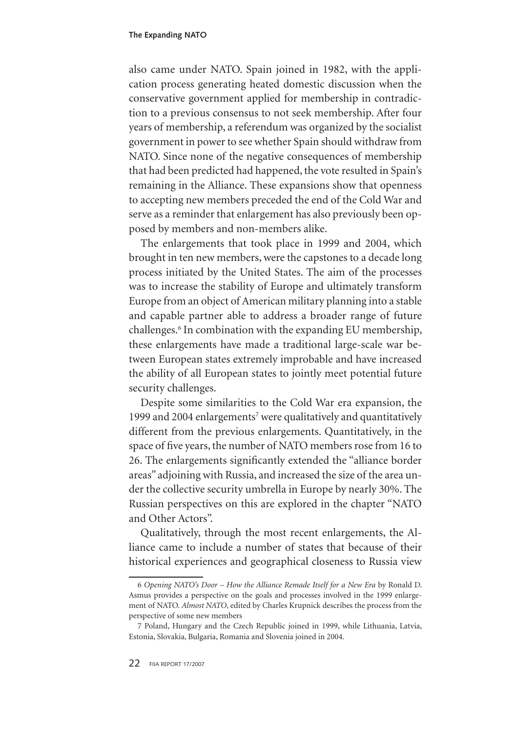also came under NATO. Spain joined in 1982, with the application process generating heated domestic discussion when the conservative government applied for membership in contradiction to a previous consensus to not seek membership. After four years of membership, a referendum was organized by the socialist government in power to see whether Spain should withdraw from NATO. Since none of the negative consequences of membership that had been predicted had happened, the vote resulted in Spain's remaining in the Alliance. These expansions show that openness to accepting new members preceded the end of the Cold War and serve as a reminder that enlargement has also previously been opposed by members and non-members alike.

The enlargements that took place in 1999 and 2004, which brought in ten new members, were the capstones to a decade long process initiated by the United States. The aim of the processes was to increase the stability of Europe and ultimately transform Europe from an object of American military planning into a stable and capable partner able to address a broader range of future challenges.[6] In combination with the expanding EU membership, these enlargements have made a traditional large-scale war between European states extremely improbable and have increased the ability of all European states to jointly meet potential future security challenges.

Despite some similarities to the Cold War era expansion, the 1999 and 2004 enlargements[7] were qualitatively and quantitatively different from the previous enlargements. Quantitatively, in the space of five years, the number of NATO members rose from 16 to 26. The enlargements significantly extended the "alliance border areas" adjoining with Russia, and increased the size of the area under the collective security umbrella in Europe by nearly 30%. The Russian perspectives on this are explored in the chapter "NATO and Other Actors".

Qualitatively, through the most recent enlargements, the Alliance came to include a number of states that because of their historical experiences and geographical closeness to Russia view

---

6 *Opening NATO's Door – How the Alliance Remade Itself for a New Era* by Ronald D. Asmus provides a perspective on the goals and processes involved in the 1999 enlargement of NATO. *Almost NATO*, edited by Charles Krupnick describes the process from the perspective of some new members

7 Poland, Hungary and the Czech Republic joined in 1999, while Lithuania, Latvia, Estonia, Slovakia, Bulgaria, Romania and Slovenia joined in 2004.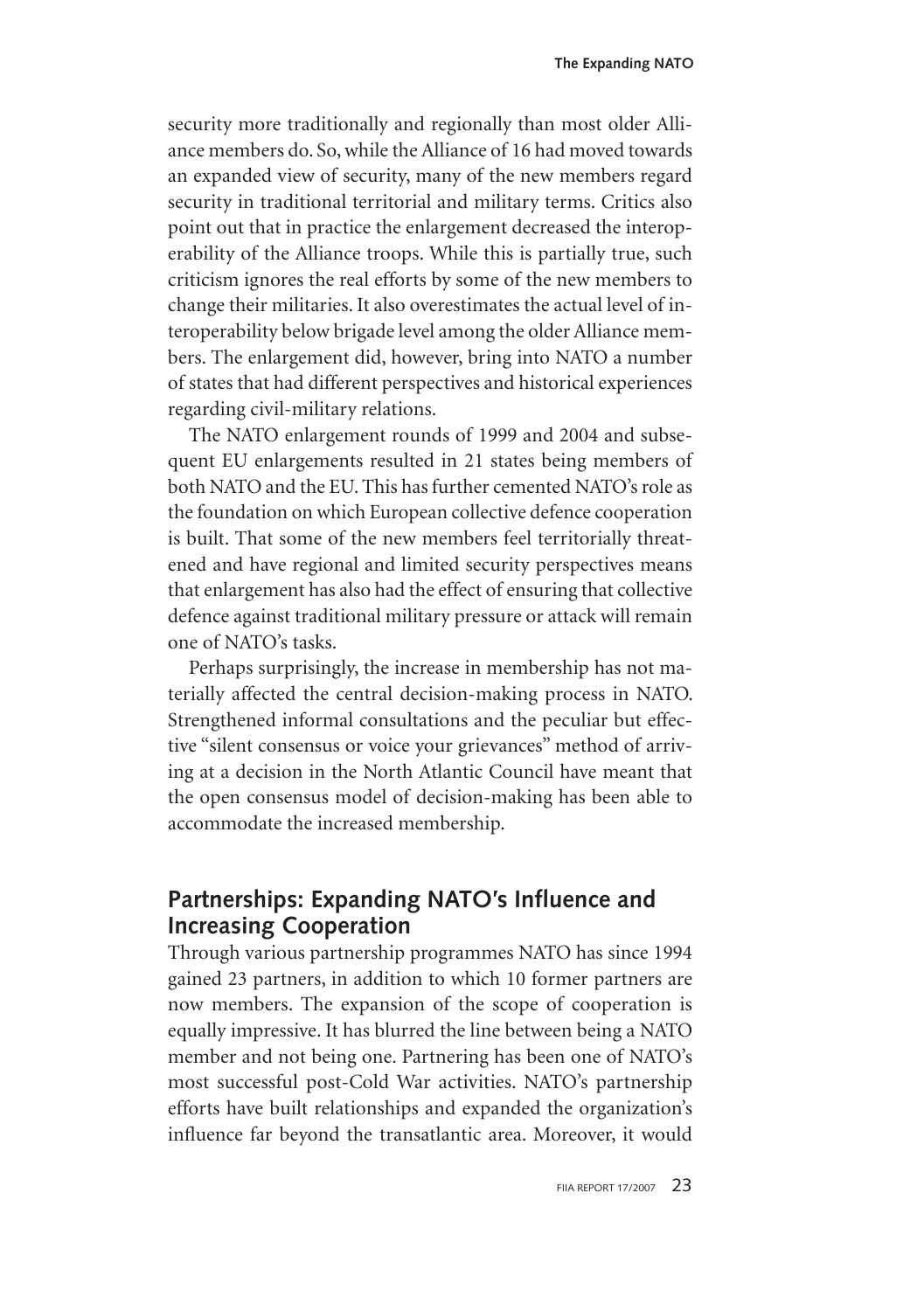security more traditionally and regionally than most older Alliance members do. So, while the Alliance of 16 had moved towards an expanded view of security, many of the new members regard security in traditional territorial and military terms. Critics also point out that in practice the enlargement decreased the interoperability of the Alliance troops. While this is partially true, such criticism ignores the real efforts by some of the new members to change their militaries. It also overestimates the actual level of interoperability below brigade level among the older Alliance members. The enlargement did, however, bring into NATO a number of states that had different perspectives and historical experiences regarding civil-military relations.

The NATO enlargement rounds of 1999 and 2004 and subsequent EU enlargements resulted in 21 states being members of both NATO and the EU. This has further cemented NATO's role as the foundation on which European collective defence cooperation is built. That some of the new members feel territorially threatened and have regional and limited security perspectives means that enlargement has also had the effect of ensuring that collective defence against traditional military pressure or attack will remain one of NATO's tasks.

Perhaps surprisingly, the increase in membership has not materially affected the central decision-making process in NATO. Strengthened informal consultations and the peculiar but effective "silent consensus or voice your grievances" method of arriving at a decision in the North Atlantic Council have meant that the open consensus model of decision-making has been able to accommodate the increased membership.

## Partnerships: Expanding NATO's Influence and Increasing Cooperation

Through various partnership programmes NATO has since 1994 gained 23 partners, in addition to which 10 former partners are now members. The expansion of the scope of cooperation is equally impressive. It has blurred the line between being a NATO member and not being one. Partnering has been one of NATO's most successful post-Cold War activities. NATO's partnership efforts have built relationships and expanded the organization's influence far beyond the transatlantic area. Moreover, it would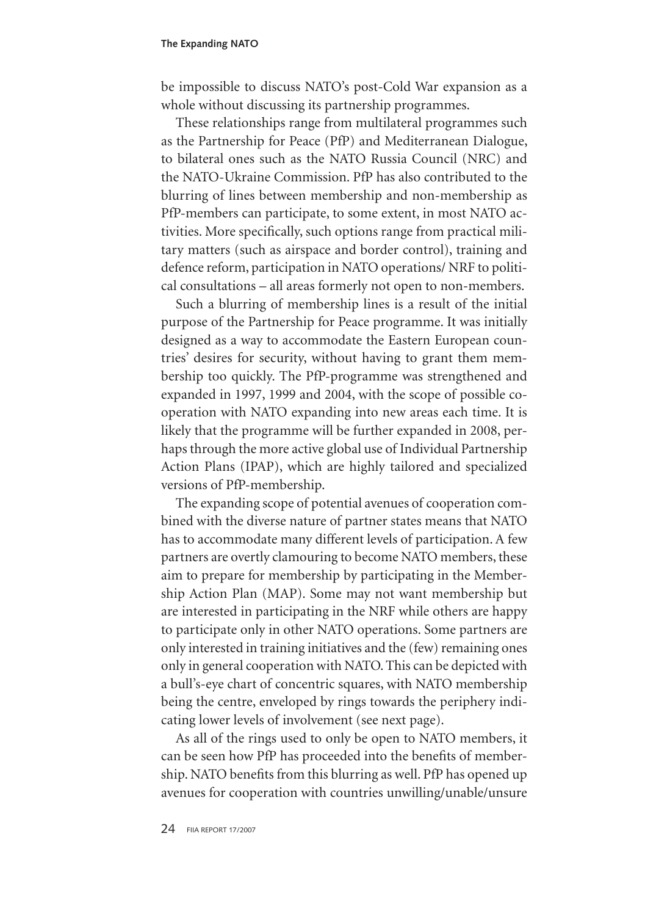be impossible to discuss NATO's post-Cold War expansion as a whole without discussing its partnership programmes.

These relationships range from multilateral programmes such as the Partnership for Peace (PfP) and Mediterranean Dialogue, to bilateral ones such as the NATO Russia Council (NRC) and the NATO-Ukraine Commission. PfP has also contributed to the blurring of lines between membership and non-membership as PfP-members can participate, to some extent, in most NATO activities. More specifically, such options range from practical military matters (such as airspace and border control), training and defence reform, participation in NATO operations/ NRF to political consultations – all areas formerly not open to non-members.

Such a blurring of membership lines is a result of the initial purpose of the Partnership for Peace programme. It was initially designed as a way to accommodate the Eastern European countries' desires for security, without having to grant them membership too quickly. The PfP-programme was strengthened and expanded in 1997, 1999 and 2004, with the scope of possible cooperation with NATO expanding into new areas each time. It is likely that the programme will be further expanded in 2008, perhaps through the more active global use of Individual Partnership Action Plans (IPAP), which are highly tailored and specialized versions of PfP-membership.

The expanding scope of potential avenues of cooperation combined with the diverse nature of partner states means that NATO has to accommodate many different levels of participation. A few partners are overtly clamouring to become NATO members, these aim to prepare for membership by participating in the Membership Action Plan (MAP). Some may not want membership but are interested in participating in the NRF while others are happy to participate only in other NATO operations. Some partners are only interested in training initiatives and the (few) remaining ones only in general cooperation with NATO. This can be depicted with a bull's-eye chart of concentric squares, with NATO membership being the centre, enveloped by rings towards the periphery indicating lower levels of involvement (see next page).

As all of the rings used to only be open to NATO members, it can be seen how PfP has proceeded into the benefits of membership. NATO benefits from this blurring as well. PfP has opened up avenues for cooperation with countries unwilling/unable/unsure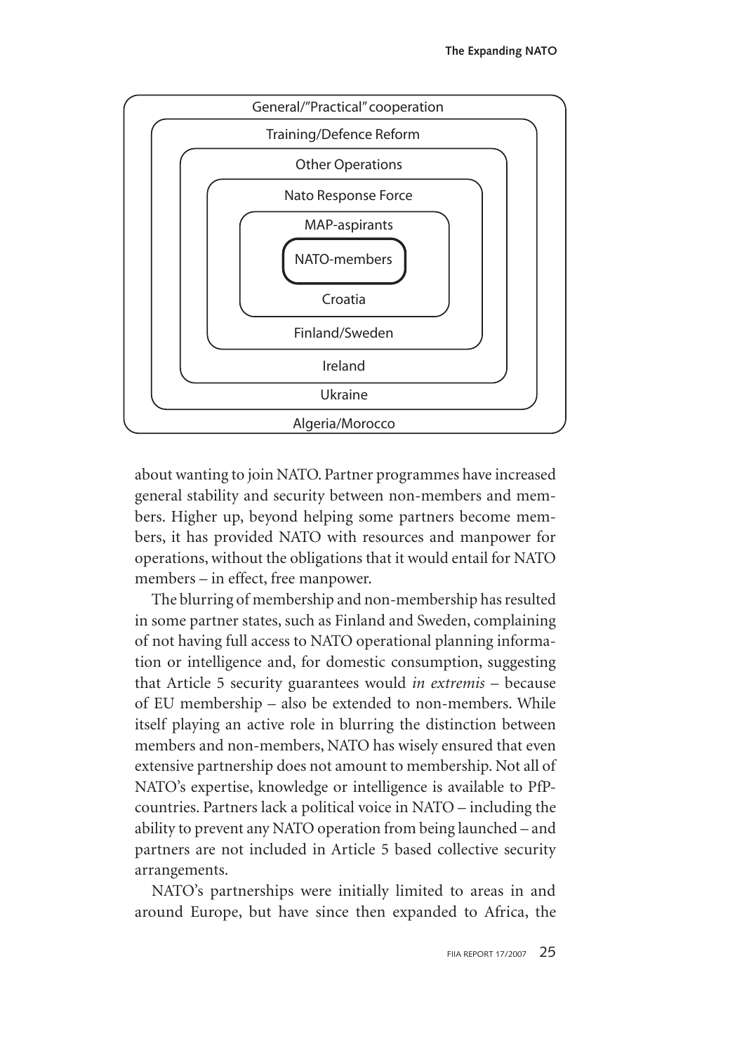General/"Practical" cooperation

Training/Defence Reform

Other Operations

Nato Response Force

MAP-aspirants

NATO-members

Croatia

Finland/Sweden

Ireland

Ukraine

Algeria/Morocco

about wanting to join NATO. Partner programmes have increased general stability and security between non-members and members. Higher up, beyond helping some partners become members, it has provided NATO with resources and manpower for operations, without the obligations that it would entail for NATO members – in effect, free manpower.

The blurring of membership and non-membership has resulted in some partner states, such as Finland and Sweden, complaining of not having full access to NATO operational planning information or intelligence and, for domestic consumption, suggesting that Article 5 security guarantees would *in extremis* – because of EU membership – also be extended to non-members. While itself playing an active role in blurring the distinction between members and non-members, NATO has wisely ensured that even extensive partnership does not amount to membership. Not all of NATO's expertise, knowledge or intelligence is available to PfP-countries. Partners lack a political voice in NATO – including the ability to prevent any NATO operation from being launched – and partners are not included in Article 5 based collective security arrangements.

NATO's partnerships were initially limited to areas in and around Europe, but have since then expanded to Africa, the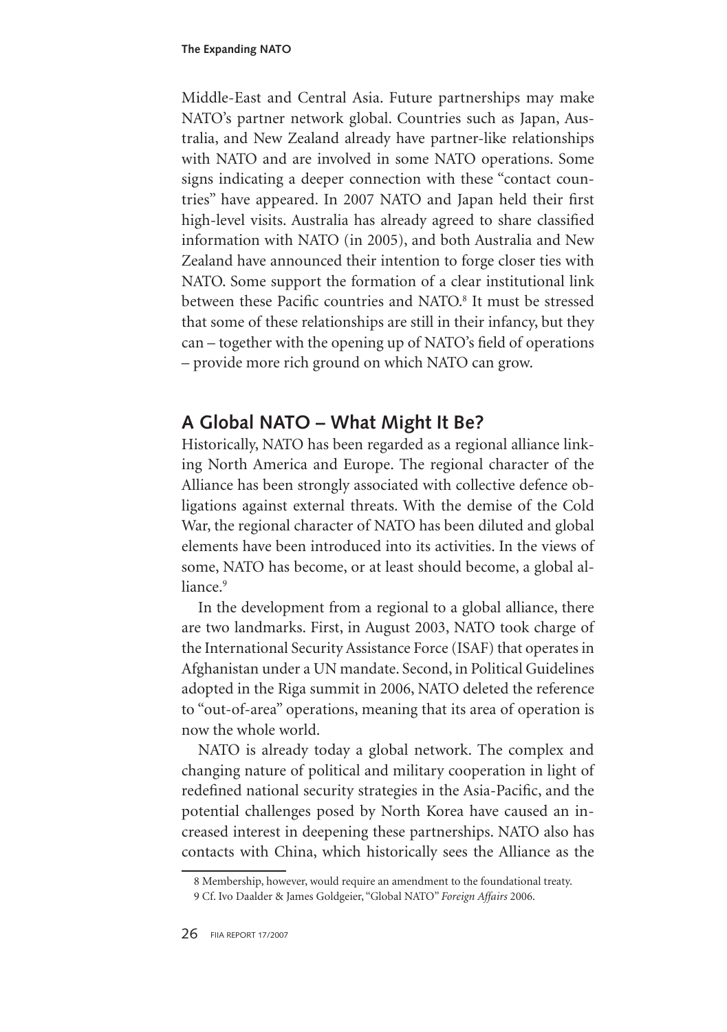Middle-East and Central Asia. Future partnerships may make NATO's partner network global. Countries such as Japan, Australia, and New Zealand already have partner-like relationships with NATO and are involved in some NATO operations. Some signs indicating a deeper connection with these "contact countries" have appeared. In 2007 NATO and Japan held their first high-level visits. Australia has already agreed to share classified information with NATO (in 2005), and both Australia and New Zealand have announced their intention to forge closer ties with NATO. Some support the formation of a clear institutional link between these Pacific countries and NATO.[8] It must be stressed that some of these relationships are still in their infancy, but they can – together with the opening up of NATO's field of operations – provide more rich ground on which NATO can grow.

## A Global NATO – What Might It Be?

Historically, NATO has been regarded as a regional alliance linking North America and Europe. The regional character of the Alliance has been strongly associated with collective defence obligations against external threats. With the demise of the Cold War, the regional character of NATO has been diluted and global elements have been introduced into its activities. In the views of some, NATO has become, or at least should become, a global alliance.[9]

In the development from a regional to a global alliance, there are two landmarks. First, in August 2003, NATO took charge of the International Security Assistance Force (ISAF) that operates in Afghanistan under a UN mandate. Second, in Political Guidelines adopted in the Riga summit in 2006, NATO deleted the reference to "out-of-area" operations, meaning that its area of operation is now the whole world.

NATO is already today a global network. The complex and changing nature of political and military cooperation in light of redefined national security strategies in the Asia-Pacific, and the potential challenges posed by North Korea have caused an increased interest in deepening these partnerships. NATO also has contacts with China, which historically sees the Alliance as the

8 Membership, however, would require an amendment to the foundational treaty.

9 Cf. Ivo Daalder & James Goldgeier, "Global NATO" *Foreign Affairs* 2006.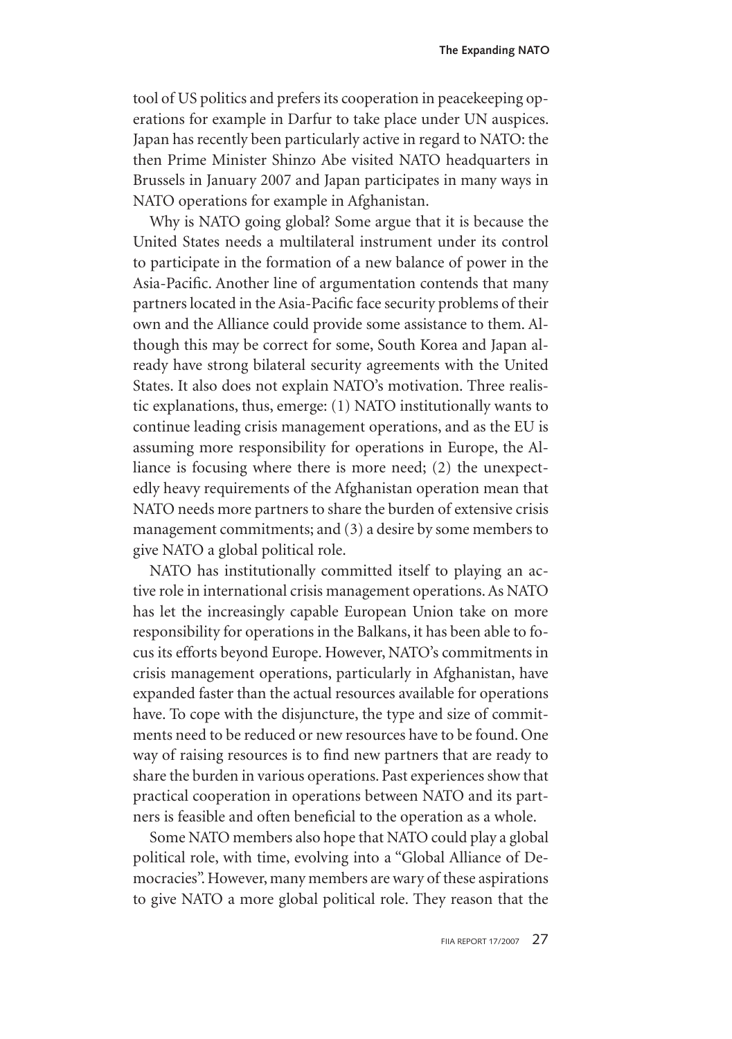tool of US politics and prefers its cooperation in peacekeeping operations for example in Darfur to take place under UN auspices. Japan has recently been particularly active in regard to NATO: the then Prime Minister Shinzo Abe visited NATO headquarters in Brussels in January 2007 and Japan participates in many ways in NATO operations for example in Afghanistan.

Why is NATO going global? Some argue that it is because the United States needs a multilateral instrument under its control to participate in the formation of a new balance of power in the Asia-Pacific. Another line of argumentation contends that many partners located in the Asia-Pacific face security problems of their own and the Alliance could provide some assistance to them. Although this may be correct for some, South Korea and Japan already have strong bilateral security agreements with the United States. It also does not explain NATO's motivation. Three realistic explanations, thus, emerge: (1) NATO institutionally wants to continue leading crisis management operations, and as the EU is assuming more responsibility for operations in Europe, the Alliance is focusing where there is more need; (2) the unexpectedly heavy requirements of the Afghanistan operation mean that NATO needs more partners to share the burden of extensive crisis management commitments; and (3) a desire by some members to give NATO a global political role.

NATO has institutionally committed itself to playing an active role in international crisis management operations. As NATO has let the increasingly capable European Union take on more responsibility for operations in the Balkans, it has been able to focus its efforts beyond Europe. However, NATO's commitments in crisis management operations, particularly in Afghanistan, have expanded faster than the actual resources available for operations have. To cope with the disjuncture, the type and size of commitments need to be reduced or new resources have to be found. One way of raising resources is to find new partners that are ready to share the burden in various operations. Past experiences show that practical cooperation in operations between NATO and its partners is feasible and often beneficial to the operation as a whole.

Some NATO members also hope that NATO could play a global political role, with time, evolving into a "Global Alliance of Democracies". However, many members are wary of these aspirations to give NATO a more global political role. They reason that the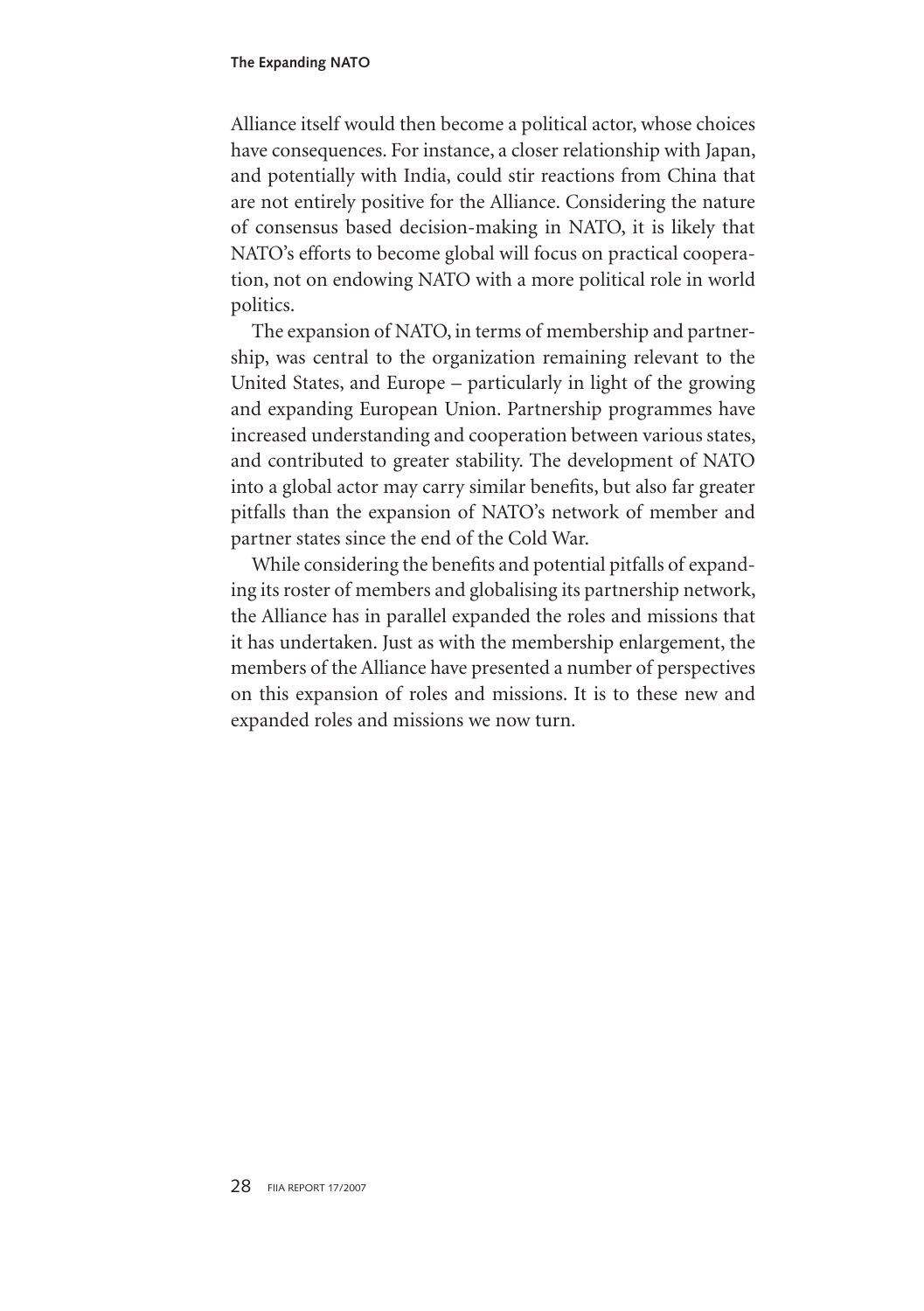Alliance itself would then become a political actor, whose choices have consequences. For instance, a closer relationship with Japan, and potentially with India, could stir reactions from China that are not entirely positive for the Alliance. Considering the nature of consensus based decision-making in NATO, it is likely that NATO's efforts to become global will focus on practical cooperation, not on endowing NATO with a more political role in world politics.

The expansion of NATO, in terms of membership and partnership, was central to the organization remaining relevant to the United States, and Europe – particularly in light of the growing and expanding European Union. Partnership programmes have increased understanding and cooperation between various states, and contributed to greater stability. The development of NATO into a global actor may carry similar benefits, but also far greater pitfalls than the expansion of NATO's network of member and partner states since the end of the Cold War.

While considering the benefits and potential pitfalls of expanding its roster of members and globalising its partnership network, the Alliance has in parallel expanded the roles and missions that it has undertaken. Just as with the membership enlargement, the members of the Alliance have presented a number of perspectives on this expansion of roles and missions. It is to these new and expanded roles and missions we now turn.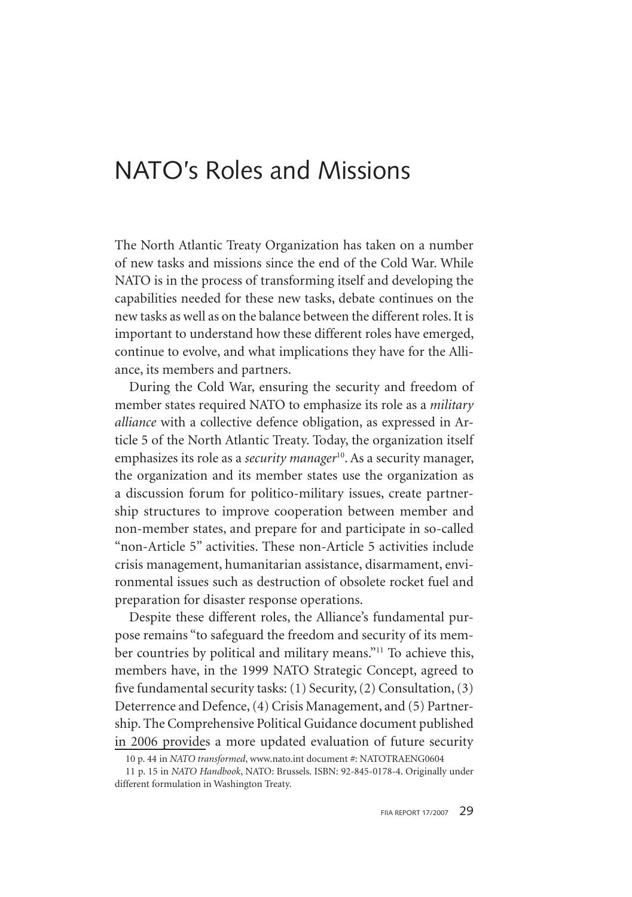# NATO's Roles and Missions

The North Atlantic Treaty Organization has taken on a number of new tasks and missions since the end of the Cold War. While NATO is in the process of transforming itself and developing the capabilities needed for these new tasks, debate continues on the new tasks as well as on the balance between the different roles. It is important to understand how these different roles have emerged, continue to evolve, and what implications they have for the Alliance, its members and partners.

During the Cold War, ensuring the security and freedom of member states required NATO to emphasize its role as a *military alliance* with a collective defence obligation, as expressed in Article 5 of the North Atlantic Treaty. Today, the organization itself emphasizes its role as a *security manager*[10]. As a security manager, the organization and its member states use the organization as a discussion forum for politico-military issues, create partnership structures to improve cooperation between member and non-member states, and prepare for and participate in so-called "non-Article 5" activities. These non-Article 5 activities include crisis management, humanitarian assistance, disarmament, environmental issues such as destruction of obsolete rocket fuel and preparation for disaster response operations.

Despite these different roles, the Alliance's fundamental purpose remains "to safeguard the freedom and security of its member countries by political and military means."[11] To achieve this, members have, in the 1999 NATO Strategic Concept, agreed to five fundamental security tasks: (1) Security, (2) Consultation, (3) Deterrence and Defence, (4) Crisis Management, and (5) Partnership. The Comprehensive Political Guidance document published in 2006 provides a more updated evaluation of future security

10 p. 44 in *NATO transformed*, www.nato.int document #: NATOTRAENG0604

11 p. 15 in *NATO Handbook*, NATO: Brussels. ISBN: 92-845-0178-4. Originally under different formulation in Washington Treaty.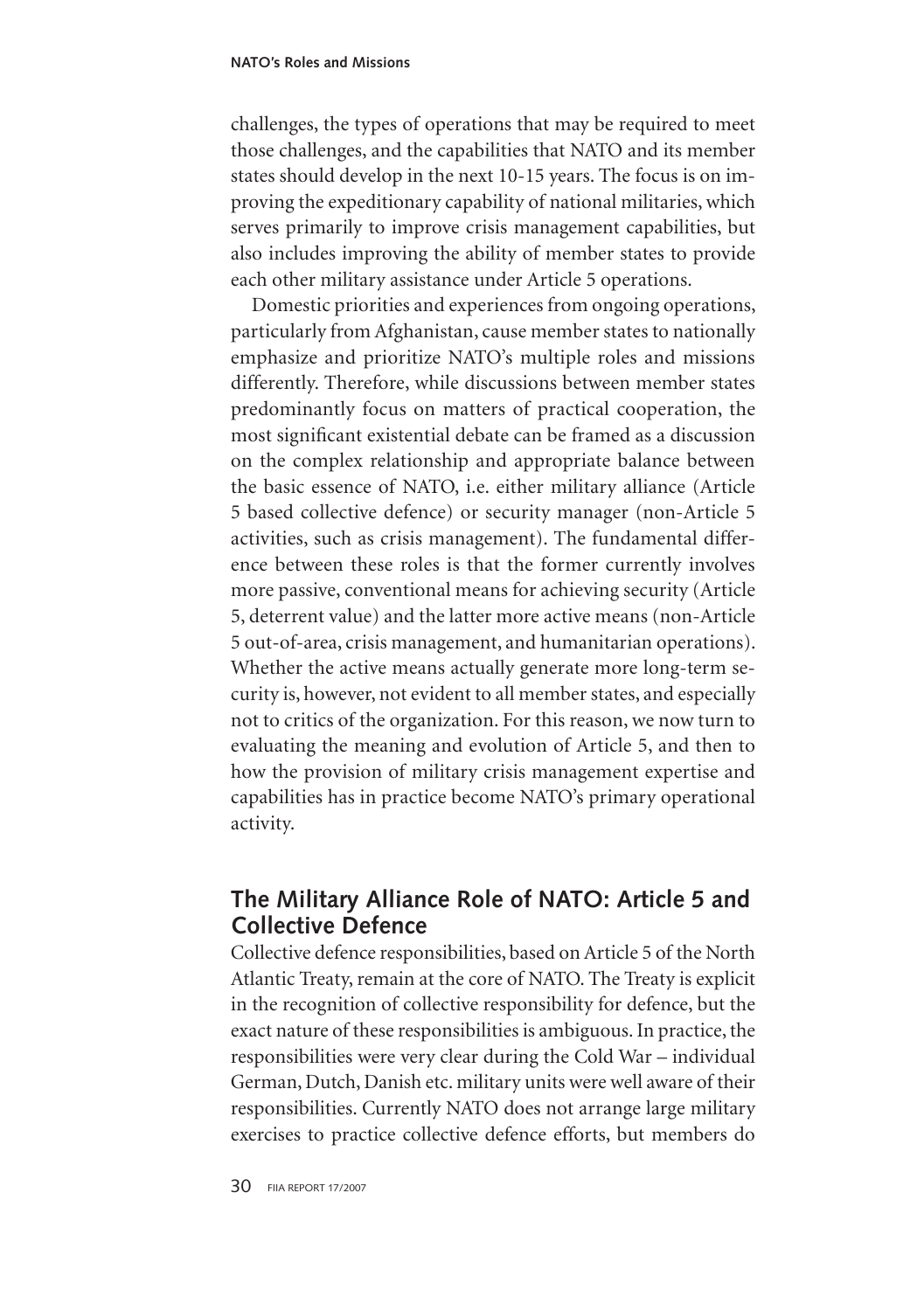challenges, the types of operations that may be required to meet those challenges, and the capabilities that NATO and its member states should develop in the next 10-15 years. The focus is on improving the expeditionary capability of national militaries, which serves primarily to improve crisis management capabilities, but also includes improving the ability of member states to provide each other military assistance under Article 5 operations.

Domestic priorities and experiences from ongoing operations, particularly from Afghanistan, cause member states to nationally emphasize and prioritize NATO's multiple roles and missions differently. Therefore, while discussions between member states predominantly focus on matters of practical cooperation, the most significant existential debate can be framed as a discussion on the complex relationship and appropriate balance between the basic essence of NATO, i.e. either military alliance (Article 5 based collective defence) or security manager (non-Article 5 activities, such as crisis management). The fundamental difference between these roles is that the former currently involves more passive, conventional means for achieving security (Article 5, deterrent value) and the latter more active means (non-Article 5 out-of-area, crisis management, and humanitarian operations). Whether the active means actually generate more long-term security is, however, not evident to all member states, and especially not to critics of the organization. For this reason, we now turn to evaluating the meaning and evolution of Article 5, and then to how the provision of military crisis management expertise and capabilities has in practice become NATO's primary operational activity.

## The Military Alliance Role of NATO: Article 5 and Collective Defence

Collective defence responsibilities, based on Article 5 of the North Atlantic Treaty, remain at the core of NATO. The Treaty is explicit in the recognition of collective responsibility for defence, but the exact nature of these responsibilities is ambiguous. In practice, the responsibilities were very clear during the Cold War – individual German, Dutch, Danish etc. military units were well aware of their responsibilities. Currently NATO does not arrange large military exercises to practice collective defence efforts, but members do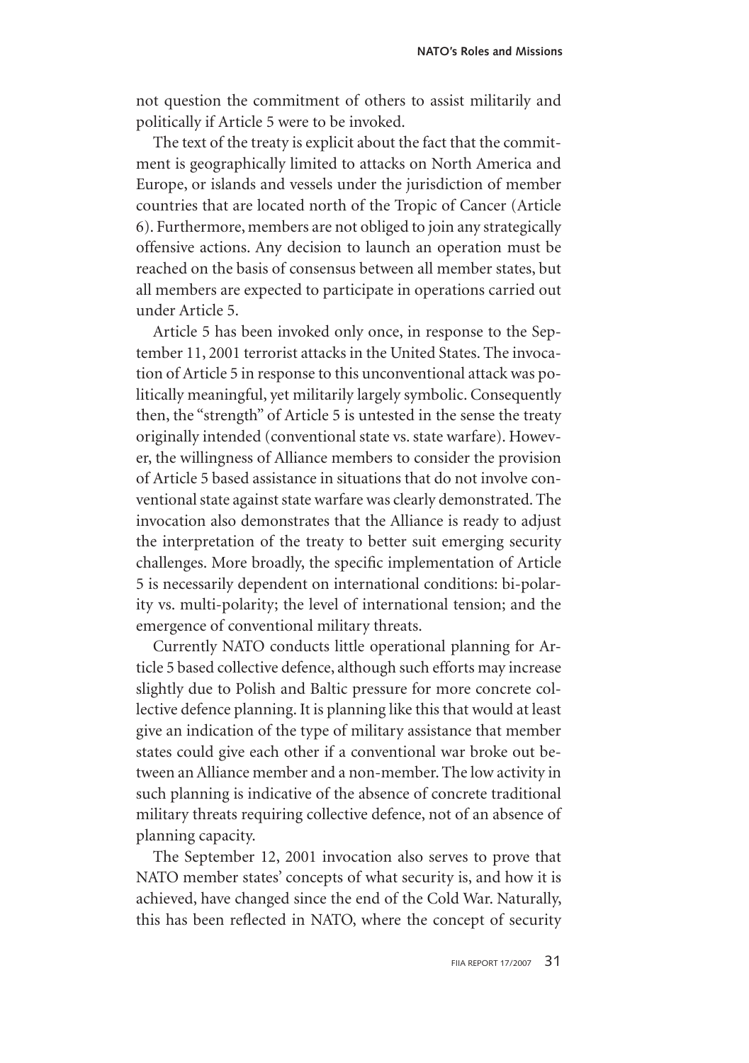not question the commitment of others to assist militarily and politically if Article 5 were to be invoked.

The text of the treaty is explicit about the fact that the commitment is geographically limited to attacks on North America and Europe, or islands and vessels under the jurisdiction of member countries that are located north of the Tropic of Cancer (Article 6). Furthermore, members are not obliged to join any strategically offensive actions. Any decision to launch an operation must be reached on the basis of consensus between all member states, but all members are expected to participate in operations carried out under Article 5.

Article 5 has been invoked only once, in response to the September 11, 2001 terrorist attacks in the United States. The invocation of Article 5 in response to this unconventional attack was politically meaningful, yet militarily largely symbolic. Consequently then, the "strength" of Article 5 is untested in the sense the treaty originally intended (conventional state vs. state warfare). However, the willingness of Alliance members to consider the provision of Article 5 based assistance in situations that do not involve conventional state against state warfare was clearly demonstrated. The invocation also demonstrates that the Alliance is ready to adjust the interpretation of the treaty to better suit emerging security challenges. More broadly, the specific implementation of Article 5 is necessarily dependent on international conditions: bi-polarity vs. multi-polarity; the level of international tension; and the emergence of conventional military threats.

Currently NATO conducts little operational planning for Article 5 based collective defence, although such efforts may increase slightly due to Polish and Baltic pressure for more concrete collective defence planning. It is planning like this that would at least give an indication of the type of military assistance that member states could give each other if a conventional war broke out between an Alliance member and a non-member. The low activity in such planning is indicative of the absence of concrete traditional military threats requiring collective defence, not of an absence of planning capacity.

The September 12, 2001 invocation also serves to prove that NATO member states' concepts of what security is, and how it is achieved, have changed since the end of the Cold War. Naturally, this has been reflected in NATO, where the concept of security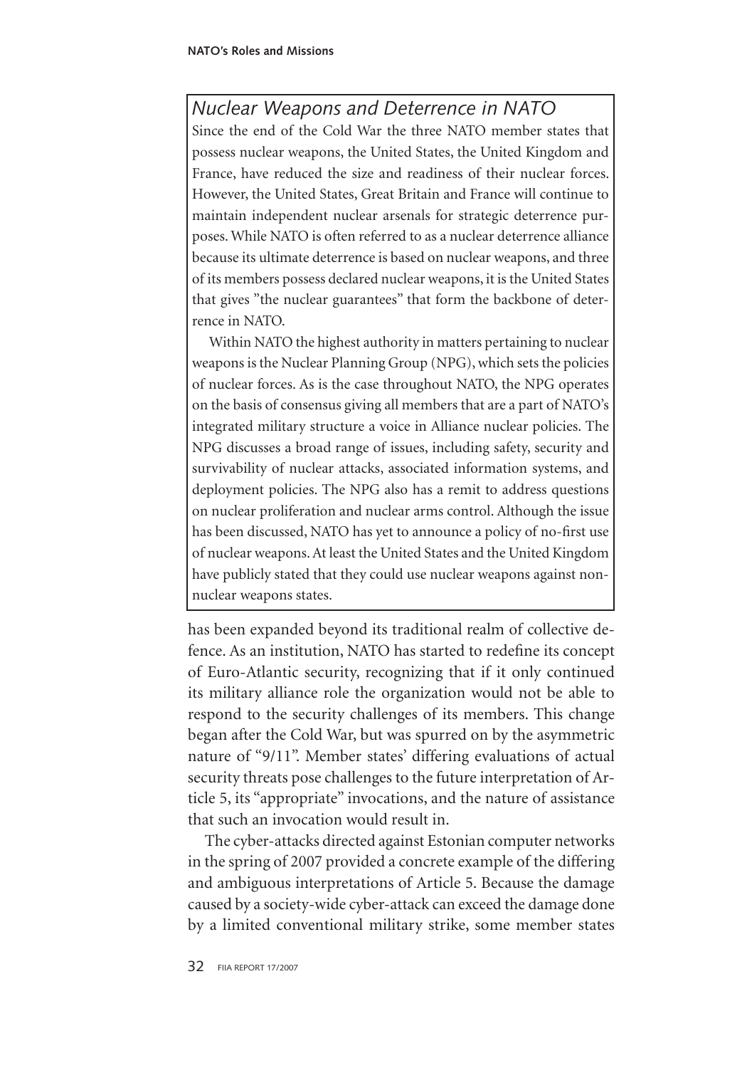## *Nuclear Weapons and Deterrence in NATO*

Since the end of the Cold War the three NATO member states that possess nuclear weapons, the United States, the United Kingdom and France, have reduced the size and readiness of their nuclear forces. However, the United States, Great Britain and France will continue to maintain independent nuclear arsenals for strategic deterrence purposes. While NATO is often referred to as a nuclear deterrence alliance because its ultimate deterrence is based on nuclear weapons, and three of its members possess declared nuclear weapons, it is the United States that gives "the nuclear guarantees" that form the backbone of deterrence in NATO.

Within NATO the highest authority in matters pertaining to nuclear weapons is the Nuclear Planning Group (NPG), which sets the policies of nuclear forces. As is the case throughout NATO, the NPG operates on the basis of consensus giving all members that are a part of NATO's integrated military structure a voice in Alliance nuclear policies. The NPG discusses a broad range of issues, including safety, security and survivability of nuclear attacks, associated information systems, and deployment policies. The NPG also has a remit to address questions on nuclear proliferation and nuclear arms control. Although the issue has been discussed, NATO has yet to announce a policy of no-first use of nuclear weapons. At least the United States and the United Kingdom have publicly stated that they could use nuclear weapons against non-nuclear weapons states.

has been expanded beyond its traditional realm of collective defence. As an institution, NATO has started to redefine its concept of Euro-Atlantic security, recognizing that if it only continued its military alliance role the organization would not be able to respond to the security challenges of its members. This change began after the Cold War, but was spurred on by the asymmetric nature of "9/11". Member states' differing evaluations of actual security threats pose challenges to the future interpretation of Article 5, its "appropriate" invocations, and the nature of assistance that such an invocation would result in.

The cyber-attacks directed against Estonian computer networks in the spring of 2007 provided a concrete example of the differing and ambiguous interpretations of Article 5. Because the damage caused by a society-wide cyber-attack can exceed the damage done by a limited conventional military strike, some member states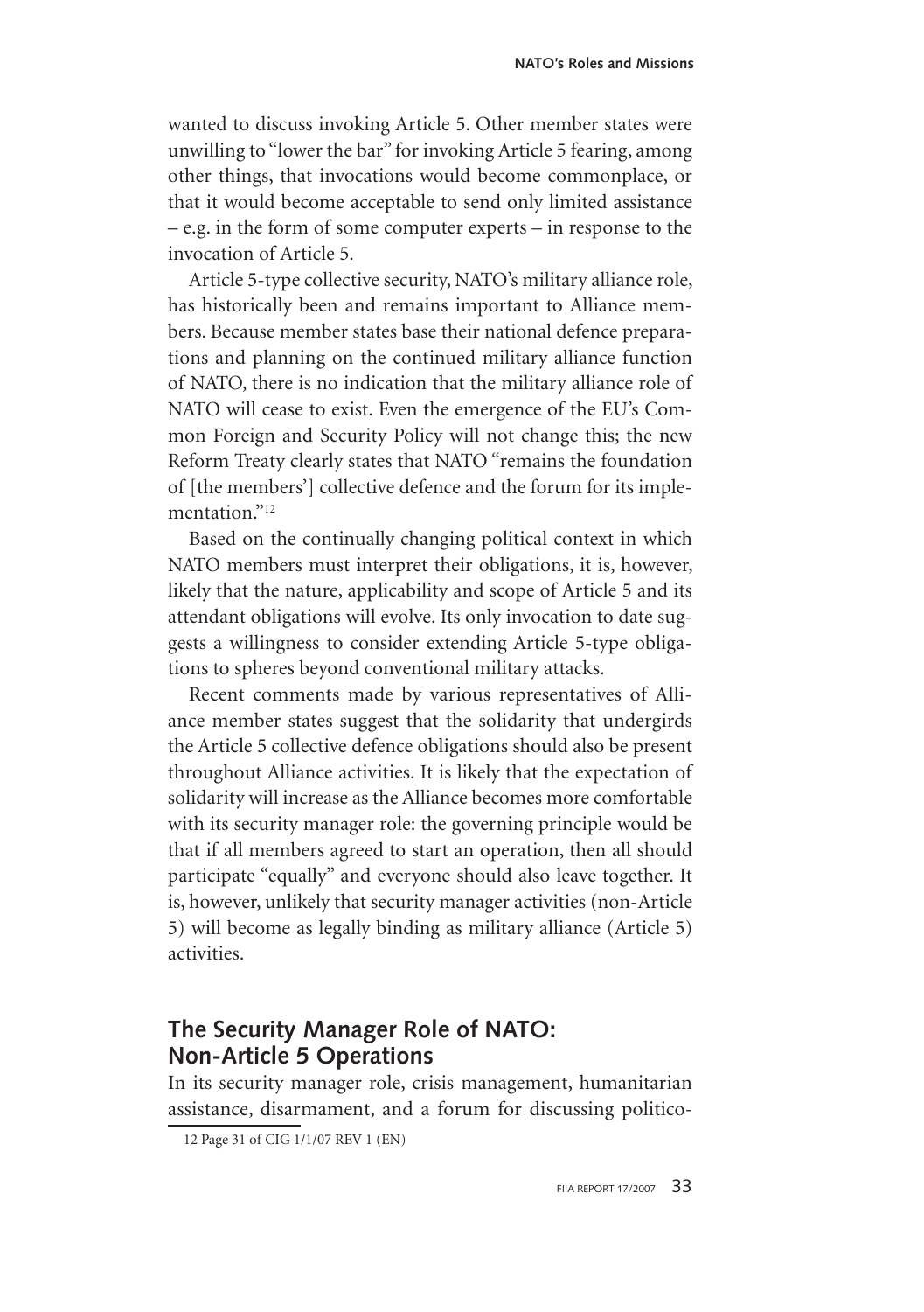wanted to discuss invoking Article 5. Other member states were unwilling to "lower the bar" for invoking Article 5 fearing, among other things, that invocations would become commonplace, or that it would become acceptable to send only limited assistance – e.g. in the form of some computer experts – in response to the invocation of Article 5.

Article 5-type collective security, NATO's military alliance role, has historically been and remains important to Alliance members. Because member states base their national defence preparations and planning on the continued military alliance function of NATO, there is no indication that the military alliance role of NATO will cease to exist. Even the emergence of the EU's Common Foreign and Security Policy will not change this; the new Reform Treaty clearly states that NATO "remains the foundation of [the members'] collective defence and the forum for its implementation."[12]

Based on the continually changing political context in which NATO members must interpret their obligations, it is, however, likely that the nature, applicability and scope of Article 5 and its attendant obligations will evolve. Its only invocation to date suggests a willingness to consider extending Article 5-type obligations to spheres beyond conventional military attacks.

Recent comments made by various representatives of Alliance member states suggest that the solidarity that undergirds the Article 5 collective defence obligations should also be present throughout Alliance activities. It is likely that the expectation of solidarity will increase as the Alliance becomes more comfortable with its security manager role: the governing principle would be that if all members agreed to start an operation, then all should participate "equally" and everyone should also leave together. It is, however, unlikely that security manager activities (non-Article 5) will become as legally binding as military alliance (Article 5) activities.

## The Security Manager Role of NATO: Non-Article 5 Operations

In its security manager role, crisis management, humanitarian assistance, disarmament, and a forum for discussing politico-

12 Page 31 of CIG 1/1/07 REV 1 (EN)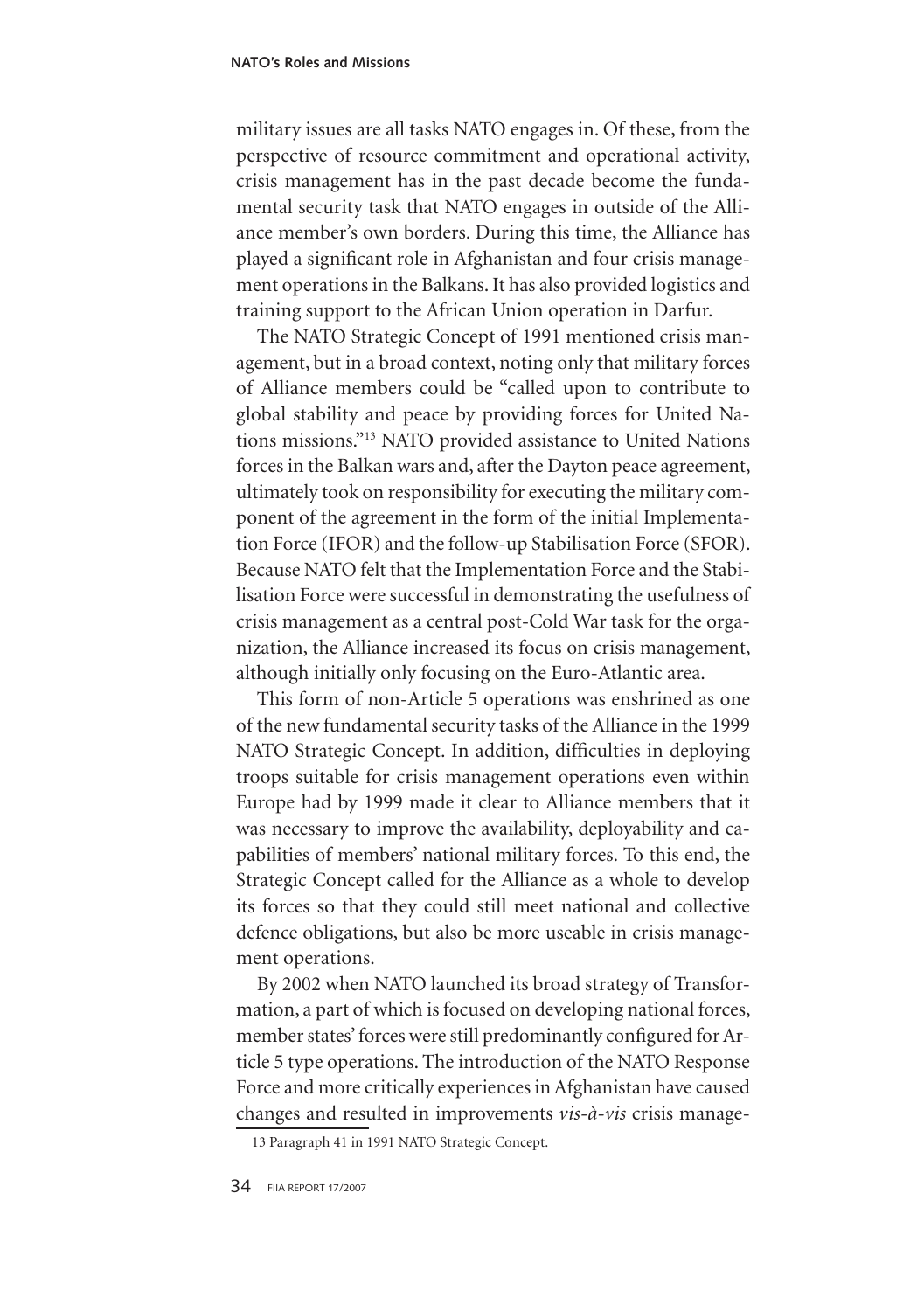military issues are all tasks NATO engages in. Of these, from the perspective of resource commitment and operational activity, crisis management has in the past decade become the fundamental security task that NATO engages in outside of the Alliance member's own borders. During this time, the Alliance has played a significant role in Afghanistan and four crisis management operations in the Balkans. It has also provided logistics and training support to the African Union operation in Darfur.

The NATO Strategic Concept of 1991 mentioned crisis management, but in a broad context, noting only that military forces of Alliance members could be "called upon to contribute to global stability and peace by providing forces for United Nations missions."[13] NATO provided assistance to United Nations forces in the Balkan wars and, after the Dayton peace agreement, ultimately took on responsibility for executing the military component of the agreement in the form of the initial Implementation Force (IFOR) and the follow-up Stabilisation Force (SFOR). Because NATO felt that the Implementation Force and the Stabilisation Force were successful in demonstrating the usefulness of crisis management as a central post-Cold War task for the organization, the Alliance increased its focus on crisis management, although initially only focusing on the Euro-Atlantic area.

This form of non-Article 5 operations was enshrined as one of the new fundamental security tasks of the Alliance in the 1999 NATO Strategic Concept. In addition, difficulties in deploying troops suitable for crisis management operations even within Europe had by 1999 made it clear to Alliance members that it was necessary to improve the availability, deployability and capabilities of members' national military forces. To this end, the Strategic Concept called for the Alliance as a whole to develop its forces so that they could still meet national and collective defence obligations, but also be more useable in crisis management operations.

By 2002 when NATO launched its broad strategy of Transformation, a part of which is focused on developing national forces, member states' forces were still predominantly configured for Article 5 type operations. The introduction of the NATO Response Force and more critically experiences in Afghanistan have caused changes and resulted in improvements *vis-à-vis* crisis manage-

13 Paragraph 41 in 1991 NATO Strategic Concept.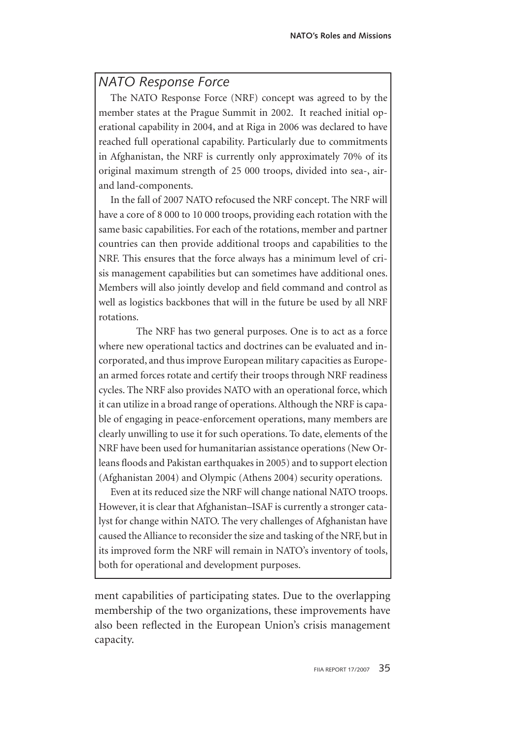## *NATO Response Force*

The NATO Response Force (NRF) concept was agreed to by the member states at the Prague Summit in 2002. It reached initial operational capability in 2004, and at Riga in 2006 was declared to have reached full operational capability. Particularly due to commitments in Afghanistan, the NRF is currently only approximately 70% of its original maximum strength of 25 000 troops, divided into sea-, air- and land-components.

In the fall of 2007 NATO refocused the NRF concept. The NRF will have a core of 8 000 to 10 000 troops, providing each rotation with the same basic capabilities. For each of the rotations, member and partner countries can then provide additional troops and capabilities to the NRF. This ensures that the force always has a minimum level of crisis management capabilities but can sometimes have additional ones. Members will also jointly develop and field command and control as well as logistics backbones that will in the future be used by all NRF rotations.

The NRF has two general purposes. One is to act as a force where new operational tactics and doctrines can be evaluated and incorporated, and thus improve European military capacities as European armed forces rotate and certify their troops through NRF readiness cycles. The NRF also provides NATO with an operational force, which it can utilize in a broad range of operations. Although the NRF is capable of engaging in peace-enforcement operations, many members are clearly unwilling to use it for such operations. To date, elements of the NRF have been used for humanitarian assistance operations (New Orleans floods and Pakistan earthquakes in 2005) and to support election (Afghanistan 2004) and Olympic (Athens 2004) security operations.

Even at its reduced size the NRF will change national NATO troops. However, it is clear that Afghanistan–ISAF is currently a stronger catalyst for change within NATO. The very challenges of Afghanistan have caused the Alliance to reconsider the size and tasking of the NRF, but in its improved form the NRF will remain in NATO's inventory of tools, both for operational and development purposes.

ment capabilities of participating states. Due to the overlapping membership of the two organizations, these improvements have also been reflected in the European Union's crisis management capacity.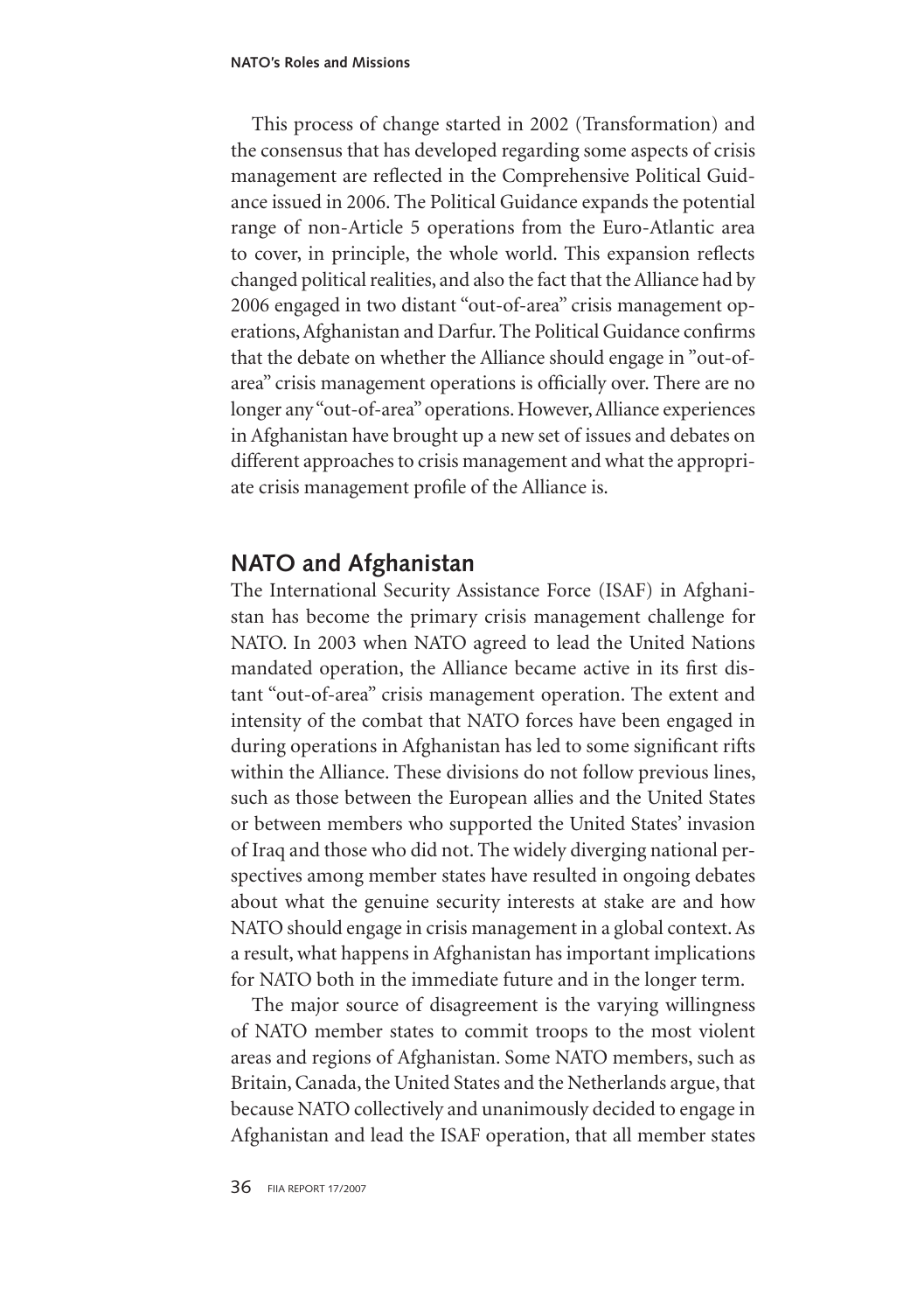This process of change started in 2002 (Transformation) and the consensus that has developed regarding some aspects of crisis management are reflected in the Comprehensive Political Guidance issued in 2006. The Political Guidance expands the potential range of non-Article 5 operations from the Euro-Atlantic area to cover, in principle, the whole world. This expansion reflects changed political realities, and also the fact that the Alliance had by 2006 engaged in two distant "out-of-area" crisis management operations, Afghanistan and Darfur. The Political Guidance confirms that the debate on whether the Alliance should engage in "out-of-area" crisis management operations is officially over. There are no longer any "out-of-area" operations. However, Alliance experiences in Afghanistan have brought up a new set of issues and debates on different approaches to crisis management and what the appropriate crisis management profile of the Alliance is.

## NATO and Afghanistan

The International Security Assistance Force (ISAF) in Afghanistan has become the primary crisis management challenge for NATO. In 2003 when NATO agreed to lead the United Nations mandated operation, the Alliance became active in its first distant "out-of-area" crisis management operation. The extent and intensity of the combat that NATO forces have been engaged in during operations in Afghanistan has led to some significant rifts within the Alliance. These divisions do not follow previous lines, such as those between the European allies and the United States or between members who supported the United States' invasion of Iraq and those who did not. The widely diverging national perspectives among member states have resulted in ongoing debates about what the genuine security interests at stake are and how NATO should engage in crisis management in a global context. As a result, what happens in Afghanistan has important implications for NATO both in the immediate future and in the longer term.

The major source of disagreement is the varying willingness of NATO member states to commit troops to the most violent areas and regions of Afghanistan. Some NATO members, such as Britain, Canada, the United States and the Netherlands argue, that because NATO collectively and unanimously decided to engage in Afghanistan and lead the ISAF operation, that all member states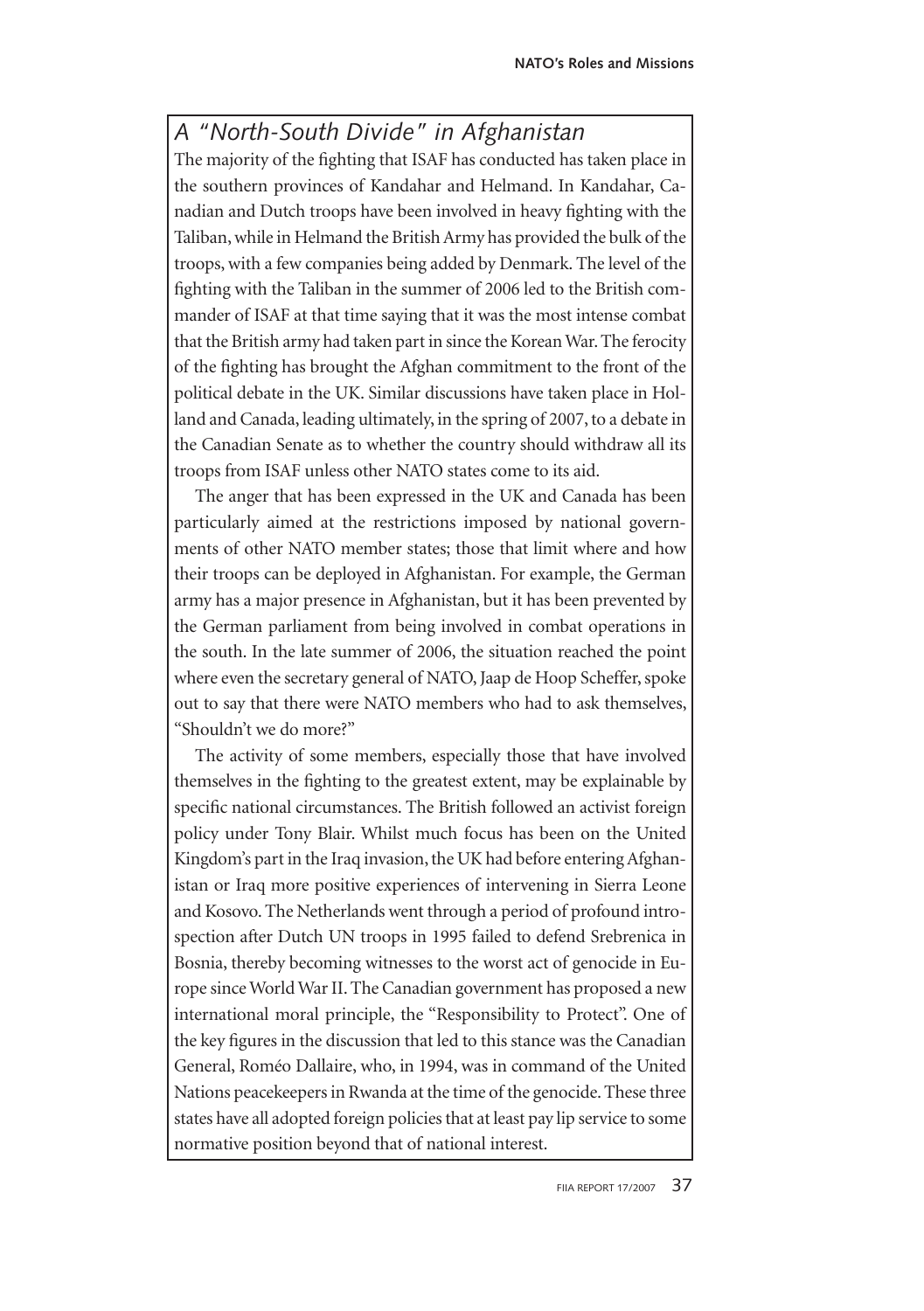## *A "North-South Divide" in Afghanistan*

The majority of the fighting that ISAF has conducted has taken place in the southern provinces of Kandahar and Helmand. In Kandahar, Canadian and Dutch troops have been involved in heavy fighting with the Taliban, while in Helmand the British Army has provided the bulk of the troops, with a few companies being added by Denmark. The level of the fighting with the Taliban in the summer of 2006 led to the British commander of ISAF at that time saying that it was the most intense combat that the British army had taken part in since the Korean War. The ferocity of the fighting has brought the Afghan commitment to the front of the political debate in the UK. Similar discussions have taken place in Holland and Canada, leading ultimately, in the spring of 2007, to a debate in the Canadian Senate as to whether the country should withdraw all its troops from ISAF unless other NATO states come to its aid.

The anger that has been expressed in the UK and Canada has been particularly aimed at the restrictions imposed by national governments of other NATO member states; those that limit where and how their troops can be deployed in Afghanistan. For example, the German army has a major presence in Afghanistan, but it has been prevented by the German parliament from being involved in combat operations in the south. In the late summer of 2006, the situation reached the point where even the secretary general of NATO, Jaap de Hoop Scheffer, spoke out to say that there were NATO members who had to ask themselves, "Shouldn't we do more?"

The activity of some members, especially those that have involved themselves in the fighting to the greatest extent, may be explainable by specific national circumstances. The British followed an activist foreign policy under Tony Blair. Whilst much focus has been on the United Kingdom's part in the Iraq invasion, the UK had before entering Afghanistan or Iraq more positive experiences of intervening in Sierra Leone and Kosovo. The Netherlands went through a period of profound introspection after Dutch UN troops in 1995 failed to defend Srebrenica in Bosnia, thereby becoming witnesses to the worst act of genocide in Europe since World War II. The Canadian government has proposed a new international moral principle, the "Responsibility to Protect". One of the key figures in the discussion that led to this stance was the Canadian General, Roméo Dallaire, who, in 1994, was in command of the United Nations peacekeepers in Rwanda at the time of the genocide. These three states have all adopted foreign policies that at least pay lip service to some normative position beyond that of national interest.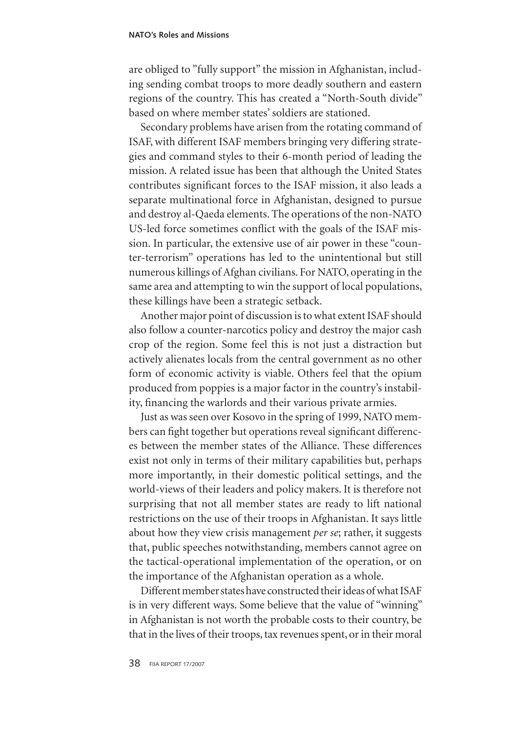are obliged to ”fully support” the mission in Afghanistan, including sending combat troops to more deadly southern and eastern regions of the country. This has created a “North-South divide” based on where member states’ soldiers are stationed.

Secondary problems have arisen from the rotating command of ISAF, with different ISAF members bringing very differing strategies and command styles to their 6-month period of leading the mission. A related issue has been that although the United States contributes significant forces to the ISAF mission, it also leads a separate multinational force in Afghanistan, designed to pursue and destroy al-Qaeda elements. The operations of the non-NATO US-led force sometimes conflict with the goals of the ISAF mission. In particular, the extensive use of air power in these “counter-terrorism” operations has led to the unintentional but still numerous killings of Afghan civilians. For NATO, operating in the same area and attempting to win the support of local populations, these killings have been a strategic setback.

Another major point of discussion is to what extent ISAF should also follow a counter-narcotics policy and destroy the major cash crop of the region. Some feel this is not just a distraction but actively alienates locals from the central government as no other form of economic activity is viable. Others feel that the opium produced from poppies is a major factor in the country’s instability, financing the warlords and their various private armies.

Just as was seen over Kosovo in the spring of 1999, NATO members can fight together but operations reveal significant differences between the member states of the Alliance. These differences exist not only in terms of their military capabilities but, perhaps more importantly, in their domestic political settings, and the world-views of their leaders and policy makers. It is therefore not surprising that not all member states are ready to lift national restrictions on the use of their troops in Afghanistan. It says little about how they view crisis management *per se*; rather, it suggests that, public speeches notwithstanding, members cannot agree on the tactical-operational implementation of the operation, or on the importance of the Afghanistan operation as a whole.

Different member states have constructed their ideas of what ISAF is in very different ways. Some believe that the value of “winning” in Afghanistan is not worth the probable costs to their country, be that in the lives of their troops, tax revenues spent, or in their moral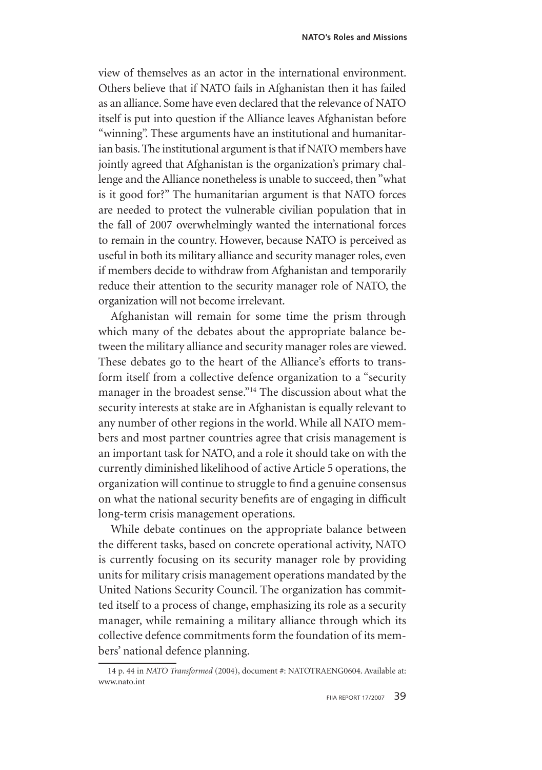view of themselves as an actor in the international environment. Others believe that if NATO fails in Afghanistan then it has failed as an alliance. Some have even declared that the relevance of NATO itself is put into question if the Alliance leaves Afghanistan before "winning". These arguments have an institutional and humanitarian basis. The institutional argument is that if NATO members have jointly agreed that Afghanistan is the organization's primary challenge and the Alliance nonetheless is unable to succeed, then "what is it good for?" The humanitarian argument is that NATO forces are needed to protect the vulnerable civilian population that in the fall of 2007 overwhelmingly wanted the international forces to remain in the country. However, because NATO is perceived as useful in both its military alliance and security manager roles, even if members decide to withdraw from Afghanistan and temporarily reduce their attention to the security manager role of NATO, the organization will not become irrelevant.

Afghanistan will remain for some time the prism through which many of the debates about the appropriate balance between the military alliance and security manager roles are viewed. These debates go to the heart of the Alliance's efforts to transform itself from a collective defence organization to a "security manager in the broadest sense."[14] The discussion about what the security interests at stake are in Afghanistan is equally relevant to any number of other regions in the world. While all NATO members and most partner countries agree that crisis management is an important task for NATO, and a role it should take on with the currently diminished likelihood of active Article 5 operations, the organization will continue to struggle to find a genuine consensus on what the national security benefits are of engaging in difficult long-term crisis management operations.

While debate continues on the appropriate balance between the different tasks, based on concrete operational activity, NATO is currently focusing on its security manager role by providing units for military crisis management operations mandated by the United Nations Security Council. The organization has committed itself to a process of change, emphasizing its role as a security manager, while remaining a military alliance through which its collective defence commitments form the foundation of its members' national defence planning.

---

14 p. 44 in *NATO Transformed* (2004), document #: NATOTRAENG0604. Available at: www.nato.int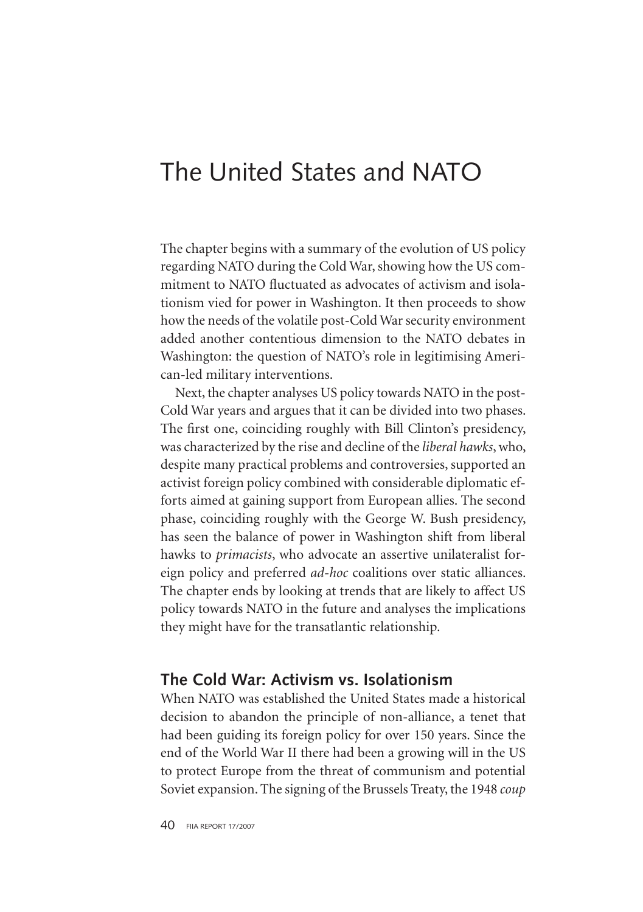# The United States and NATO

The chapter begins with a summary of the evolution of US policy regarding NATO during the Cold War, showing how the US commitment to NATO fluctuated as advocates of activism and isolationism vied for power in Washington. It then proceeds to show how the needs of the volatile post-Cold War security environment added another contentious dimension to the NATO debates in Washington: the question of NATO's role in legitimising American-led military interventions.

Next, the chapter analyses US policy towards NATO in the post-Cold War years and argues that it can be divided into two phases. The first one, coinciding roughly with Bill Clinton's presidency, was characterized by the rise and decline of the *liberal hawks*, who, despite many practical problems and controversies, supported an activist foreign policy combined with considerable diplomatic efforts aimed at gaining support from European allies. The second phase, coinciding roughly with the George W. Bush presidency, has seen the balance of power in Washington shift from liberal hawks to *primacists*, who advocate an assertive unilateralist foreign policy and preferred *ad-hoc* coalitions over static alliances. The chapter ends by looking at trends that are likely to affect US policy towards NATO in the future and analyses the implications they might have for the transatlantic relationship.

## The Cold War: Activism vs. Isolationism

When NATO was established the United States made a historical decision to abandon the principle of non-alliance, a tenet that had been guiding its foreign policy for over 150 years. Since the end of the World War II there had been a growing will in the US to protect Europe from the threat of communism and potential Soviet expansion. The signing of the Brussels Treaty, the 1948 *coup*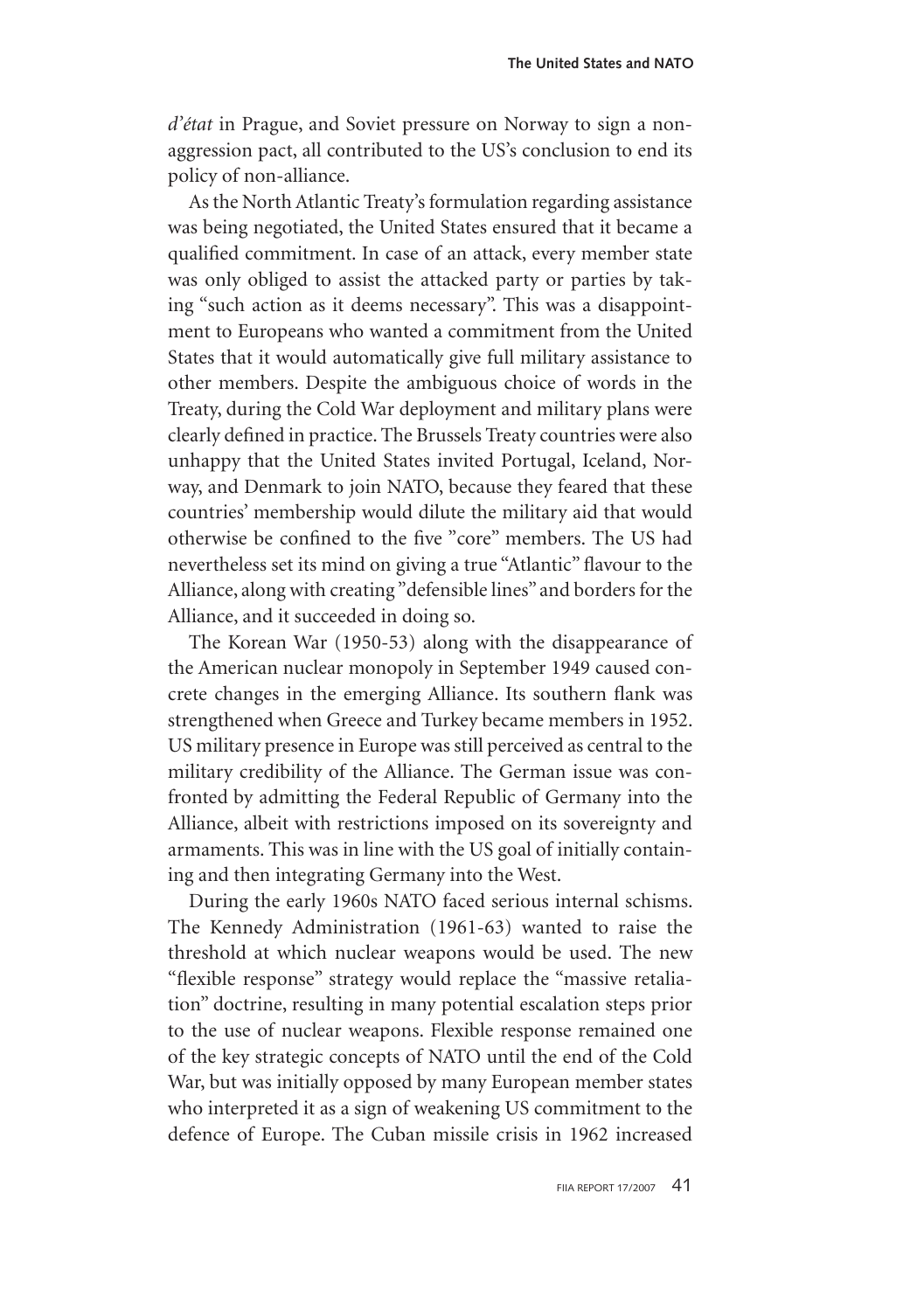*d'état* in Prague, and Soviet pressure on Norway to sign a non-aggression pact, all contributed to the US's conclusion to end its policy of non-alliance.

As the North Atlantic Treaty's formulation regarding assistance was being negotiated, the United States ensured that it became a qualified commitment. In case of an attack, every member state was only obliged to assist the attacked party or parties by taking "such action as it deems necessary". This was a disappointment to Europeans who wanted a commitment from the United States that it would automatically give full military assistance to other members. Despite the ambiguous choice of words in the Treaty, during the Cold War deployment and military plans were clearly defined in practice. The Brussels Treaty countries were also unhappy that the United States invited Portugal, Iceland, Norway, and Denmark to join NATO, because they feared that these countries' membership would dilute the military aid that would otherwise be confined to the five "core" members. The US had nevertheless set its mind on giving a true "Atlantic" flavour to the Alliance, along with creating "defensible lines" and borders for the Alliance, and it succeeded in doing so.

The Korean War (1950-53) along with the disappearance of the American nuclear monopoly in September 1949 caused concrete changes in the emerging Alliance. Its southern flank was strengthened when Greece and Turkey became members in 1952. US military presence in Europe was still perceived as central to the military credibility of the Alliance. The German issue was confronted by admitting the Federal Republic of Germany into the Alliance, albeit with restrictions imposed on its sovereignty and armaments. This was in line with the US goal of initially containing and then integrating Germany into the West.

During the early 1960s NATO faced serious internal schisms. The Kennedy Administration (1961-63) wanted to raise the threshold at which nuclear weapons would be used. The new "flexible response" strategy would replace the "massive retaliation" doctrine, resulting in many potential escalation steps prior to the use of nuclear weapons. Flexible response remained one of the key strategic concepts of NATO until the end of the Cold War, but was initially opposed by many European member states who interpreted it as a sign of weakening US commitment to the defence of Europe. The Cuban missile crisis in 1962 increased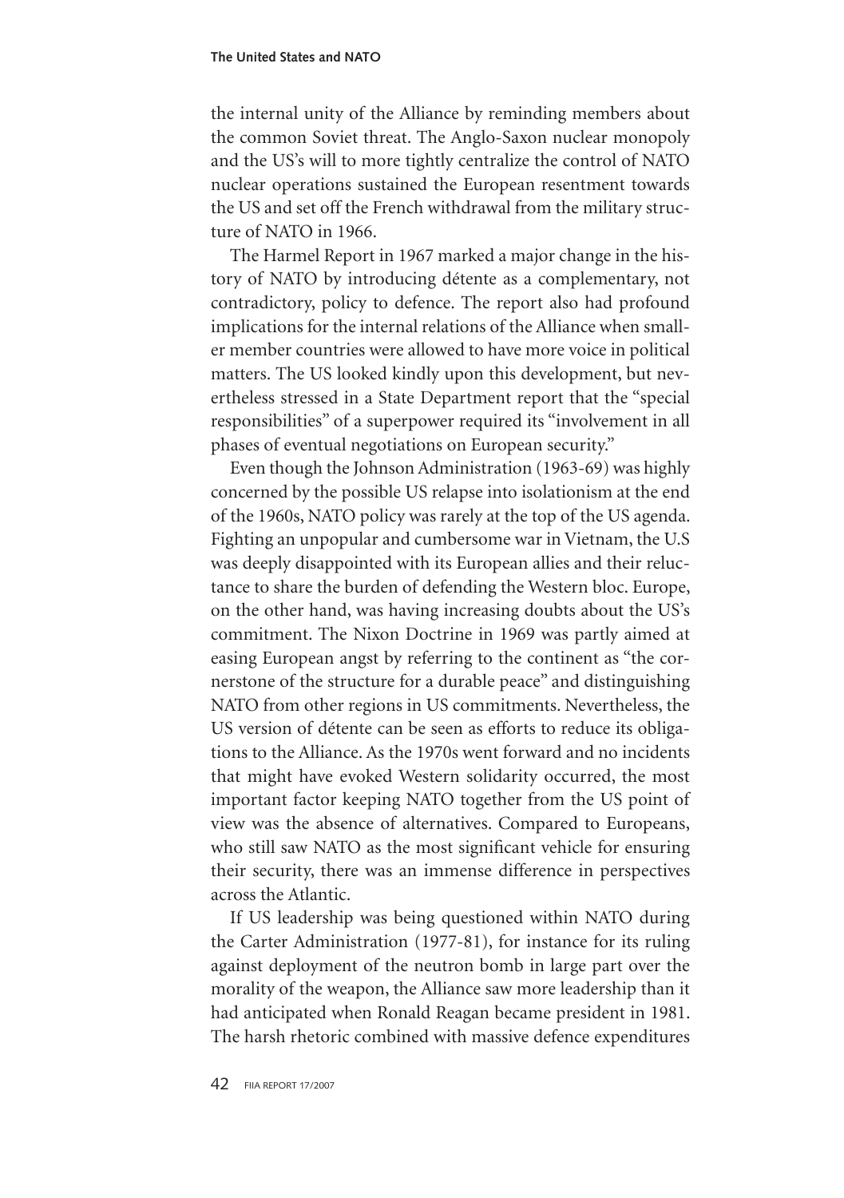the internal unity of the Alliance by reminding members about the common Soviet threat. The Anglo-Saxon nuclear monopoly and the US's will to more tightly centralize the control of NATO nuclear operations sustained the European resentment towards the US and set off the French withdrawal from the military structure of NATO in 1966.

The Harmel Report in 1967 marked a major change in the history of NATO by introducing détente as a complementary, not contradictory, policy to defence. The report also had profound implications for the internal relations of the Alliance when smaller member countries were allowed to have more voice in political matters. The US looked kindly upon this development, but nevertheless stressed in a State Department report that the "special responsibilities" of a superpower required its "involvement in all phases of eventual negotiations on European security."

Even though the Johnson Administration (1963-69) was highly concerned by the possible US relapse into isolationism at the end of the 1960s, NATO policy was rarely at the top of the US agenda. Fighting an unpopular and cumbersome war in Vietnam, the U.S was deeply disappointed with its European allies and their reluctance to share the burden of defending the Western bloc. Europe, on the other hand, was having increasing doubts about the US's commitment. The Nixon Doctrine in 1969 was partly aimed at easing European angst by referring to the continent as "the cornerstone of the structure for a durable peace" and distinguishing NATO from other regions in US commitments. Nevertheless, the US version of détente can be seen as efforts to reduce its obligations to the Alliance. As the 1970s went forward and no incidents that might have evoked Western solidarity occurred, the most important factor keeping NATO together from the US point of view was the absence of alternatives. Compared to Europeans, who still saw NATO as the most significant vehicle for ensuring their security, there was an immense difference in perspectives across the Atlantic.

If US leadership was being questioned within NATO during the Carter Administration (1977-81), for instance for its ruling against deployment of the neutron bomb in large part over the morality of the weapon, the Alliance saw more leadership than it had anticipated when Ronald Reagan became president in 1981. The harsh rhetoric combined with massive defence expenditures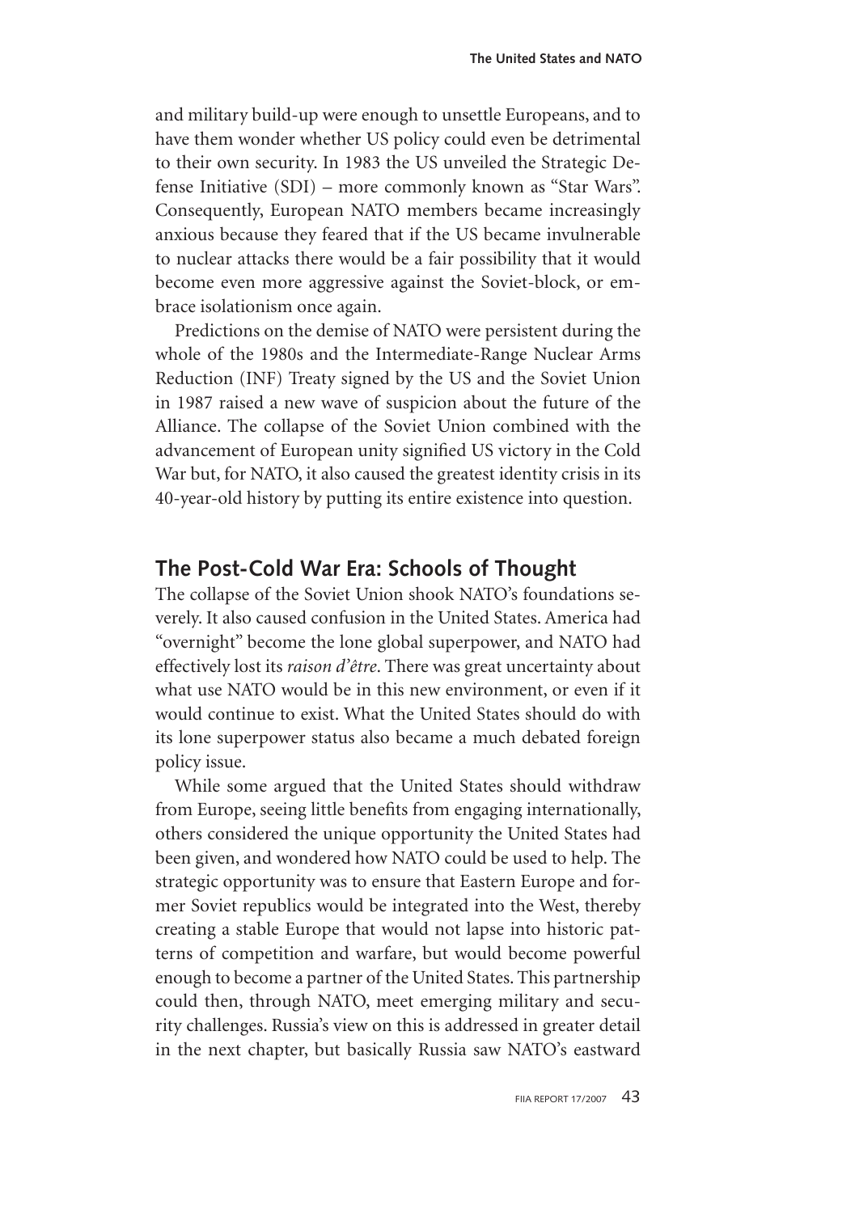and military build-up were enough to unsettle Europeans, and to have them wonder whether US policy could even be detrimental to their own security. In 1983 the US unveiled the Strategic Defense Initiative (SDI) – more commonly known as "Star Wars". Consequently, European NATO members became increasingly anxious because they feared that if the US became invulnerable to nuclear attacks there would be a fair possibility that it would become even more aggressive against the Soviet-block, or embrace isolationism once again.

Predictions on the demise of NATO were persistent during the whole of the 1980s and the Intermediate-Range Nuclear Arms Reduction (INF) Treaty signed by the US and the Soviet Union in 1987 raised a new wave of suspicion about the future of the Alliance. The collapse of the Soviet Union combined with the advancement of European unity signified US victory in the Cold War but, for NATO, it also caused the greatest identity crisis in its 40-year-old history by putting its entire existence into question.

## The Post-Cold War Era: Schools of Thought

The collapse of the Soviet Union shook NATO's foundations severely. It also caused confusion in the United States. America had "overnight" become the lone global superpower, and NATO had effectively lost its *raison d'être*. There was great uncertainty about what use NATO would be in this new environment, or even if it would continue to exist. What the United States should do with its lone superpower status also became a much debated foreign policy issue.

While some argued that the United States should withdraw from Europe, seeing little benefits from engaging internationally, others considered the unique opportunity the United States had been given, and wondered how NATO could be used to help. The strategic opportunity was to ensure that Eastern Europe and former Soviet republics would be integrated into the West, thereby creating a stable Europe that would not lapse into historic patterns of competition and warfare, but would become powerful enough to become a partner of the United States. This partnership could then, through NATO, meet emerging military and security challenges. Russia's view on this is addressed in greater detail in the next chapter, but basically Russia saw NATO's eastward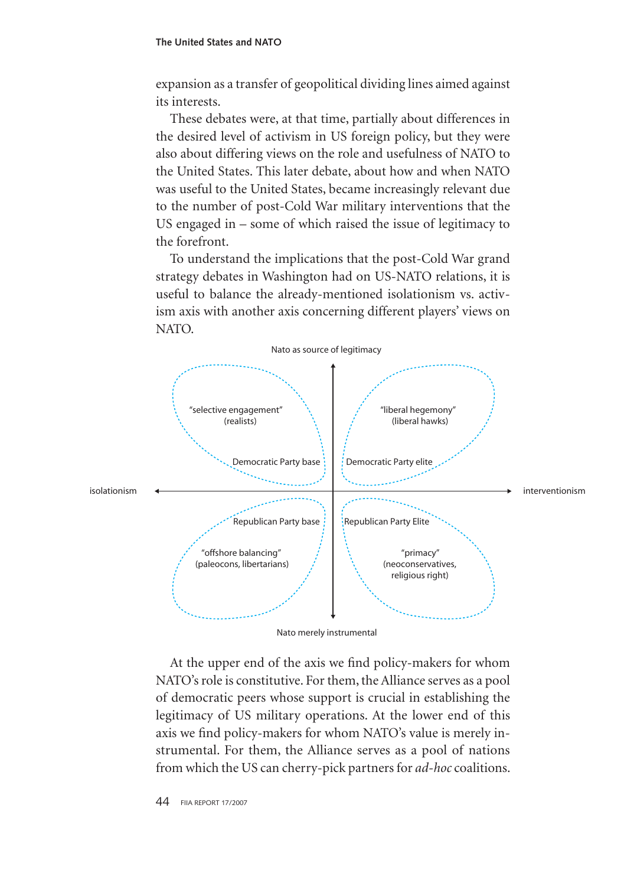expansion as a transfer of geopolitical dividing lines aimed against its interests.

These debates were, at that time, partially about differences in the desired level of activism in US foreign policy, but they were also about differing views on the role and usefulness of NATO to the United States. This later debate, about how and when NATO was useful to the United States, became increasingly relevant due to the number of post-Cold War military interventions that the US engaged in – some of which raised the issue of legitimacy to the forefront.

To understand the implications that the post-Cold War grand strategy debates in Washington had on US-NATO relations, it is useful to balance the already-mentioned isolationism vs. activism axis with another axis concerning different players' views on NATO.

Nato as source of legitimacy

"selective engagement" (realists)
Democratic Party base

"liberal hegemony" (liberal hawks)
Democratic Party elite

isolationism — interventionism

Republican Party base
"offshore balancing" (paleocons, libertarians)

Republican Party Elite
"primacy" (neoconservatives, religious right)

Nato merely instrumental

At the upper end of the axis we find policy-makers for whom NATO's role is constitutive. For them, the Alliance serves as a pool of democratic peers whose support is crucial in establishing the legitimacy of US military operations. At the lower end of this axis we find policy-makers for whom NATO's value is merely instrumental. For them, the Alliance serves as a pool of nations from which the US can cherry-pick partners for *ad-hoc* coalitions.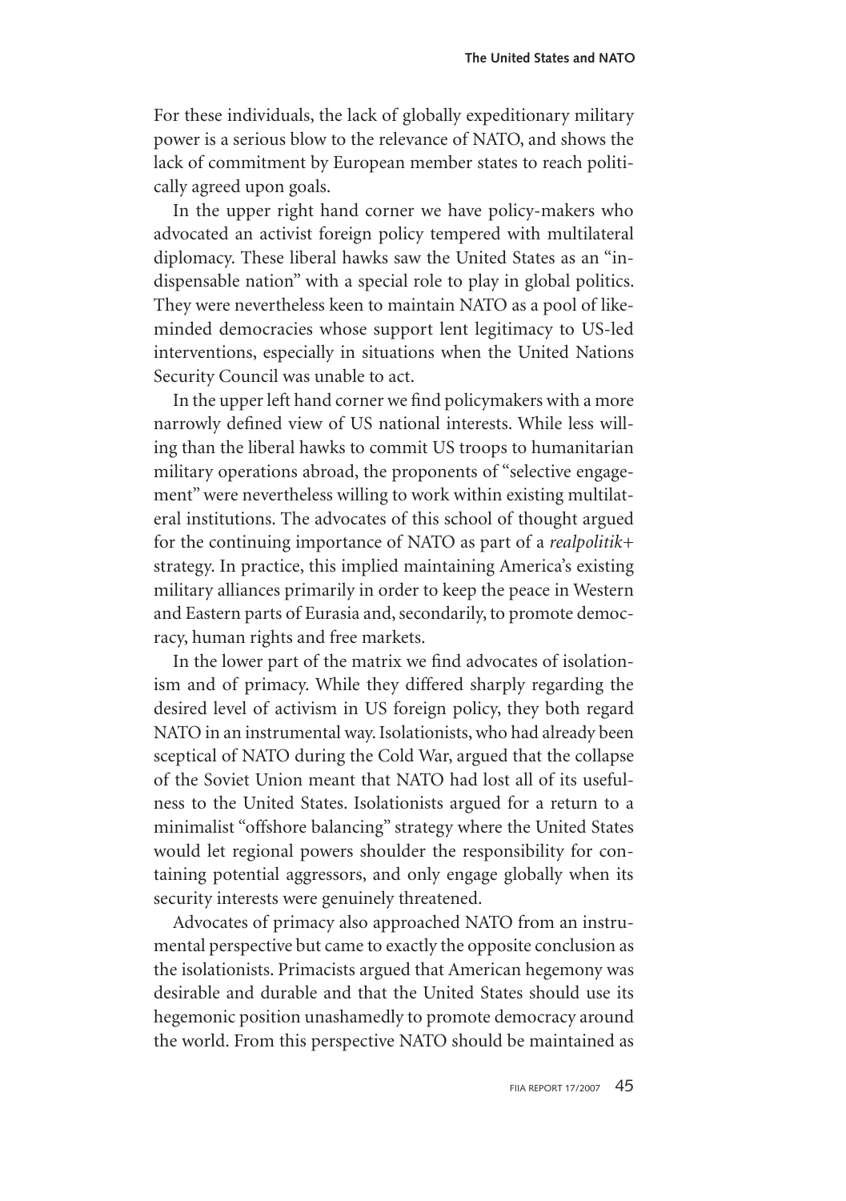For these individuals, the lack of globally expeditionary military power is a serious blow to the relevance of NATO, and shows the lack of commitment by European member states to reach politically agreed upon goals.

In the upper right hand corner we have policy-makers who advocated an activist foreign policy tempered with multilateral diplomacy. These liberal hawks saw the United States as an "indispensable nation" with a special role to play in global politics. They were nevertheless keen to maintain NATO as a pool of like-minded democracies whose support lent legitimacy to US-led interventions, especially in situations when the United Nations Security Council was unable to act.

In the upper left hand corner we find policymakers with a more narrowly defined view of US national interests. While less willing than the liberal hawks to commit US troops to humanitarian military operations abroad, the proponents of "selective engagement" were nevertheless willing to work within existing multilateral institutions. The advocates of this school of thought argued for the continuing importance of NATO as part of a *realpolitik+* strategy. In practice, this implied maintaining America's existing military alliances primarily in order to keep the peace in Western and Eastern parts of Eurasia and, secondarily, to promote democracy, human rights and free markets.

In the lower part of the matrix we find advocates of isolationism and of primacy. While they differed sharply regarding the desired level of activism in US foreign policy, they both regard NATO in an instrumental way. Isolationists, who had already been sceptical of NATO during the Cold War, argued that the collapse of the Soviet Union meant that NATO had lost all of its usefulness to the United States. Isolationists argued for a return to a minimalist "offshore balancing" strategy where the United States would let regional powers shoulder the responsibility for containing potential aggressors, and only engage globally when its security interests were genuinely threatened.

Advocates of primacy also approached NATO from an instrumental perspective but came to exactly the opposite conclusion as the isolationists. Primacists argued that American hegemony was desirable and durable and that the United States should use its hegemonic position unashamedly to promote democracy around the world. From this perspective NATO should be maintained as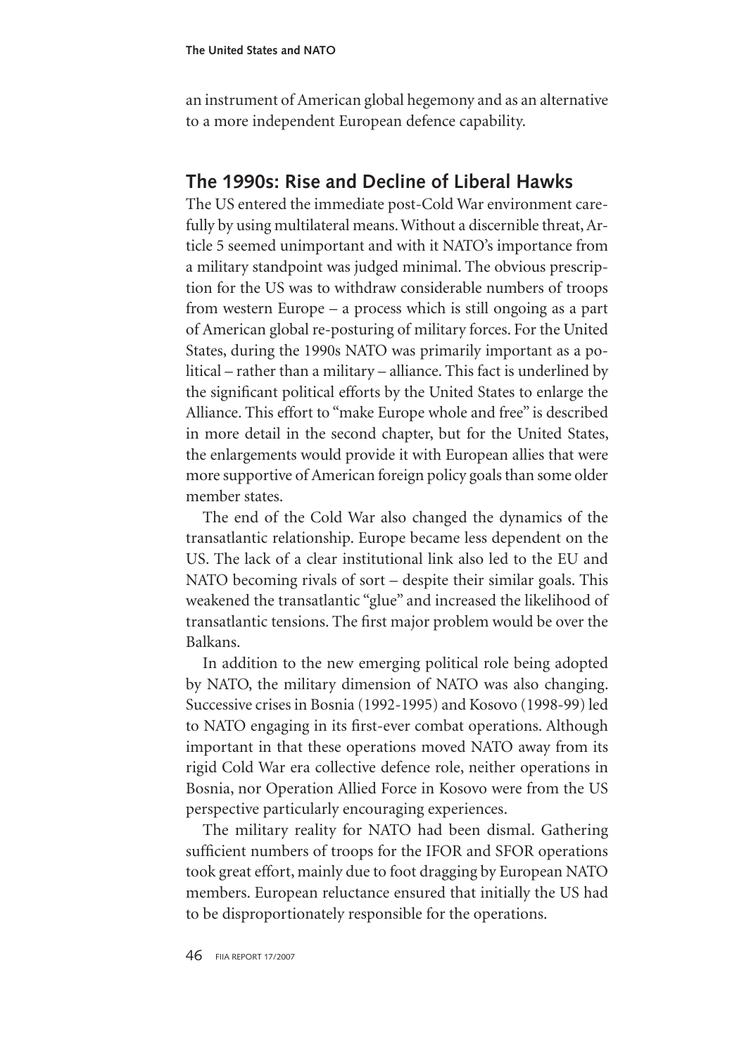an instrument of American global hegemony and as an alternative to a more independent European defence capability.

## The 1990s: Rise and Decline of Liberal Hawks

The US entered the immediate post-Cold War environment carefully by using multilateral means. Without a discernible threat, Article 5 seemed unimportant and with it NATO's importance from a military standpoint was judged minimal. The obvious prescription for the US was to withdraw considerable numbers of troops from western Europe – a process which is still ongoing as a part of American global re-posturing of military forces. For the United States, during the 1990s NATO was primarily important as a political – rather than a military – alliance. This fact is underlined by the significant political efforts by the United States to enlarge the Alliance. This effort to "make Europe whole and free" is described in more detail in the second chapter, but for the United States, the enlargements would provide it with European allies that were more supportive of American foreign policy goals than some older member states.

The end of the Cold War also changed the dynamics of the transatlantic relationship. Europe became less dependent on the US. The lack of a clear institutional link also led to the EU and NATO becoming rivals of sort – despite their similar goals. This weakened the transatlantic "glue" and increased the likelihood of transatlantic tensions. The first major problem would be over the Balkans.

In addition to the new emerging political role being adopted by NATO, the military dimension of NATO was also changing. Successive crises in Bosnia (1992-1995) and Kosovo (1998-99) led to NATO engaging in its first-ever combat operations. Although important in that these operations moved NATO away from its rigid Cold War era collective defence role, neither operations in Bosnia, nor Operation Allied Force in Kosovo were from the US perspective particularly encouraging experiences.

The military reality for NATO had been dismal. Gathering sufficient numbers of troops for the IFOR and SFOR operations took great effort, mainly due to foot dragging by European NATO members. European reluctance ensured that initially the US had to be disproportionately responsible for the operations.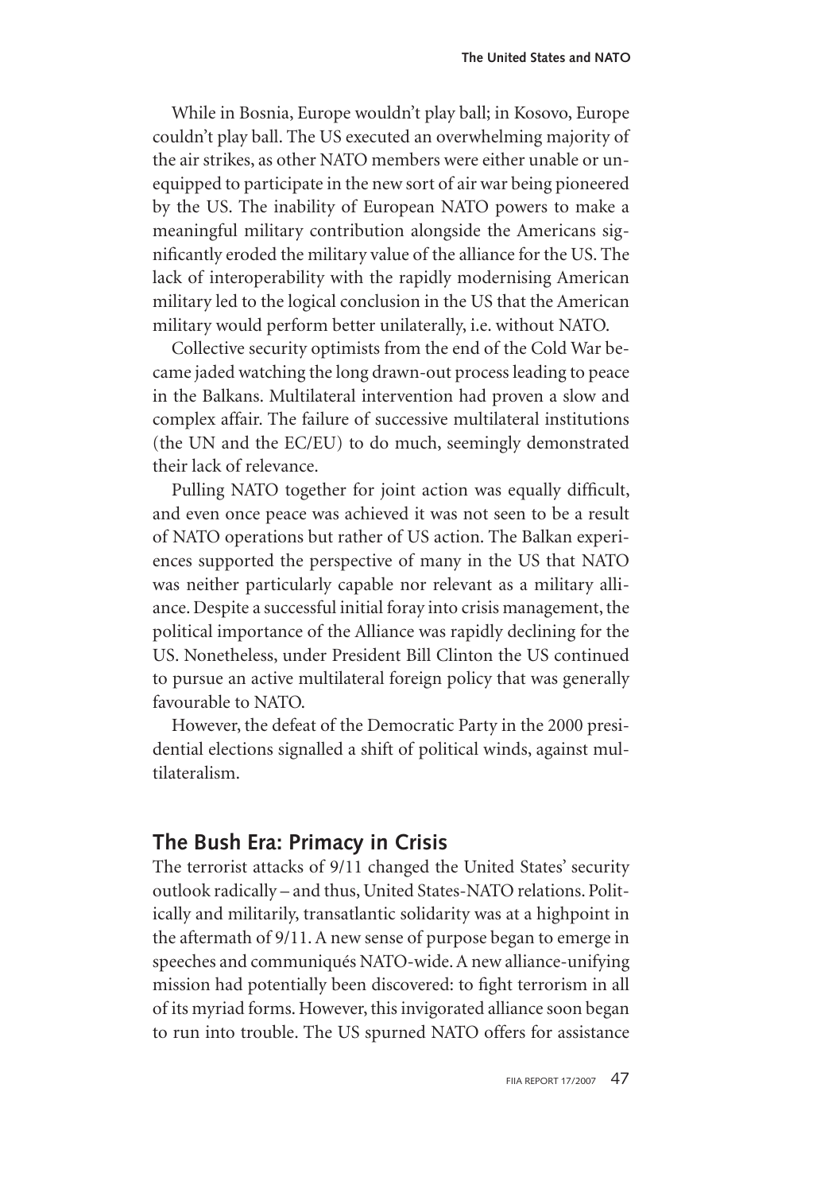While in Bosnia, Europe wouldn't play ball; in Kosovo, Europe couldn't play ball. The US executed an overwhelming majority of the air strikes, as other NATO members were either unable or unequipped to participate in the new sort of air war being pioneered by the US. The inability of European NATO powers to make a meaningful military contribution alongside the Americans significantly eroded the military value of the alliance for the US. The lack of interoperability with the rapidly modernising American military led to the logical conclusion in the US that the American military would perform better unilaterally, i.e. without NATO.

Collective security optimists from the end of the Cold War became jaded watching the long drawn-out process leading to peace in the Balkans. Multilateral intervention had proven a slow and complex affair. The failure of successive multilateral institutions (the UN and the EC/EU) to do much, seemingly demonstrated their lack of relevance.

Pulling NATO together for joint action was equally difficult, and even once peace was achieved it was not seen to be a result of NATO operations but rather of US action. The Balkan experiences supported the perspective of many in the US that NATO was neither particularly capable nor relevant as a military alliance. Despite a successful initial foray into crisis management, the political importance of the Alliance was rapidly declining for the US. Nonetheless, under President Bill Clinton the US continued to pursue an active multilateral foreign policy that was generally favourable to NATO.

However, the defeat of the Democratic Party in the 2000 presidential elections signalled a shift of political winds, against multilateralism.

## The Bush Era: Primacy in Crisis

The terrorist attacks of 9/11 changed the United States' security outlook radically – and thus, United States-NATO relations. Politically and militarily, transatlantic solidarity was at a highpoint in the aftermath of 9/11. A new sense of purpose began to emerge in speeches and communiqués NATO-wide. A new alliance-unifying mission had potentially been discovered: to fight terrorism in all of its myriad forms. However, this invigorated alliance soon began to run into trouble. The US spurned NATO offers for assistance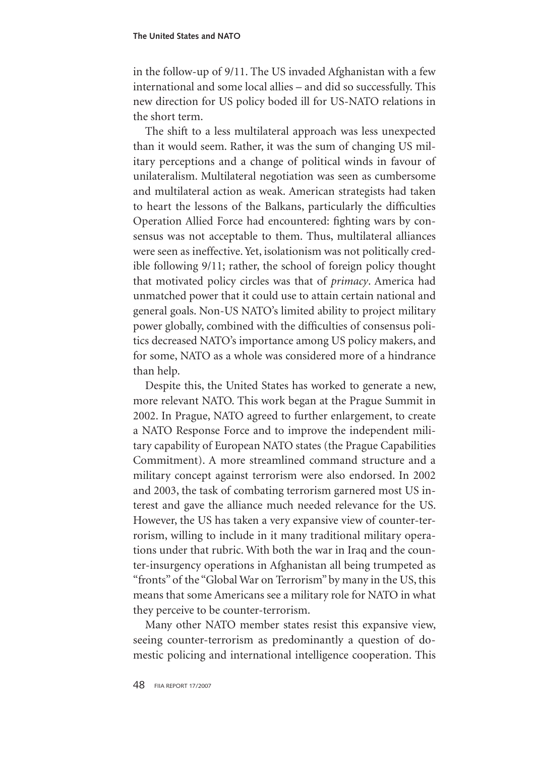in the follow-up of 9/11. The US invaded Afghanistan with a few international and some local allies – and did so successfully. This new direction for US policy boded ill for US-NATO relations in the short term.

The shift to a less multilateral approach was less unexpected than it would seem. Rather, it was the sum of changing US military perceptions and a change of political winds in favour of unilateralism. Multilateral negotiation was seen as cumbersome and multilateral action as weak. American strategists had taken to heart the lessons of the Balkans, particularly the difficulties Operation Allied Force had encountered: fighting wars by consensus was not acceptable to them. Thus, multilateral alliances were seen as ineffective. Yet, isolationism was not politically credible following 9/11; rather, the school of foreign policy thought that motivated policy circles was that of *primacy*. America had unmatched power that it could use to attain certain national and general goals. Non-US NATO's limited ability to project military power globally, combined with the difficulties of consensus politics decreased NATO's importance among US policy makers, and for some, NATO as a whole was considered more of a hindrance than help.

Despite this, the United States has worked to generate a new, more relevant NATO. This work began at the Prague Summit in 2002. In Prague, NATO agreed to further enlargement, to create a NATO Response Force and to improve the independent military capability of European NATO states (the Prague Capabilities Commitment). A more streamlined command structure and a military concept against terrorism were also endorsed. In 2002 and 2003, the task of combating terrorism garnered most US interest and gave the alliance much needed relevance for the US. However, the US has taken a very expansive view of counter-terrorism, willing to include in it many traditional military operations under that rubric. With both the war in Iraq and the counter-insurgency operations in Afghanistan all being trumpeted as "fronts" of the "Global War on Terrorism" by many in the US, this means that some Americans see a military role for NATO in what they perceive to be counter-terrorism.

Many other NATO member states resist this expansive view, seeing counter-terrorism as predominantly a question of domestic policing and international intelligence cooperation. This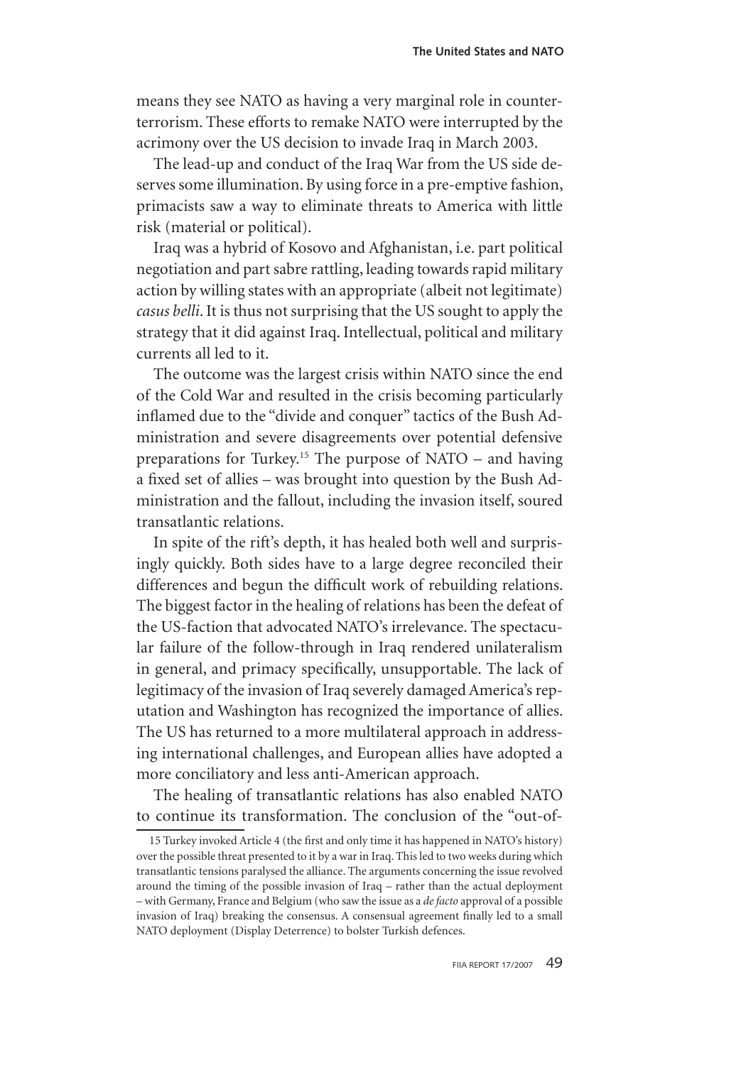means they see NATO as having a very marginal role in counter-terrorism. These efforts to remake NATO were interrupted by the acrimony over the US decision to invade Iraq in March 2003.

The lead-up and conduct of the Iraq War from the US side deserves some illumination. By using force in a pre-emptive fashion, primacists saw a way to eliminate threats to America with little risk (material or political).

Iraq was a hybrid of Kosovo and Afghanistan, i.e. part political negotiation and part sabre rattling, leading towards rapid military action by willing states with an appropriate (albeit not legitimate) *casus belli*. It is thus not surprising that the US sought to apply the strategy that it did against Iraq. Intellectual, political and military currents all led to it.

The outcome was the largest crisis within NATO since the end of the Cold War and resulted in the crisis becoming particularly inflamed due to the "divide and conquer" tactics of the Bush Administration and severe disagreements over potential defensive preparations for Turkey.[15] The purpose of NATO – and having a fixed set of allies – was brought into question by the Bush Administration and the fallout, including the invasion itself, soured transatlantic relations.

In spite of the rift's depth, it has healed both well and surprisingly quickly. Both sides have to a large degree reconciled their differences and begun the difficult work of rebuilding relations. The biggest factor in the healing of relations has been the defeat of the US-faction that advocated NATO's irrelevance. The spectacular failure of the follow-through in Iraq rendered unilateralism in general, and primacy specifically, unsupportable. The lack of legitimacy of the invasion of Iraq severely damaged America's reputation and Washington has recognized the importance of allies. The US has returned to a more multilateral approach in addressing international challenges, and European allies have adopted a more conciliatory and less anti-American approach.

The healing of transatlantic relations has also enabled NATO to continue its transformation. The conclusion of the "out-of-

---

15 Turkey invoked Article 4 (the first and only time it has happened in NATO's history) over the possible threat presented to it by a war in Iraq. This led to two weeks during which transatlantic tensions paralysed the alliance. The arguments concerning the issue revolved around the timing of the possible invasion of Iraq – rather than the actual deployment – with Germany, France and Belgium (who saw the issue as a *de facto* approval of a possible invasion of Iraq) breaking the consensus. A consensual agreement finally led to a small NATO deployment (Display Deterrence) to bolster Turkish defences.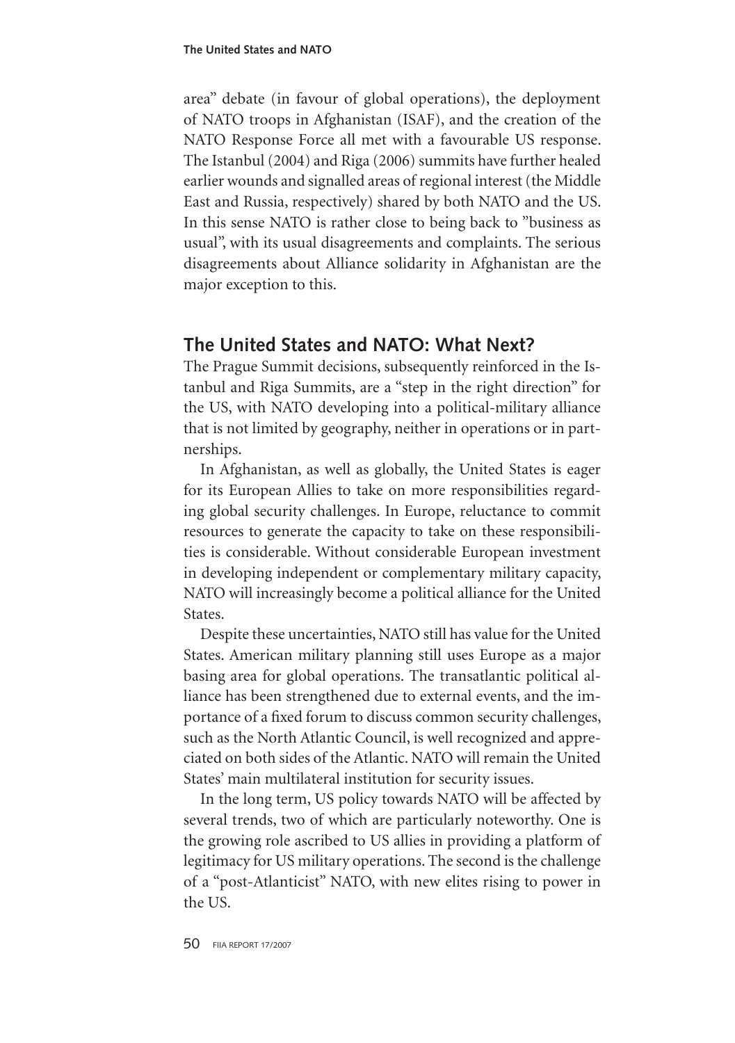area" debate (in favour of global operations), the deployment of NATO troops in Afghanistan (ISAF), and the creation of the NATO Response Force all met with a favourable US response. The Istanbul (2004) and Riga (2006) summits have further healed earlier wounds and signalled areas of regional interest (the Middle East and Russia, respectively) shared by both NATO and the US. In this sense NATO is rather close to being back to "business as usual", with its usual disagreements and complaints. The serious disagreements about Alliance solidarity in Afghanistan are the major exception to this.

## The United States and NATO: What Next?

The Prague Summit decisions, subsequently reinforced in the Istanbul and Riga Summits, are a "step in the right direction" for the US, with NATO developing into a political-military alliance that is not limited by geography, neither in operations or in partnerships.

In Afghanistan, as well as globally, the United States is eager for its European Allies to take on more responsibilities regarding global security challenges. In Europe, reluctance to commit resources to generate the capacity to take on these responsibilities is considerable. Without considerable European investment in developing independent or complementary military capacity, NATO will increasingly become a political alliance for the United States.

Despite these uncertainties, NATO still has value for the United States. American military planning still uses Europe as a major basing area for global operations. The transatlantic political alliance has been strengthened due to external events, and the importance of a fixed forum to discuss common security challenges, such as the North Atlantic Council, is well recognized and appreciated on both sides of the Atlantic. NATO will remain the United States' main multilateral institution for security issues.

In the long term, US policy towards NATO will be affected by several trends, two of which are particularly noteworthy. One is the growing role ascribed to US allies in providing a platform of legitimacy for US military operations. The second is the challenge of a "post-Atlanticist" NATO, with new elites rising to power in the US.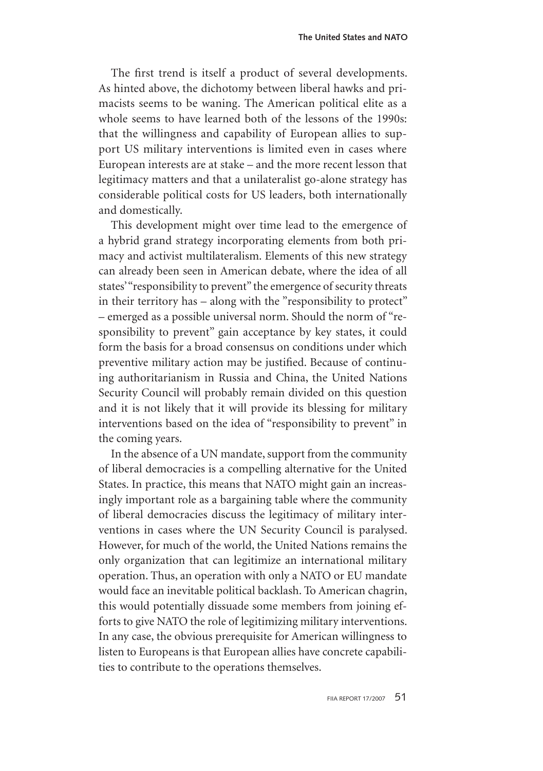The first trend is itself a product of several developments. As hinted above, the dichotomy between liberal hawks and primacists seems to be waning. The American political elite as a whole seems to have learned both of the lessons of the 1990s: that the willingness and capability of European allies to support US military interventions is limited even in cases where European interests are at stake – and the more recent lesson that legitimacy matters and that a unilateralist go-alone strategy has considerable political costs for US leaders, both internationally and domestically.

This development might over time lead to the emergence of a hybrid grand strategy incorporating elements from both primacy and activist multilateralism. Elements of this new strategy can already been seen in American debate, where the idea of all states' "responsibility to prevent" the emergence of security threats in their territory has – along with the "responsibility to protect" – emerged as a possible universal norm. Should the norm of "responsibility to prevent" gain acceptance by key states, it could form the basis for a broad consensus on conditions under which preventive military action may be justified. Because of continuing authoritarianism in Russia and China, the United Nations Security Council will probably remain divided on this question and it is not likely that it will provide its blessing for military interventions based on the idea of "responsibility to prevent" in the coming years.

In the absence of a UN mandate, support from the community of liberal democracies is a compelling alternative for the United States. In practice, this means that NATO might gain an increasingly important role as a bargaining table where the community of liberal democracies discuss the legitimacy of military interventions in cases where the UN Security Council is paralysed. However, for much of the world, the United Nations remains the only organization that can legitimize an international military operation. Thus, an operation with only a NATO or EU mandate would face an inevitable political backlash. To American chagrin, this would potentially dissuade some members from joining efforts to give NATO the role of legitimizing military interventions. In any case, the obvious prerequisite for American willingness to listen to Europeans is that European allies have concrete capabilities to contribute to the operations themselves.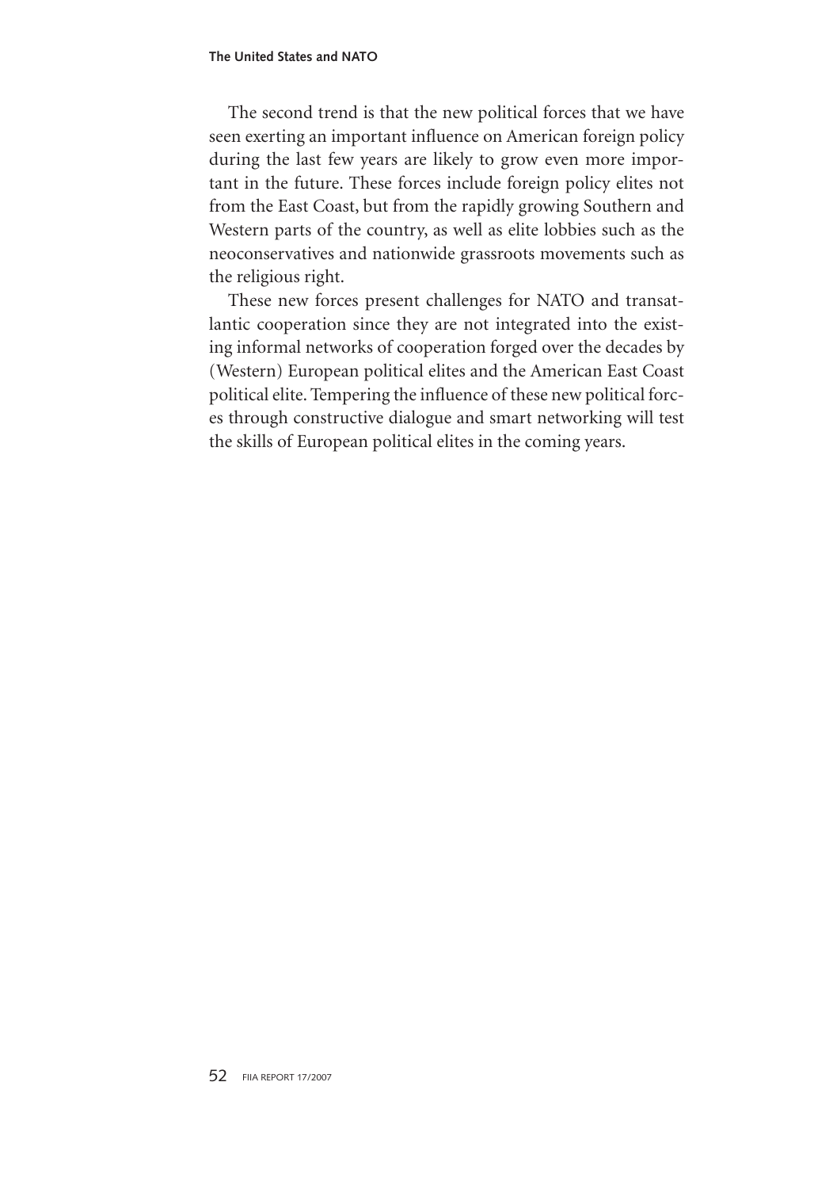The second trend is that the new political forces that we have seen exerting an important influence on American foreign policy during the last few years are likely to grow even more important in the future. These forces include foreign policy elites not from the East Coast, but from the rapidly growing Southern and Western parts of the country, as well as elite lobbies such as the neoconservatives and nationwide grassroots movements such as the religious right.

These new forces present challenges for NATO and transatlantic cooperation since they are not integrated into the existing informal networks of cooperation forged over the decades by (Western) European political elites and the American East Coast political elite. Tempering the influence of these new political forces through constructive dialogue and smart networking will test the skills of European political elites in the coming years.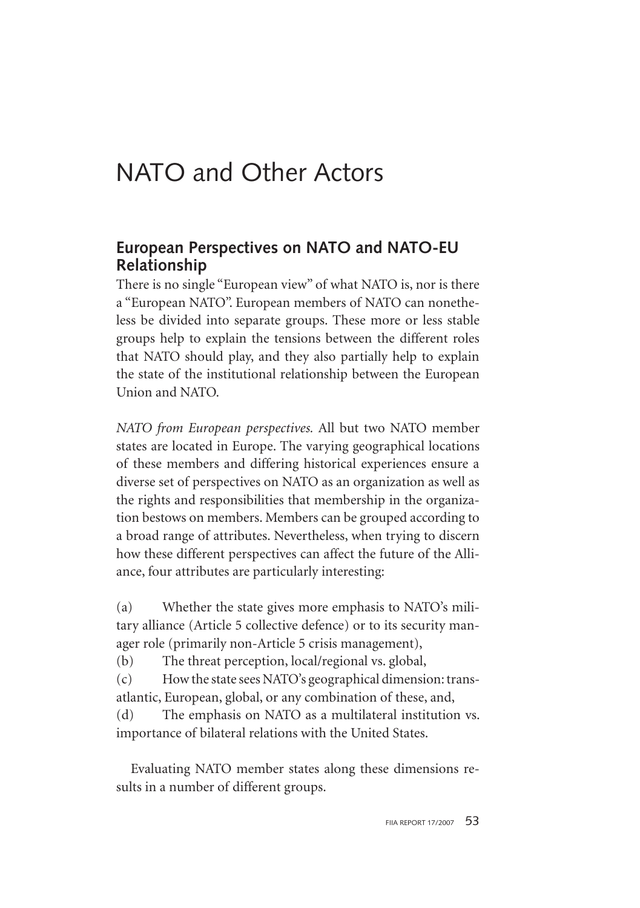# NATO and Other Actors

## European Perspectives on NATO and NATO-EU Relationship

There is no single "European view" of what NATO is, nor is there a "European NATO". European members of NATO can nonetheless be divided into separate groups. These more or less stable groups help to explain the tensions between the different roles that NATO should play, and they also partially help to explain the state of the institutional relationship between the European Union and NATO.

*NATO from European perspectives.* All but two NATO member states are located in Europe. The varying geographical locations of these members and differing historical experiences ensure a diverse set of perspectives on NATO as an organization as well as the rights and responsibilities that membership in the organization bestows on members. Members can be grouped according to a broad range of attributes. Nevertheless, when trying to discern how these different perspectives can affect the future of the Alliance, four attributes are particularly interesting:

(a) Whether the state gives more emphasis to NATO's military alliance (Article 5 collective defence) or to its security manager role (primarily non-Article 5 crisis management),
(b) The threat perception, local/regional vs. global,
(c) How the state sees NATO's geographical dimension: transatlantic, European, global, or any combination of these, and,
(d) The emphasis on NATO as a multilateral institution vs. importance of bilateral relations with the United States.

Evaluating NATO member states along these dimensions results in a number of different groups.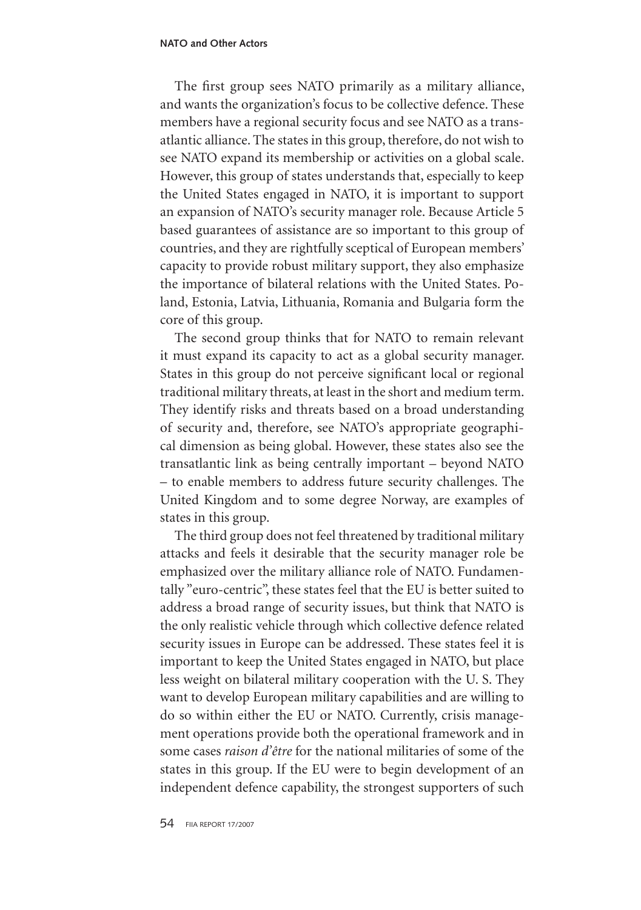The first group sees NATO primarily as a military alliance, and wants the organization's focus to be collective defence. These members have a regional security focus and see NATO as a transatlantic alliance. The states in this group, therefore, do not wish to see NATO expand its membership or activities on a global scale. However, this group of states understands that, especially to keep the United States engaged in NATO, it is important to support an expansion of NATO's security manager role. Because Article 5 based guarantees of assistance are so important to this group of countries, and they are rightfully sceptical of European members' capacity to provide robust military support, they also emphasize the importance of bilateral relations with the United States. Poland, Estonia, Latvia, Lithuania, Romania and Bulgaria form the core of this group.

The second group thinks that for NATO to remain relevant it must expand its capacity to act as a global security manager. States in this group do not perceive significant local or regional traditional military threats, at least in the short and medium term. They identify risks and threats based on a broad understanding of security and, therefore, see NATO's appropriate geographical dimension as being global. However, these states also see the transatlantic link as being centrally important – beyond NATO – to enable members to address future security challenges. The United Kingdom and to some degree Norway, are examples of states in this group.

The third group does not feel threatened by traditional military attacks and feels it desirable that the security manager role be emphasized over the military alliance role of NATO. Fundamentally "euro-centric", these states feel that the EU is better suited to address a broad range of security issues, but think that NATO is the only realistic vehicle through which collective defence related security issues in Europe can be addressed. These states feel it is important to keep the United States engaged in NATO, but place less weight on bilateral military cooperation with the U. S. They want to develop European military capabilities and are willing to do so within either the EU or NATO. Currently, crisis management operations provide both the operational framework and in some cases *raison d'être* for the national militaries of some of the states in this group. If the EU were to begin development of an independent defence capability, the strongest supporters of such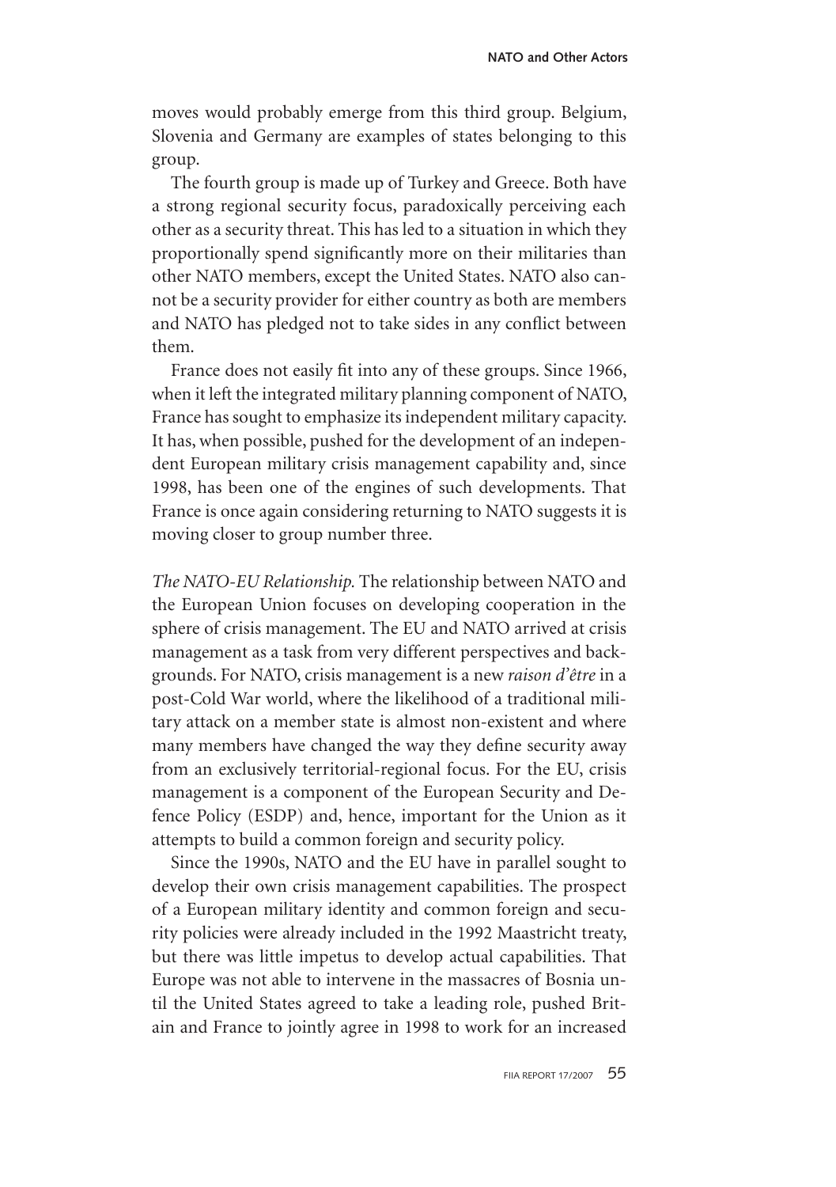moves would probably emerge from this third group. Belgium, Slovenia and Germany are examples of states belonging to this group.

The fourth group is made up of Turkey and Greece. Both have a strong regional security focus, paradoxically perceiving each other as a security threat. This has led to a situation in which they proportionally spend significantly more on their militaries than other NATO members, except the United States. NATO also cannot be a security provider for either country as both are members and NATO has pledged not to take sides in any conflict between them.

France does not easily fit into any of these groups. Since 1966, when it left the integrated military planning component of NATO, France has sought to emphasize its independent military capacity. It has, when possible, pushed for the development of an independent European military crisis management capability and, since 1998, has been one of the engines of such developments. That France is once again considering returning to NATO suggests it is moving closer to group number three.

*The NATO-EU Relationship.* The relationship between NATO and the European Union focuses on developing cooperation in the sphere of crisis management. The EU and NATO arrived at crisis management as a task from very different perspectives and backgrounds. For NATO, crisis management is a new *raison d'être* in a post-Cold War world, where the likelihood of a traditional military attack on a member state is almost non-existent and where many members have changed the way they define security away from an exclusively territorial-regional focus. For the EU, crisis management is a component of the European Security and Defence Policy (ESDP) and, hence, important for the Union as it attempts to build a common foreign and security policy.

Since the 1990s, NATO and the EU have in parallel sought to develop their own crisis management capabilities. The prospect of a European military identity and common foreign and security policies were already included in the 1992 Maastricht treaty, but there was little impetus to develop actual capabilities. That Europe was not able to intervene in the massacres of Bosnia until the United States agreed to take a leading role, pushed Britain and France to jointly agree in 1998 to work for an increased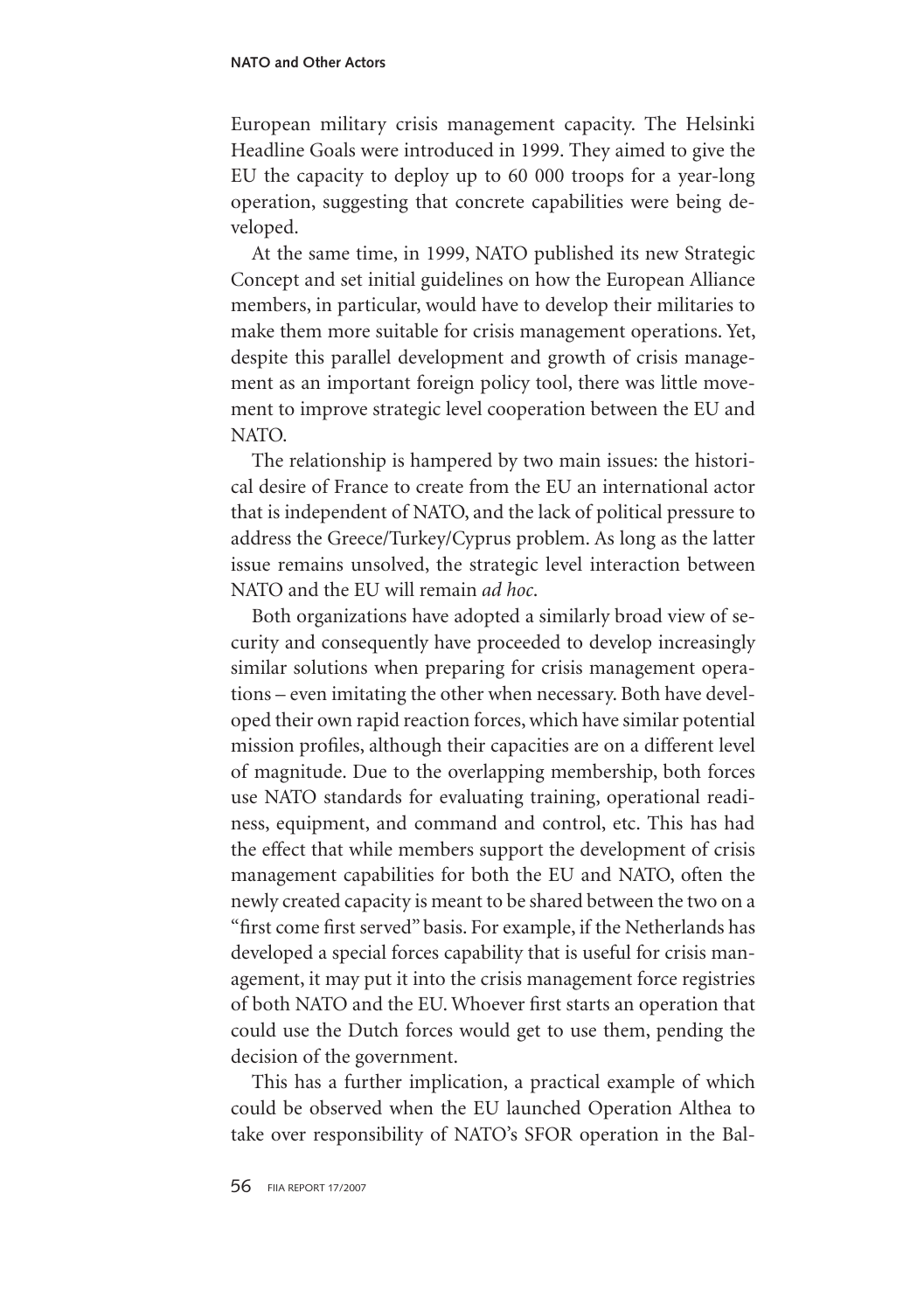European military crisis management capacity. The Helsinki Headline Goals were introduced in 1999. They aimed to give the EU the capacity to deploy up to 60 000 troops for a year-long operation, suggesting that concrete capabilities were being developed.

At the same time, in 1999, NATO published its new Strategic Concept and set initial guidelines on how the European Alliance members, in particular, would have to develop their militaries to make them more suitable for crisis management operations. Yet, despite this parallel development and growth of crisis management as an important foreign policy tool, there was little movement to improve strategic level cooperation between the EU and NATO.

The relationship is hampered by two main issues: the historical desire of France to create from the EU an international actor that is independent of NATO, and the lack of political pressure to address the Greece/Turkey/Cyprus problem. As long as the latter issue remains unsolved, the strategic level interaction between NATO and the EU will remain *ad hoc*.

Both organizations have adopted a similarly broad view of security and consequently have proceeded to develop increasingly similar solutions when preparing for crisis management operations – even imitating the other when necessary. Both have developed their own rapid reaction forces, which have similar potential mission profiles, although their capacities are on a different level of magnitude. Due to the overlapping membership, both forces use NATO standards for evaluating training, operational readiness, equipment, and command and control, etc. This has had the effect that while members support the development of crisis management capabilities for both the EU and NATO, often the newly created capacity is meant to be shared between the two on a "first come first served" basis. For example, if the Netherlands has developed a special forces capability that is useful for crisis management, it may put it into the crisis management force registries of both NATO and the EU. Whoever first starts an operation that could use the Dutch forces would get to use them, pending the decision of the government.

This has a further implication, a practical example of which could be observed when the EU launched Operation Althea to take over responsibility of NATO's SFOR operation in the Bal-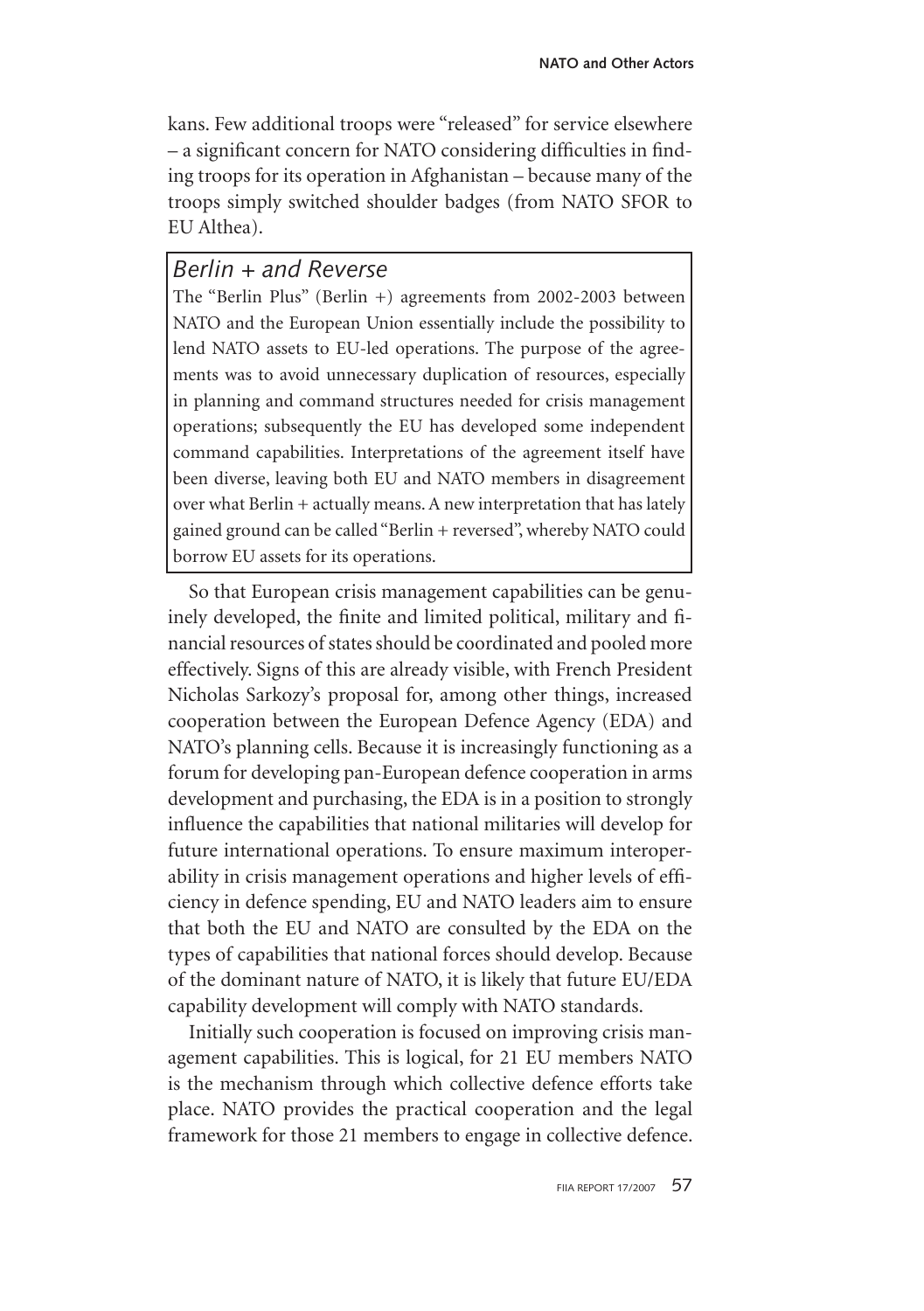kans. Few additional troops were "released" for service elsewhere – a significant concern for NATO considering difficulties in finding troops for its operation in Afghanistan – because many of the troops simply switched shoulder badges (from NATO SFOR to EU Althea).

### *Berlin + and Reverse*

The "Berlin Plus" (Berlin +) agreements from 2002-2003 between NATO and the European Union essentially include the possibility to lend NATO assets to EU-led operations. The purpose of the agreements was to avoid unnecessary duplication of resources, especially in planning and command structures needed for crisis management operations; subsequently the EU has developed some independent command capabilities. Interpretations of the agreement itself have been diverse, leaving both EU and NATO members in disagreement over what Berlin + actually means. A new interpretation that has lately gained ground can be called "Berlin + reversed", whereby NATO could borrow EU assets for its operations.

So that European crisis management capabilities can be genuinely developed, the finite and limited political, military and financial resources of states should be coordinated and pooled more effectively. Signs of this are already visible, with French President Nicholas Sarkozy's proposal for, among other things, increased cooperation between the European Defence Agency (EDA) and NATO's planning cells. Because it is increasingly functioning as a forum for developing pan-European defence cooperation in arms development and purchasing, the EDA is in a position to strongly influence the capabilities that national militaries will develop for future international operations. To ensure maximum interoperability in crisis management operations and higher levels of efficiency in defence spending, EU and NATO leaders aim to ensure that both the EU and NATO are consulted by the EDA on the types of capabilities that national forces should develop. Because of the dominant nature of NATO, it is likely that future EU/EDA capability development will comply with NATO standards.

Initially such cooperation is focused on improving crisis management capabilities. This is logical, for 21 EU members NATO is the mechanism through which collective defence efforts take place. NATO provides the practical cooperation and the legal framework for those 21 members to engage in collective defence.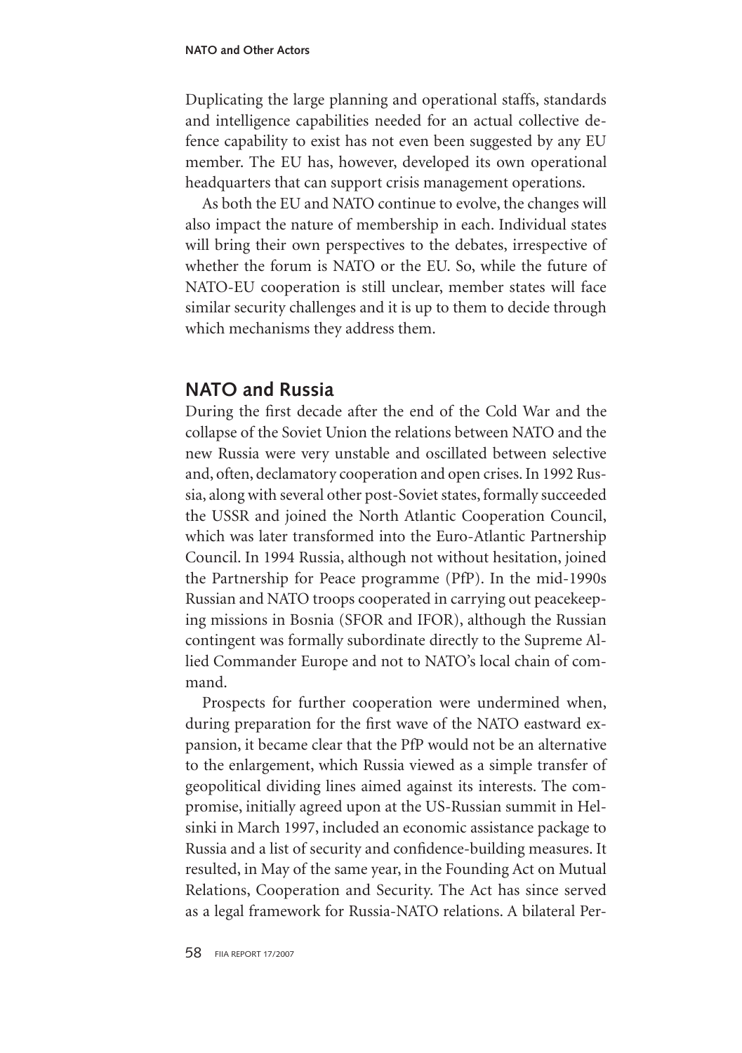Duplicating the large planning and operational staffs, standards and intelligence capabilities needed for an actual collective defence capability to exist has not even been suggested by any EU member. The EU has, however, developed its own operational headquarters that can support crisis management operations.

As both the EU and NATO continue to evolve, the changes will also impact the nature of membership in each. Individual states will bring their own perspectives to the debates, irrespective of whether the forum is NATO or the EU. So, while the future of NATO-EU cooperation is still unclear, member states will face similar security challenges and it is up to them to decide through which mechanisms they address them.

## NATO and Russia

During the first decade after the end of the Cold War and the collapse of the Soviet Union the relations between NATO and the new Russia were very unstable and oscillated between selective and, often, declamatory cooperation and open crises. In 1992 Russia, along with several other post-Soviet states, formally succeeded the USSR and joined the North Atlantic Cooperation Council, which was later transformed into the Euro-Atlantic Partnership Council. In 1994 Russia, although not without hesitation, joined the Partnership for Peace programme (PfP). In the mid-1990s Russian and NATO troops cooperated in carrying out peacekeeping missions in Bosnia (SFOR and IFOR), although the Russian contingent was formally subordinate directly to the Supreme Allied Commander Europe and not to NATO's local chain of command.

Prospects for further cooperation were undermined when, during preparation for the first wave of the NATO eastward expansion, it became clear that the PfP would not be an alternative to the enlargement, which Russia viewed as a simple transfer of geopolitical dividing lines aimed against its interests. The compromise, initially agreed upon at the US-Russian summit in Helsinki in March 1997, included an economic assistance package to Russia and a list of security and confidence-building measures. It resulted, in May of the same year, in the Founding Act on Mutual Relations, Cooperation and Security. The Act has since served as a legal framework for Russia-NATO relations. A bilateral Per-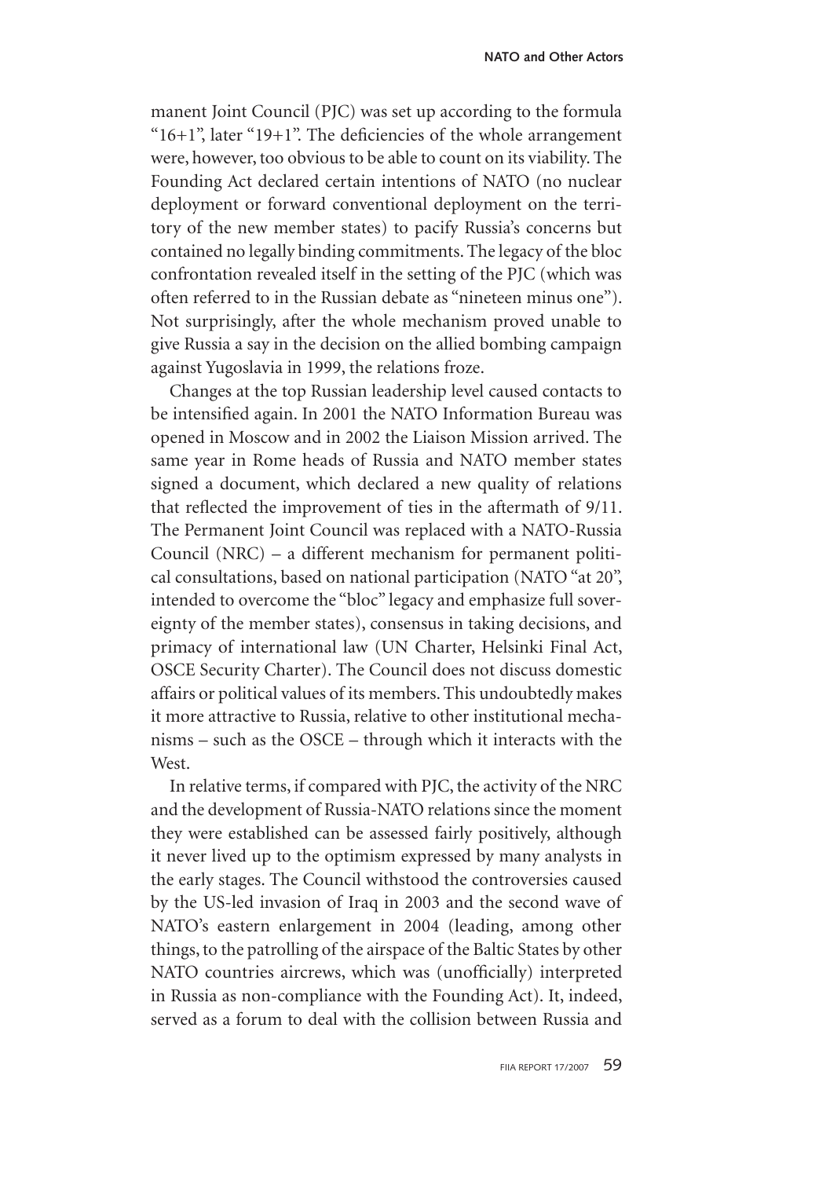manent Joint Council (PJC) was set up according to the formula "16+1", later "19+1". The deficiencies of the whole arrangement were, however, too obvious to be able to count on its viability. The Founding Act declared certain intentions of NATO (no nuclear deployment or forward conventional deployment on the territory of the new member states) to pacify Russia's concerns but contained no legally binding commitments. The legacy of the bloc confrontation revealed itself in the setting of the PJC (which was often referred to in the Russian debate as "nineteen minus one"). Not surprisingly, after the whole mechanism proved unable to give Russia a say in the decision on the allied bombing campaign against Yugoslavia in 1999, the relations froze.

Changes at the top Russian leadership level caused contacts to be intensified again. In 2001 the NATO Information Bureau was opened in Moscow and in 2002 the Liaison Mission arrived. The same year in Rome heads of Russia and NATO member states signed a document, which declared a new quality of relations that reflected the improvement of ties in the aftermath of 9/11. The Permanent Joint Council was replaced with a NATO-Russia Council (NRC) – a different mechanism for permanent political consultations, based on national participation (NATO "at 20", intended to overcome the "bloc" legacy and emphasize full sovereignty of the member states), consensus in taking decisions, and primacy of international law (UN Charter, Helsinki Final Act, OSCE Security Charter). The Council does not discuss domestic affairs or political values of its members. This undoubtedly makes it more attractive to Russia, relative to other institutional mechanisms – such as the OSCE – through which it interacts with the West.

In relative terms, if compared with PJC, the activity of the NRC and the development of Russia-NATO relations since the moment they were established can be assessed fairly positively, although it never lived up to the optimism expressed by many analysts in the early stages. The Council withstood the controversies caused by the US-led invasion of Iraq in 2003 and the second wave of NATO's eastern enlargement in 2004 (leading, among other things, to the patrolling of the airspace of the Baltic States by other NATO countries aircrews, which was (unofficially) interpreted in Russia as non-compliance with the Founding Act). It, indeed, served as a forum to deal with the collision between Russia and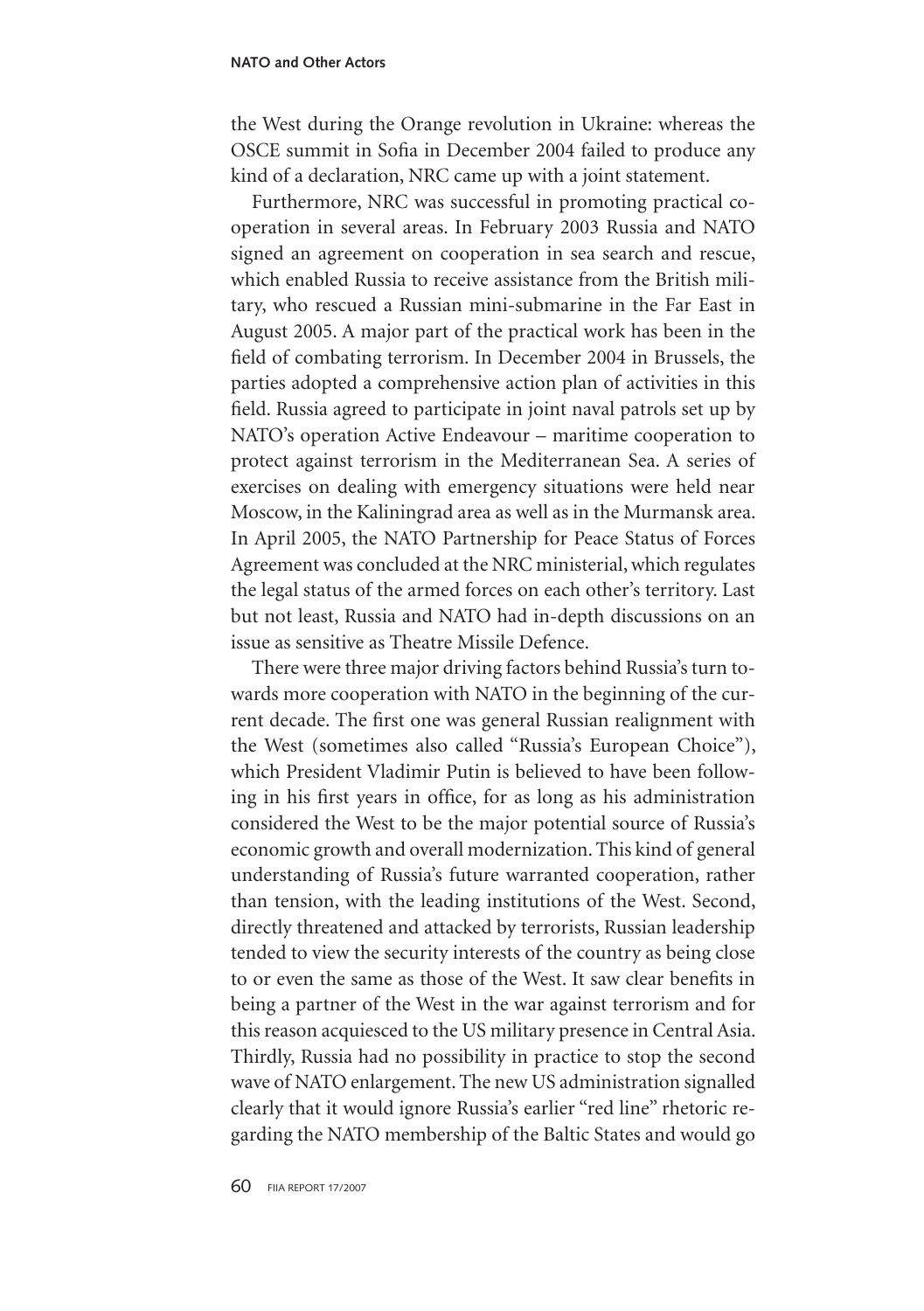the West during the Orange revolution in Ukraine: whereas the OSCE summit in Sofia in December 2004 failed to produce any kind of a declaration, NRC came up with a joint statement.

Furthermore, NRC was successful in promoting practical cooperation in several areas. In February 2003 Russia and NATO signed an agreement on cooperation in sea search and rescue, which enabled Russia to receive assistance from the British military, who rescued a Russian mini-submarine in the Far East in August 2005. A major part of the practical work has been in the field of combating terrorism. In December 2004 in Brussels, the parties adopted a comprehensive action plan of activities in this field. Russia agreed to participate in joint naval patrols set up by NATO's operation Active Endeavour – maritime cooperation to protect against terrorism in the Mediterranean Sea. A series of exercises on dealing with emergency situations were held near Moscow, in the Kaliningrad area as well as in the Murmansk area. In April 2005, the NATO Partnership for Peace Status of Forces Agreement was concluded at the NRC ministerial, which regulates the legal status of the armed forces on each other's territory. Last but not least, Russia and NATO had in-depth discussions on an issue as sensitive as Theatre Missile Defence.

There were three major driving factors behind Russia's turn towards more cooperation with NATO in the beginning of the current decade. The first one was general Russian realignment with the West (sometimes also called "Russia's European Choice"), which President Vladimir Putin is believed to have been following in his first years in office, for as long as his administration considered the West to be the major potential source of Russia's economic growth and overall modernization. This kind of general understanding of Russia's future warranted cooperation, rather than tension, with the leading institutions of the West. Second, directly threatened and attacked by terrorists, Russian leadership tended to view the security interests of the country as being close to or even the same as those of the West. It saw clear benefits in being a partner of the West in the war against terrorism and for this reason acquiesced to the US military presence in Central Asia. Thirdly, Russia had no possibility in practice to stop the second wave of NATO enlargement. The new US administration signalled clearly that it would ignore Russia's earlier "red line" rhetoric regarding the NATO membership of the Baltic States and would go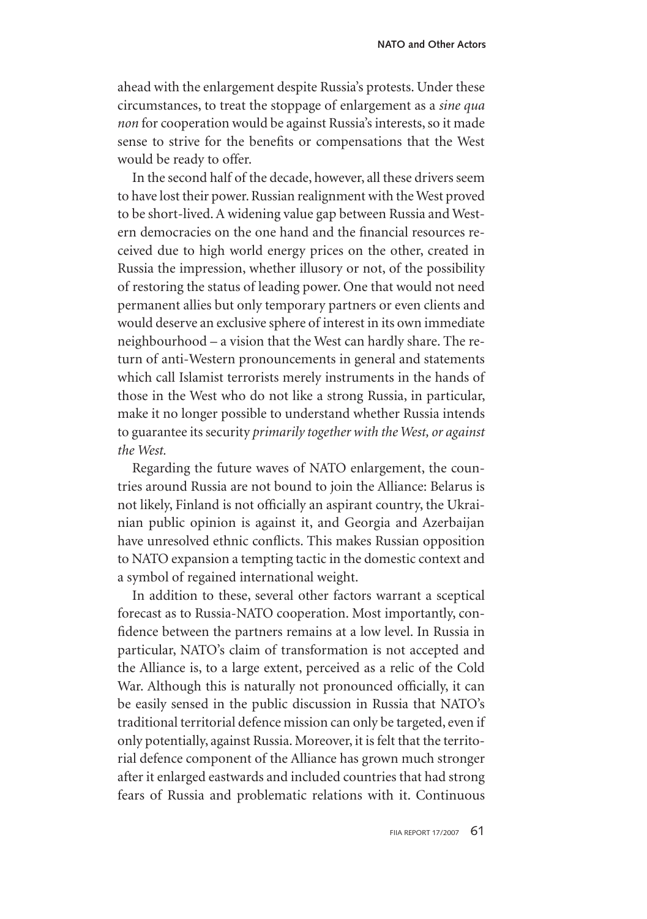ahead with the enlargement despite Russia's protests. Under these circumstances, to treat the stoppage of enlargement as a *sine qua non* for cooperation would be against Russia's interests, so it made sense to strive for the benefits or compensations that the West would be ready to offer.

In the second half of the decade, however, all these drivers seem to have lost their power. Russian realignment with the West proved to be short-lived. A widening value gap between Russia and Western democracies on the one hand and the financial resources received due to high world energy prices on the other, created in Russia the impression, whether illusory or not, of the possibility of restoring the status of leading power. One that would not need permanent allies but only temporary partners or even clients and would deserve an exclusive sphere of interest in its own immediate neighbourhood – a vision that the West can hardly share. The return of anti-Western pronouncements in general and statements which call Islamist terrorists merely instruments in the hands of those in the West who do not like a strong Russia, in particular, make it no longer possible to understand whether Russia intends to guarantee its security *primarily together with the West, or against the West.*

Regarding the future waves of NATO enlargement, the countries around Russia are not bound to join the Alliance: Belarus is not likely, Finland is not officially an aspirant country, the Ukrainian public opinion is against it, and Georgia and Azerbaijan have unresolved ethnic conflicts. This makes Russian opposition to NATO expansion a tempting tactic in the domestic context and a symbol of regained international weight.

In addition to these, several other factors warrant a sceptical forecast as to Russia-NATO cooperation. Most importantly, confidence between the partners remains at a low level. In Russia in particular, NATO's claim of transformation is not accepted and the Alliance is, to a large extent, perceived as a relic of the Cold War. Although this is naturally not pronounced officially, it can be easily sensed in the public discussion in Russia that NATO's traditional territorial defence mission can only be targeted, even if only potentially, against Russia. Moreover, it is felt that the territorial defence component of the Alliance has grown much stronger after it enlarged eastwards and included countries that had strong fears of Russia and problematic relations with it. Continuous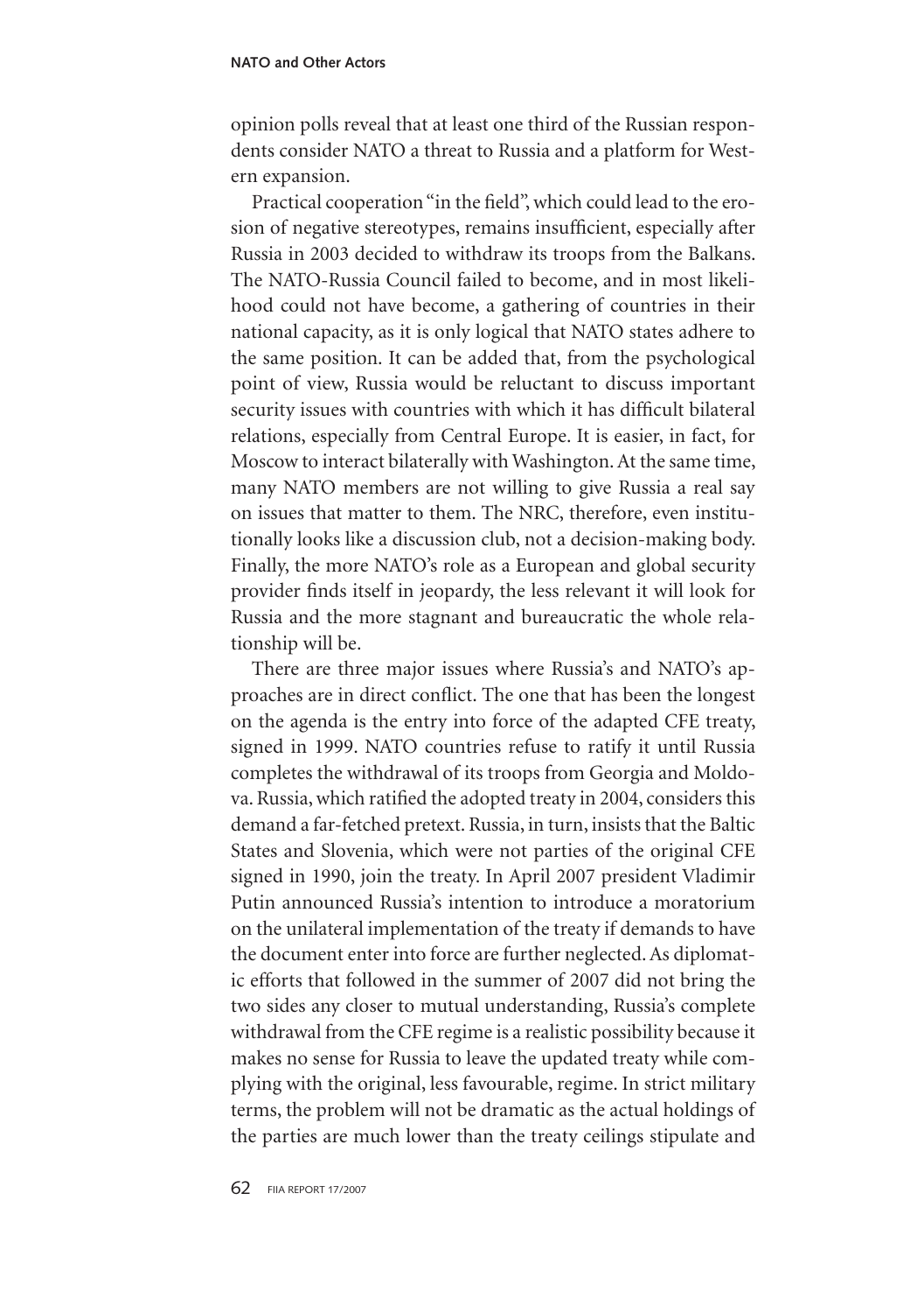opinion polls reveal that at least one third of the Russian respondents consider NATO a threat to Russia and a platform for Western expansion.

Practical cooperation "in the field", which could lead to the erosion of negative stereotypes, remains insufficient, especially after Russia in 2003 decided to withdraw its troops from the Balkans. The NATO-Russia Council failed to become, and in most likelihood could not have become, a gathering of countries in their national capacity, as it is only logical that NATO states adhere to the same position. It can be added that, from the psychological point of view, Russia would be reluctant to discuss important security issues with countries with which it has difficult bilateral relations, especially from Central Europe. It is easier, in fact, for Moscow to interact bilaterally with Washington. At the same time, many NATO members are not willing to give Russia a real say on issues that matter to them. The NRC, therefore, even institutionally looks like a discussion club, not a decision-making body. Finally, the more NATO's role as a European and global security provider finds itself in jeopardy, the less relevant it will look for Russia and the more stagnant and bureaucratic the whole relationship will be.

There are three major issues where Russia's and NATO's approaches are in direct conflict. The one that has been the longest on the agenda is the entry into force of the adapted CFE treaty, signed in 1999. NATO countries refuse to ratify it until Russia completes the withdrawal of its troops from Georgia and Moldova. Russia, which ratified the adopted treaty in 2004, considers this demand a far-fetched pretext. Russia, in turn, insists that the Baltic States and Slovenia, which were not parties of the original CFE signed in 1990, join the treaty. In April 2007 president Vladimir Putin announced Russia's intention to introduce a moratorium on the unilateral implementation of the treaty if demands to have the document enter into force are further neglected. As diplomatic efforts that followed in the summer of 2007 did not bring the two sides any closer to mutual understanding, Russia's complete withdrawal from the CFE regime is a realistic possibility because it makes no sense for Russia to leave the updated treaty while complying with the original, less favourable, regime. In strict military terms, the problem will not be dramatic as the actual holdings of the parties are much lower than the treaty ceilings stipulate and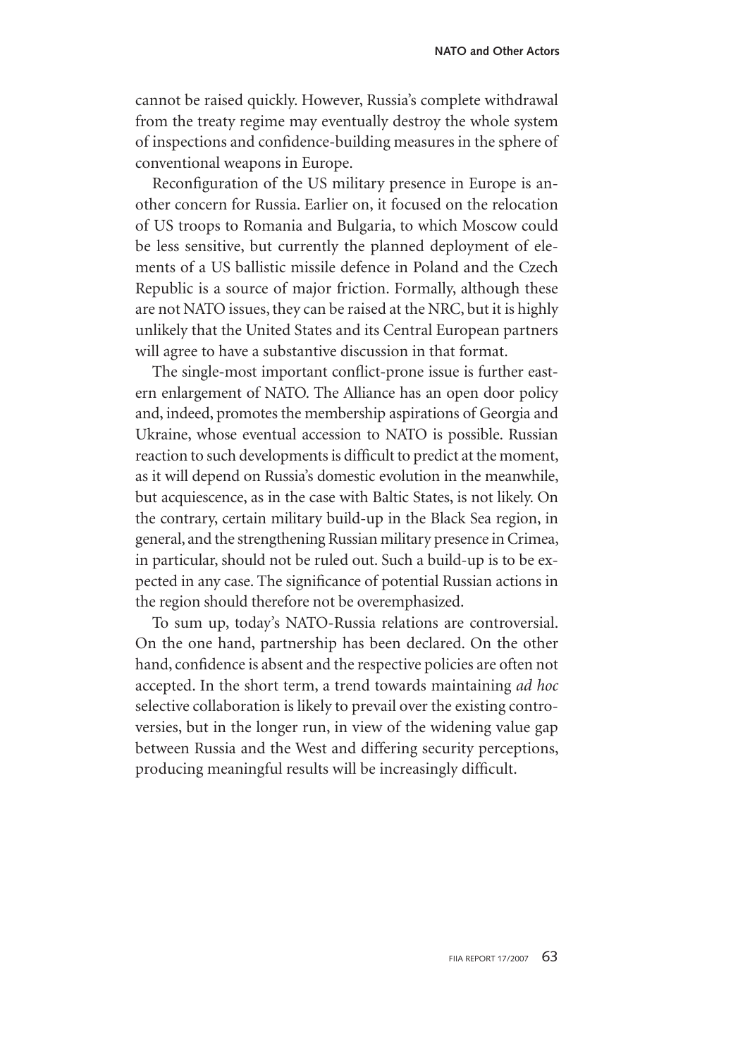cannot be raised quickly. However, Russia's complete withdrawal from the treaty regime may eventually destroy the whole system of inspections and confidence-building measures in the sphere of conventional weapons in Europe.

Reconfiguration of the US military presence in Europe is another concern for Russia. Earlier on, it focused on the relocation of US troops to Romania and Bulgaria, to which Moscow could be less sensitive, but currently the planned deployment of elements of a US ballistic missile defence in Poland and the Czech Republic is a source of major friction. Formally, although these are not NATO issues, they can be raised at the NRC, but it is highly unlikely that the United States and its Central European partners will agree to have a substantive discussion in that format.

The single-most important conflict-prone issue is further eastern enlargement of NATO. The Alliance has an open door policy and, indeed, promotes the membership aspirations of Georgia and Ukraine, whose eventual accession to NATO is possible. Russian reaction to such developments is difficult to predict at the moment, as it will depend on Russia's domestic evolution in the meanwhile, but acquiescence, as in the case with Baltic States, is not likely. On the contrary, certain military build-up in the Black Sea region, in general, and the strengthening Russian military presence in Crimea, in particular, should not be ruled out. Such a build-up is to be expected in any case. The significance of potential Russian actions in the region should therefore not be overemphasized.

To sum up, today's NATO-Russia relations are controversial. On the one hand, partnership has been declared. On the other hand, confidence is absent and the respective policies are often not accepted. In the short term, a trend towards maintaining *ad hoc* selective collaboration is likely to prevail over the existing controversies, but in the longer run, in view of the widening value gap between Russia and the West and differing security perceptions, producing meaningful results will be increasingly difficult.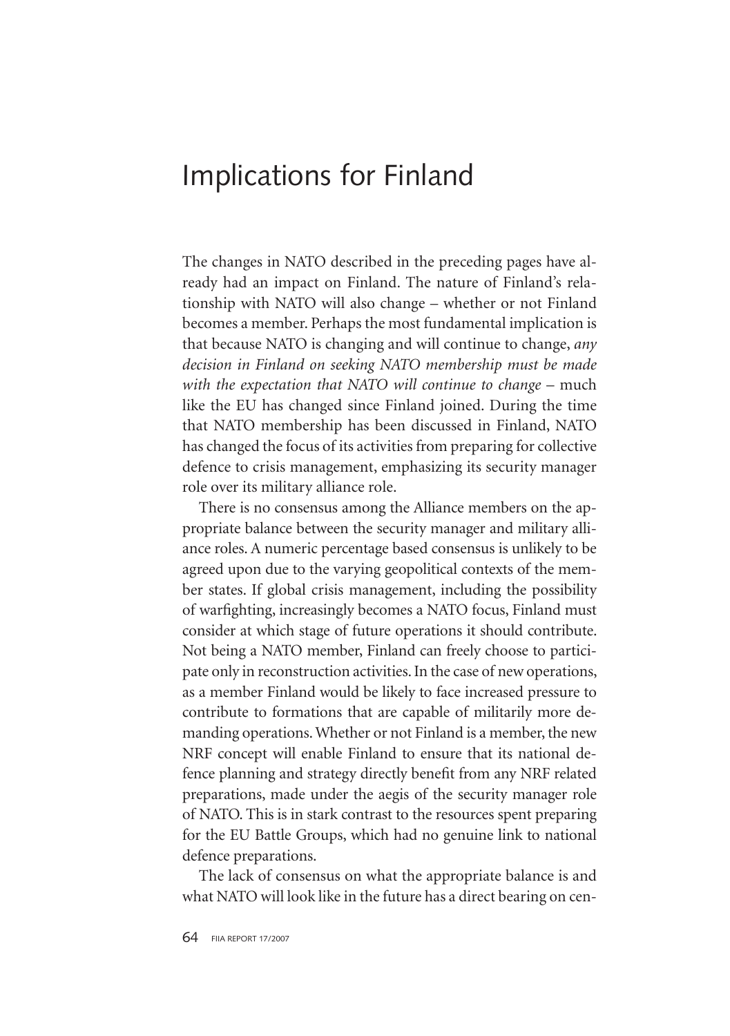# Implications for Finland

The changes in NATO described in the preceding pages have already had an impact on Finland. The nature of Finland's relationship with NATO will also change – whether or not Finland becomes a member. Perhaps the most fundamental implication is that because NATO is changing and will continue to change, *any decision in Finland on seeking NATO membership must be made with the expectation that NATO will continue to change* – much like the EU has changed since Finland joined. During the time that NATO membership has been discussed in Finland, NATO has changed the focus of its activities from preparing for collective defence to crisis management, emphasizing its security manager role over its military alliance role.

There is no consensus among the Alliance members on the appropriate balance between the security manager and military alliance roles. A numeric percentage based consensus is unlikely to be agreed upon due to the varying geopolitical contexts of the member states. If global crisis management, including the possibility of warfighting, increasingly becomes a NATO focus, Finland must consider at which stage of future operations it should contribute. Not being a NATO member, Finland can freely choose to participate only in reconstruction activities. In the case of new operations, as a member Finland would be likely to face increased pressure to contribute to formations that are capable of militarily more demanding operations. Whether or not Finland is a member, the new NRF concept will enable Finland to ensure that its national defence planning and strategy directly benefit from any NRF related preparations, made under the aegis of the security manager role of NATO. This is in stark contrast to the resources spent preparing for the EU Battle Groups, which had no genuine link to national defence preparations.

The lack of consensus on what the appropriate balance is and what NATO will look like in the future has a direct bearing on cen-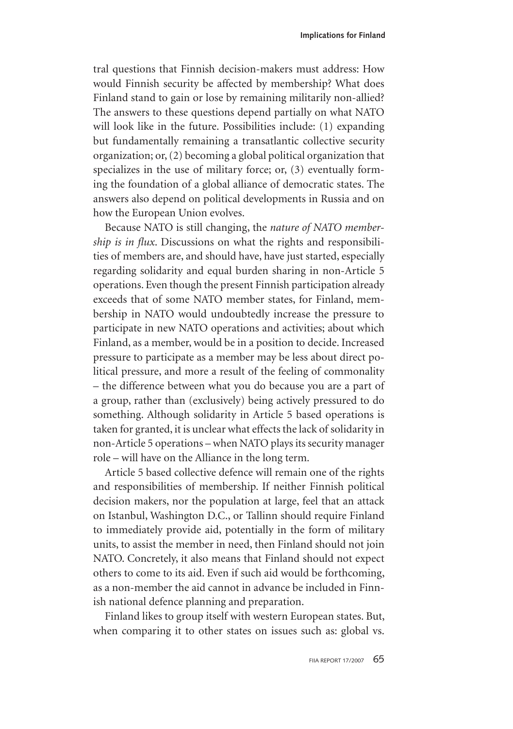tral questions that Finnish decision-makers must address: How would Finnish security be affected by membership? What does Finland stand to gain or lose by remaining militarily non-allied? The answers to these questions depend partially on what NATO will look like in the future. Possibilities include: (1) expanding but fundamentally remaining a transatlantic collective security organization; or, (2) becoming a global political organization that specializes in the use of military force; or, (3) eventually forming the foundation of a global alliance of democratic states. The answers also depend on political developments in Russia and on how the European Union evolves.

Because NATO is still changing, the *nature of NATO membership is in flux*. Discussions on what the rights and responsibilities of members are, and should have, have just started, especially regarding solidarity and equal burden sharing in non-Article 5 operations. Even though the present Finnish participation already exceeds that of some NATO member states, for Finland, membership in NATO would undoubtedly increase the pressure to participate in new NATO operations and activities; about which Finland, as a member, would be in a position to decide. Increased pressure to participate as a member may be less about direct political pressure, and more a result of the feeling of commonality – the difference between what you do because you are a part of a group, rather than (exclusively) being actively pressured to do something. Although solidarity in Article 5 based operations is taken for granted, it is unclear what effects the lack of solidarity in non-Article 5 operations – when NATO plays its security manager role – will have on the Alliance in the long term.

Article 5 based collective defence will remain one of the rights and responsibilities of membership. If neither Finnish political decision makers, nor the population at large, feel that an attack on Istanbul, Washington D.C., or Tallinn should require Finland to immediately provide aid, potentially in the form of military units, to assist the member in need, then Finland should not join NATO. Concretely, it also means that Finland should not expect others to come to its aid. Even if such aid would be forthcoming, as a non-member the aid cannot in advance be included in Finnish national defence planning and preparation.

Finland likes to group itself with western European states. But, when comparing it to other states on issues such as: global vs.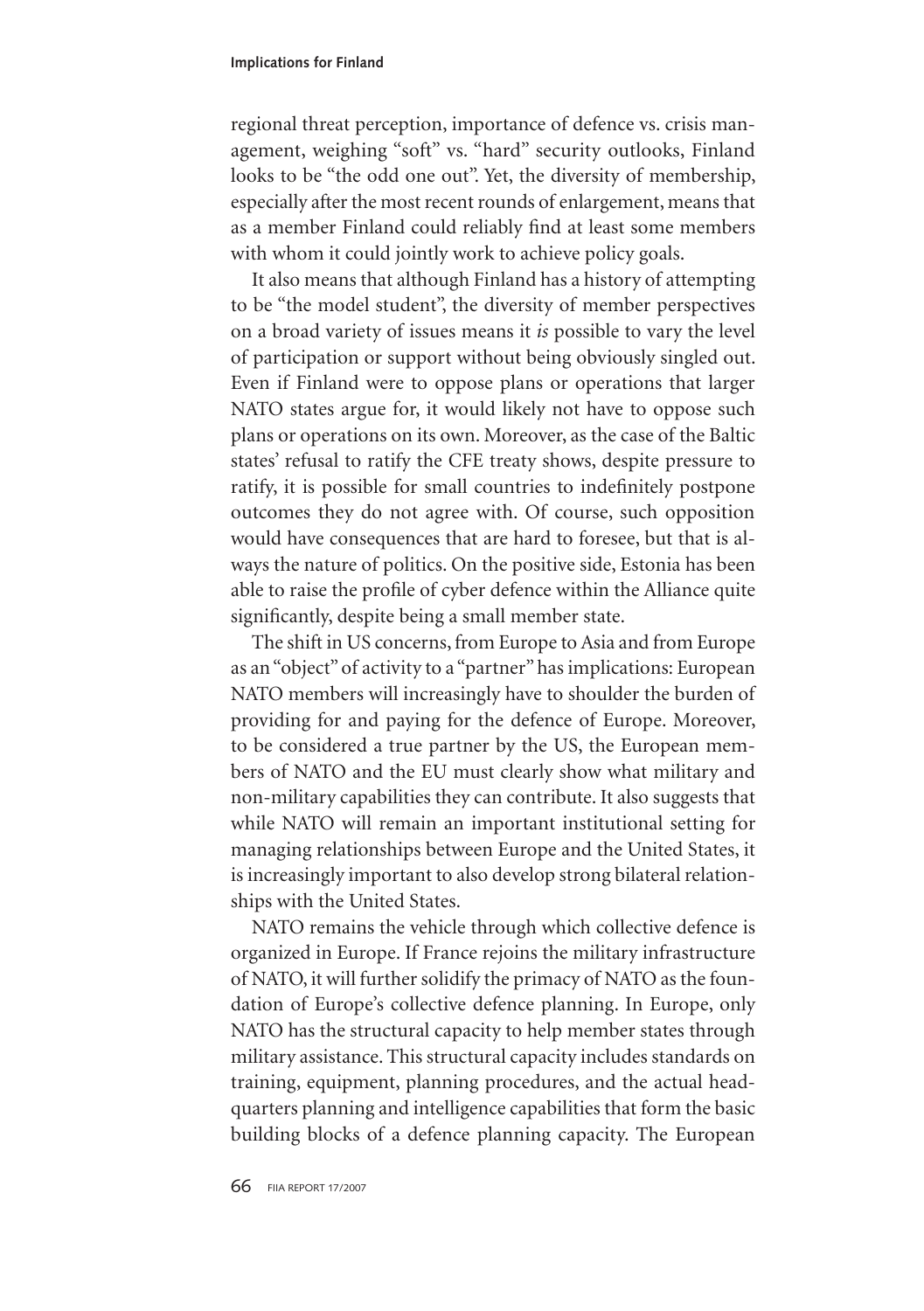regional threat perception, importance of defence vs. crisis management, weighing "soft" vs. "hard" security outlooks, Finland looks to be "the odd one out". Yet, the diversity of membership, especially after the most recent rounds of enlargement, means that as a member Finland could reliably find at least some members with whom it could jointly work to achieve policy goals.

It also means that although Finland has a history of attempting to be "the model student", the diversity of member perspectives on a broad variety of issues means it *is* possible to vary the level of participation or support without being obviously singled out. Even if Finland were to oppose plans or operations that larger NATO states argue for, it would likely not have to oppose such plans or operations on its own. Moreover, as the case of the Baltic states' refusal to ratify the CFE treaty shows, despite pressure to ratify, it is possible for small countries to indefinitely postpone outcomes they do not agree with. Of course, such opposition would have consequences that are hard to foresee, but that is always the nature of politics. On the positive side, Estonia has been able to raise the profile of cyber defence within the Alliance quite significantly, despite being a small member state.

The shift in US concerns, from Europe to Asia and from Europe as an "object" of activity to a "partner" has implications: European NATO members will increasingly have to shoulder the burden of providing for and paying for the defence of Europe. Moreover, to be considered a true partner by the US, the European members of NATO and the EU must clearly show what military and non-military capabilities they can contribute. It also suggests that while NATO will remain an important institutional setting for managing relationships between Europe and the United States, it is increasingly important to also develop strong bilateral relationships with the United States.

NATO remains the vehicle through which collective defence is organized in Europe. If France rejoins the military infrastructure of NATO, it will further solidify the primacy of NATO as the foundation of Europe's collective defence planning. In Europe, only NATO has the structural capacity to help member states through military assistance. This structural capacity includes standards on training, equipment, planning procedures, and the actual headquarters planning and intelligence capabilities that form the basic building blocks of a defence planning capacity. The European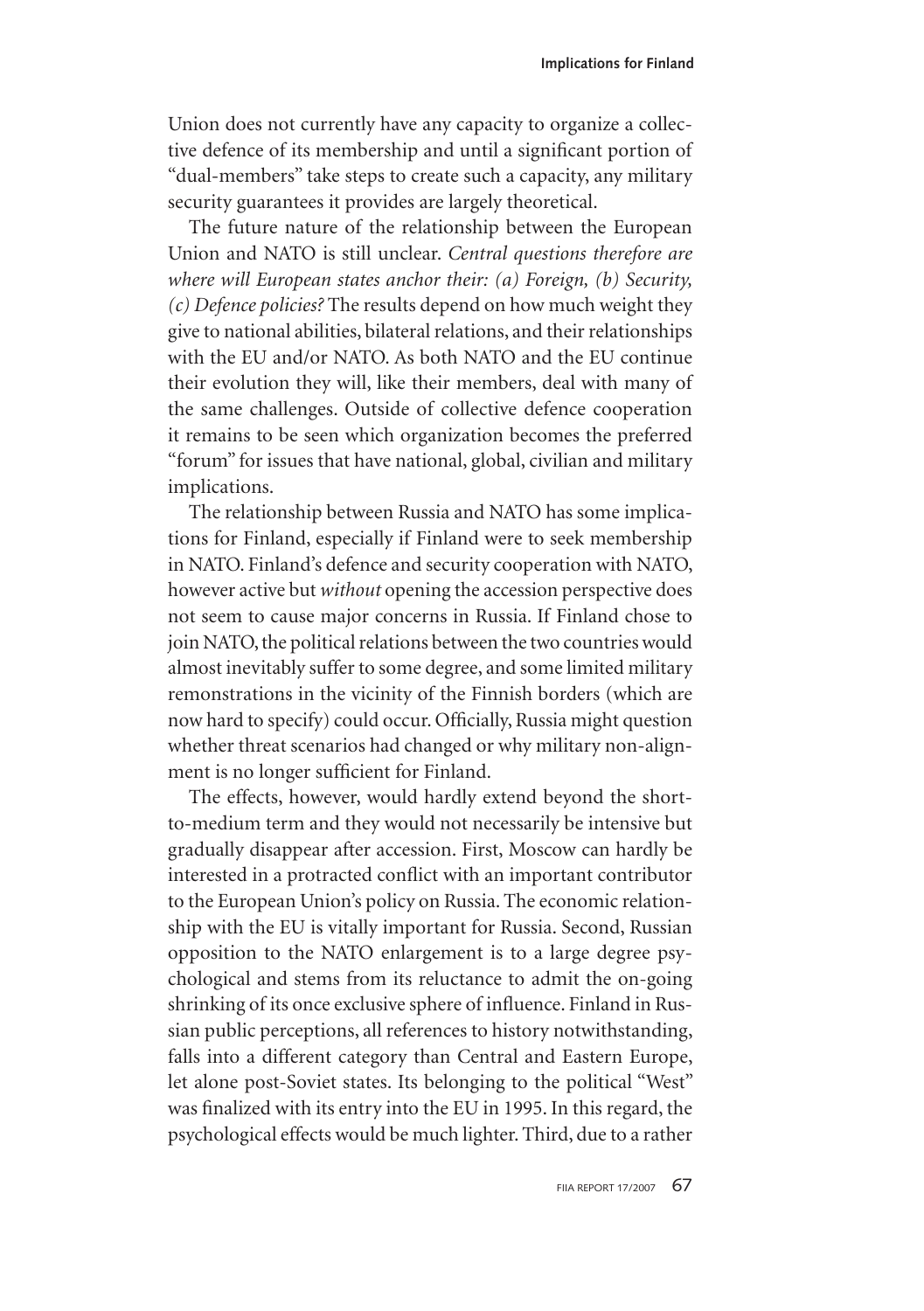Union does not currently have any capacity to organize a collective defence of its membership and until a significant portion of "dual-members" take steps to create such a capacity, any military security guarantees it provides are largely theoretical.

The future nature of the relationship between the European Union and NATO is still unclear. *Central questions therefore are where will European states anchor their: (a) Foreign, (b) Security, (c) Defence policies?* The results depend on how much weight they give to national abilities, bilateral relations, and their relationships with the EU and/or NATO. As both NATO and the EU continue their evolution they will, like their members, deal with many of the same challenges. Outside of collective defence cooperation it remains to be seen which organization becomes the preferred "forum" for issues that have national, global, civilian and military implications.

The relationship between Russia and NATO has some implications for Finland, especially if Finland were to seek membership in NATO. Finland's defence and security cooperation with NATO, however active but *without* opening the accession perspective does not seem to cause major concerns in Russia. If Finland chose to join NATO, the political relations between the two countries would almost inevitably suffer to some degree, and some limited military remonstrations in the vicinity of the Finnish borders (which are now hard to specify) could occur. Officially, Russia might question whether threat scenarios had changed or why military non-alignment is no longer sufficient for Finland.

The effects, however, would hardly extend beyond the short-to-medium term and they would not necessarily be intensive but gradually disappear after accession. First, Moscow can hardly be interested in a protracted conflict with an important contributor to the European Union's policy on Russia. The economic relationship with the EU is vitally important for Russia. Second, Russian opposition to the NATO enlargement is to a large degree psychological and stems from its reluctance to admit the on-going shrinking of its once exclusive sphere of influence. Finland in Russian public perceptions, all references to history notwithstanding, falls into a different category than Central and Eastern Europe, let alone post-Soviet states. Its belonging to the political "West" was finalized with its entry into the EU in 1995. In this regard, the psychological effects would be much lighter. Third, due to a rather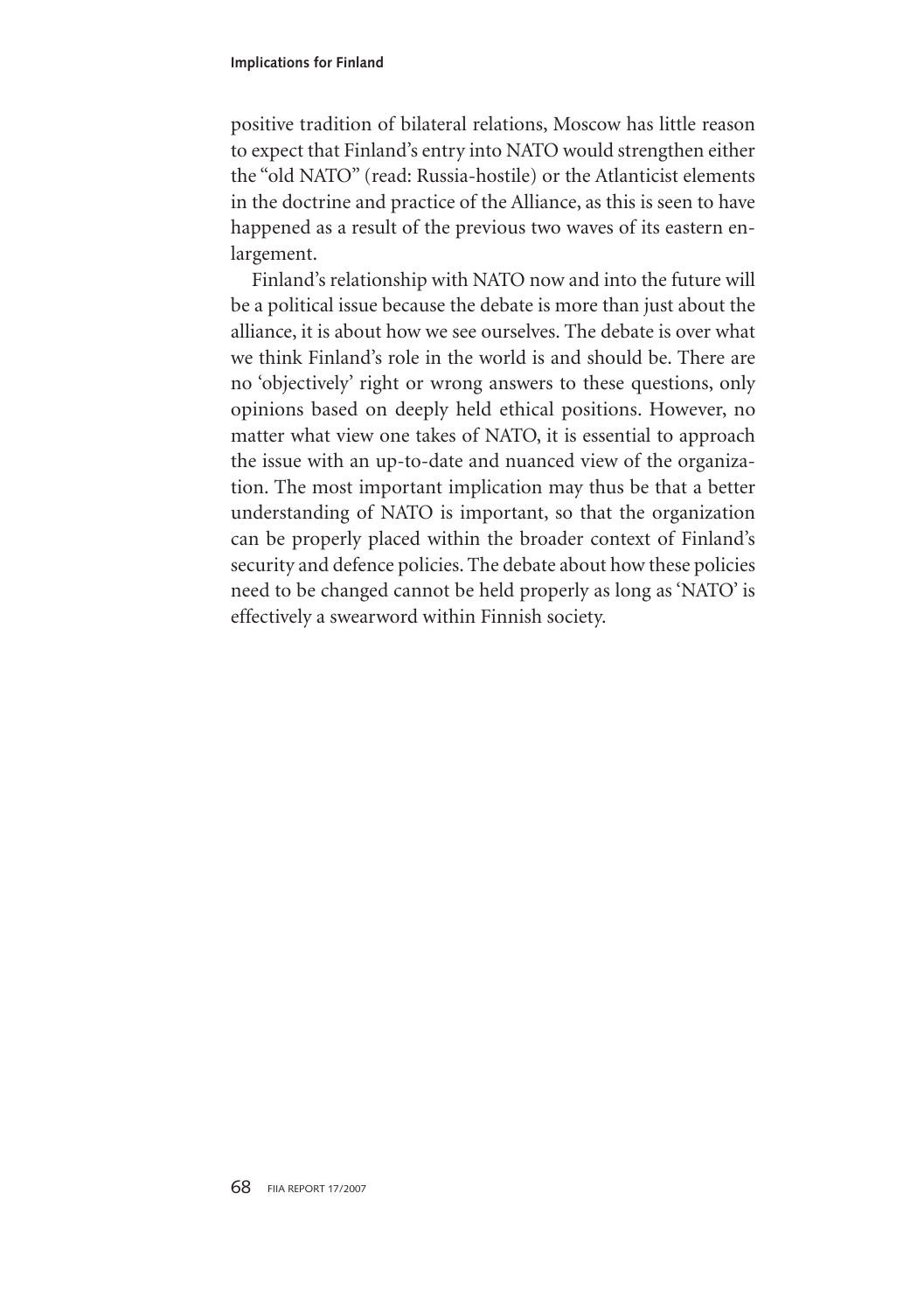positive tradition of bilateral relations, Moscow has little reason to expect that Finland's entry into NATO would strengthen either the "old NATO" (read: Russia-hostile) or the Atlanticist elements in the doctrine and practice of the Alliance, as this is seen to have happened as a result of the previous two waves of its eastern enlargement.

Finland's relationship with NATO now and into the future will be a political issue because the debate is more than just about the alliance, it is about how we see ourselves. The debate is over what we think Finland's role in the world is and should be. There are no 'objectively' right or wrong answers to these questions, only opinions based on deeply held ethical positions. However, no matter what view one takes of NATO, it is essential to approach the issue with an up-to-date and nuanced view of the organization. The most important implication may thus be that a better understanding of NATO is important, so that the organization can be properly placed within the broader context of Finland's security and defence policies. The debate about how these policies need to be changed cannot be held properly as long as 'NATO' is effectively a swearword within Finnish society.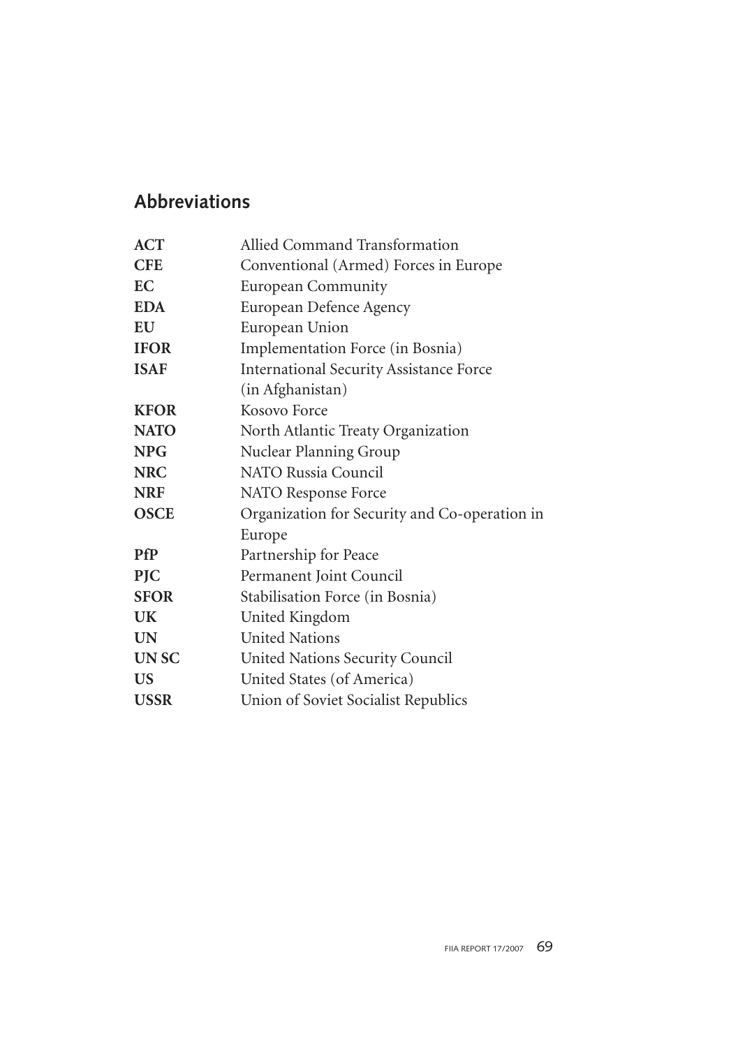## Abbreviations

| | |
|---|---|
| **ACT** | Allied Command Transformation |
| **CFE** | Conventional (Armed) Forces in Europe |
| **EC** | European Community |
| **EDA** | European Defence Agency |
| **EU** | European Union |
| **IFOR** | Implementation Force (in Bosnia) |
| **ISAF** | International Security Assistance Force (in Afghanistan) |
| **KFOR** | Kosovo Force |
| **NATO** | North Atlantic Treaty Organization |
| **NPG** | Nuclear Planning Group |
| **NRC** | NATO Russia Council |
| **NRF** | NATO Response Force |
| **OSCE** | Organization for Security and Co-operation in Europe |
| **PfP** | Partnership for Peace |
| **PJC** | Permanent Joint Council |
| **SFOR** | Stabilisation Force (in Bosnia) |
| **UK** | United Kingdom |
| **UN** | United Nations |
| **UN SC** | United Nations Security Council |
| **US** | United States (of America) |
| **USSR** | Union of Soviet Socialist Republics |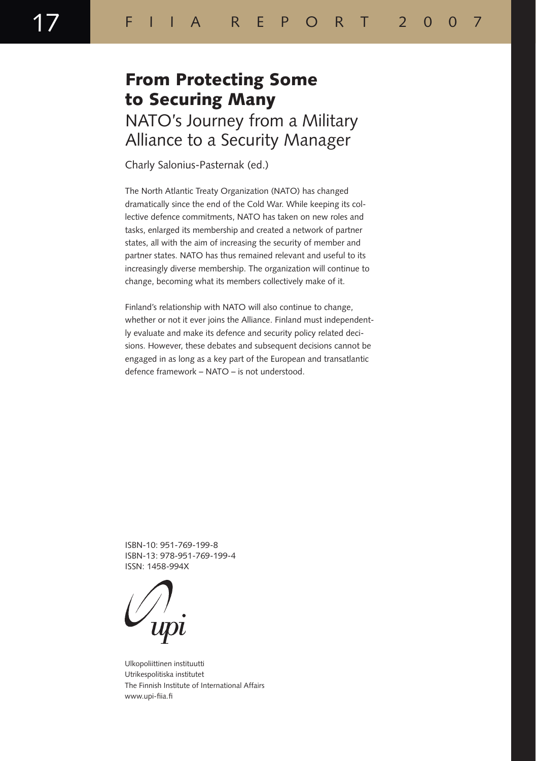17 FIIA REPORT 2007

# From Protecting Some to Securing Many

## NATO's Journey from a Military Alliance to a Security Manager

Charly Salonius-Pasternak (ed.)

The North Atlantic Treaty Organization (NATO) has changed dramatically since the end of the Cold War. While keeping its collective defence commitments, NATO has taken on new roles and tasks, enlarged its membership and created a network of partner states, all with the aim of increasing the security of member and partner states. NATO has thus remained relevant and useful to its increasingly diverse membership. The organization will continue to change, becoming what its members collectively make of it.

Finland's relationship with NATO will also continue to change, whether or not it ever joins the Alliance. Finland must independently evaluate and make its defence and security policy related decisions. However, these debates and subsequent decisions cannot be engaged in as long as a key part of the European and transatlantic defence framework – NATO – is not understood.

ISBN-10: 951-769-199-8
ISBN-13: 978-951-769-199-4
ISSN: 1458-994X

upi

Ulkopoliittinen instituutti
Utrikespolitiska institutet
The Finnish Institute of International Affairs
www.upi-fiia.fi